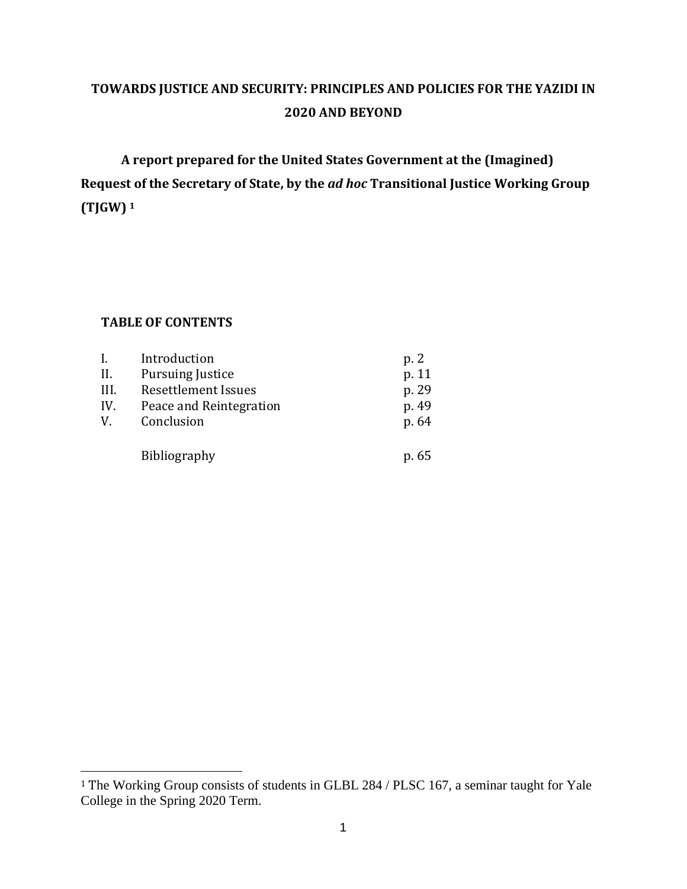# TOWARDS JUSTICE AND SECURITY: PRINCIPLES AND POLICIES FOR THE YAZIDI IN 2020 AND BEYOND

**A report prepared for the United States Government at the (Imagined) Request of the Secretary of State, by the *ad hoc* Transitional Justice Working Group (TJGW)** [1]

## TABLE OF CONTENTS

| | | |
|---|---|---|
| I. | Introduction | p. 2 |
| II. | Pursuing Justice | p. 11 |
| III. | Resettlement Issues | p. 29 |
| IV. | Peace and Reintegration | p. 49 |
| V. | Conclusion | p. 64 |
| | Bibliography | p. 65 |

[1] The Working Group consists of students in GLBL 284 / PLSC 167, a seminar taught for Yale College in the Spring 2020 Term.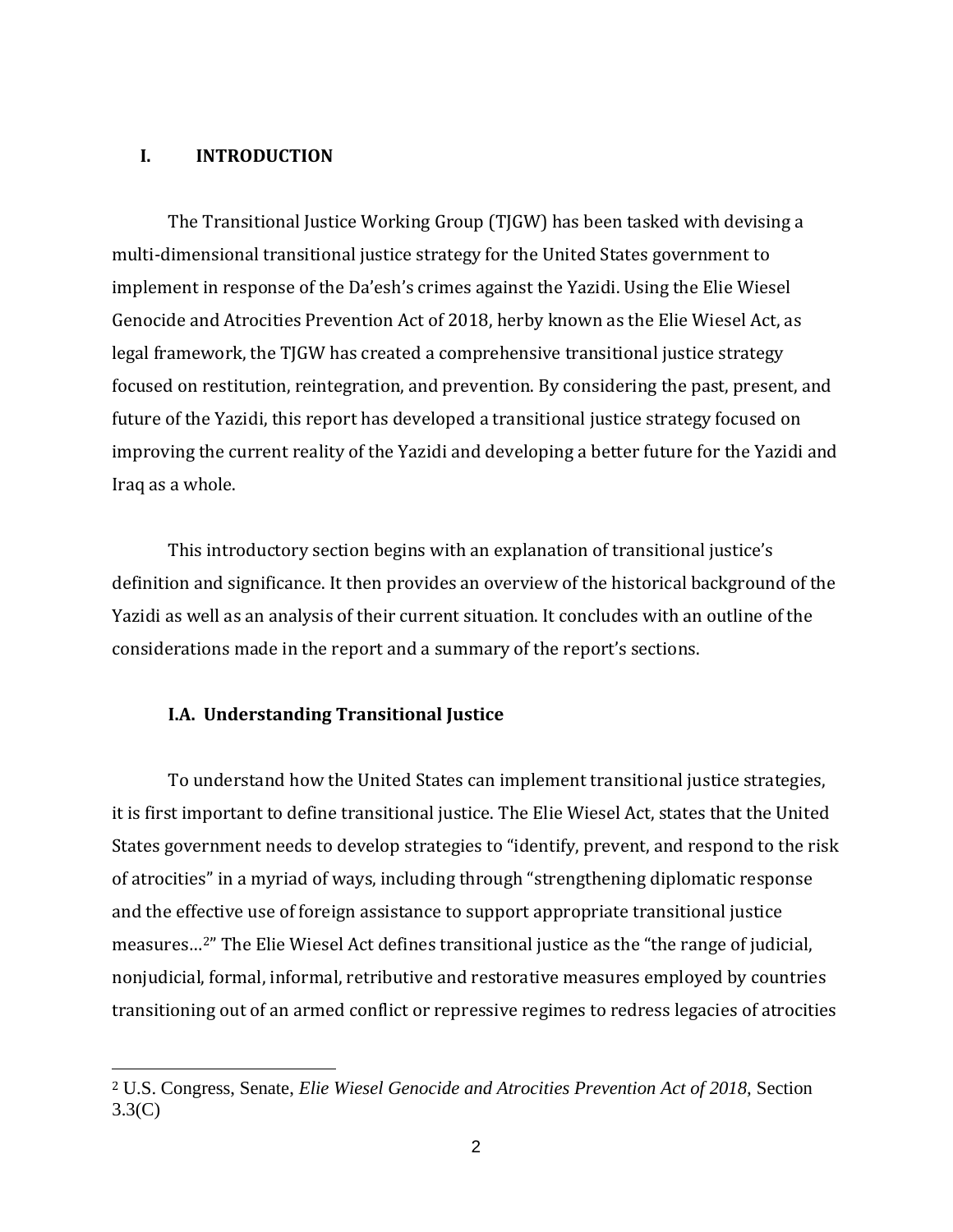# I. INTRODUCTION

The Transitional Justice Working Group (TJGW) has been tasked with devising a multi-dimensional transitional justice strategy for the United States government to implement in response of the Da'esh's crimes against the Yazidi. Using the Elie Wiesel Genocide and Atrocities Prevention Act of 2018, herby known as the Elie Wiesel Act, as legal framework, the TJGW has created a comprehensive transitional justice strategy focused on restitution, reintegration, and prevention. By considering the past, present, and future of the Yazidi, this report has developed a transitional justice strategy focused on improving the current reality of the Yazidi and developing a better future for the Yazidi and Iraq as a whole.

This introductory section begins with an explanation of transitional justice's definition and significance. It then provides an overview of the historical background of the Yazidi as well as an analysis of their current situation. It concludes with an outline of the considerations made in the report and a summary of the report's sections.

## I.A. Understanding Transitional Justice

To understand how the United States can implement transitional justice strategies, it is first important to define transitional justice. The Elie Wiesel Act, states that the United States government needs to develop strategies to "identify, prevent, and respond to the risk of atrocities" in a myriad of ways, including through "strengthening diplomatic response and the effective use of foreign assistance to support appropriate transitional justice measures…[2]" The Elie Wiesel Act defines transitional justice as the "the range of judicial, nonjudicial, formal, informal, retributive and restorative measures employed by countries transitioning out of an armed conflict or repressive regimes to redress legacies of atrocities

[2] U.S. Congress, Senate, *Elie Wiesel Genocide and Atrocities Prevention Act of 2018*, Section 3.3(C)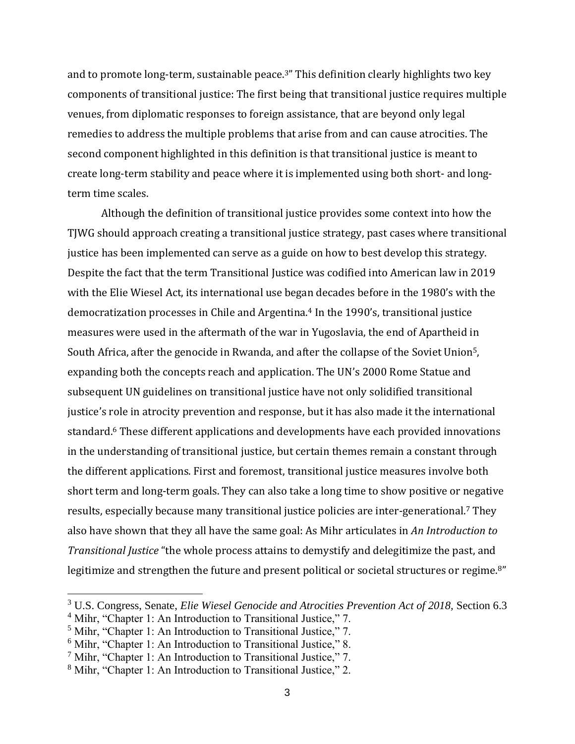and to promote long-term, sustainable peace.[3]" This definition clearly highlights two key components of transitional justice: The first being that transitional justice requires multiple venues, from diplomatic responses to foreign assistance, that are beyond only legal remedies to address the multiple problems that arise from and can cause atrocities. The second component highlighted in this definition is that transitional justice is meant to create long-term stability and peace where it is implemented using both short- and long-term time scales.

Although the definition of transitional justice provides some context into how the TJWG should approach creating a transitional justice strategy, past cases where transitional justice has been implemented can serve as a guide on how to best develop this strategy. Despite the fact that the term Transitional Justice was codified into American law in 2019 with the Elie Wiesel Act, its international use began decades before in the 1980's with the democratization processes in Chile and Argentina.[4] In the 1990's, transitional justice measures were used in the aftermath of the war in Yugoslavia, the end of Apartheid in South Africa, after the genocide in Rwanda, and after the collapse of the Soviet Union[5], expanding both the concepts reach and application. The UN's 2000 Rome Statue and subsequent UN guidelines on transitional justice have not only solidified transitional justice's role in atrocity prevention and response, but it has also made it the international standard.[6] These different applications and developments have each provided innovations in the understanding of transitional justice, but certain themes remain a constant through the different applications. First and foremost, transitional justice measures involve both short term and long-term goals. They can also take a long time to show positive or negative results, especially because many transitional justice policies are inter-generational.[7] They also have shown that they all have the same goal: As Mihr articulates in *An Introduction to Transitional Justice* "the whole process attains to demystify and delegitimize the past, and legitimize and strengthen the future and present political or societal structures or regime.[8]"

---

[3] U.S. Congress, Senate, *Elie Wiesel Genocide and Atrocities Prevention Act of 2018*, Section 6.3
[4] Mihr, "Chapter 1: An Introduction to Transitional Justice," 7.
[5] Mihr, "Chapter 1: An Introduction to Transitional Justice," 7.
[6] Mihr, "Chapter 1: An Introduction to Transitional Justice," 8.
[7] Mihr, "Chapter 1: An Introduction to Transitional Justice," 7.
[8] Mihr, "Chapter 1: An Introduction to Transitional Justice," 2.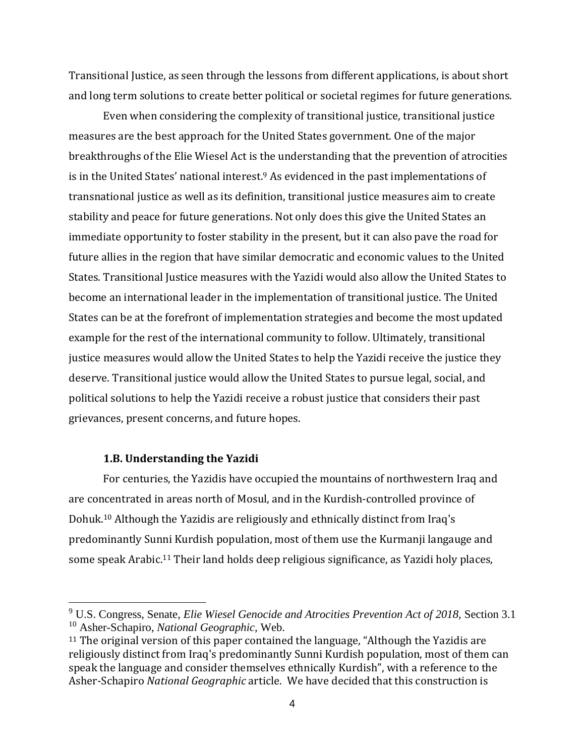Transitional Justice, as seen through the lessons from different applications, is about short and long term solutions to create better political or societal regimes for future generations.

Even when considering the complexity of transitional justice, transitional justice measures are the best approach for the United States government. One of the major breakthroughs of the Elie Wiesel Act is the understanding that the prevention of atrocities is in the United States' national interest.[9] As evidenced in the past implementations of transnational justice as well as its definition, transitional justice measures aim to create stability and peace for future generations. Not only does this give the United States an immediate opportunity to foster stability in the present, but it can also pave the road for future allies in the region that have similar democratic and economic values to the United States. Transitional Justice measures with the Yazidi would also allow the United States to become an international leader in the implementation of transitional justice. The United States can be at the forefront of implementation strategies and become the most updated example for the rest of the international community to follow. Ultimately, transitional justice measures would allow the United States to help the Yazidi receive the justice they deserve. Transitional justice would allow the United States to pursue legal, social, and political solutions to help the Yazidi receive a robust justice that considers their past grievances, present concerns, and future hopes.

### 1.B. Understanding the Yazidi

For centuries, the Yazidis have occupied the mountains of northwestern Iraq and are concentrated in areas north of Mosul, and in the Kurdish-controlled province of Dohuk.[10] Although the Yazidis are religiously and ethnically distinct from Iraq's predominantly Sunni Kurdish population, most of them use the Kurmanji langauge and some speak Arabic.[11] Their land holds deep religious significance, as Yazidi holy places,

---

[9] U.S. Congress, Senate, *Elie Wiesel Genocide and Atrocities Prevention Act of 2018*, Section 3.1

[10] Asher-Schapiro, *National Geographic*, Web.

[11] The original version of this paper contained the language, "Although the Yazidis are religiously distinct from Iraq's predominantly Sunni Kurdish population, most of them can speak the language and consider themselves ethnically Kurdish", with a reference to the Asher-Schapiro *National Geographic* article. We have decided that this construction is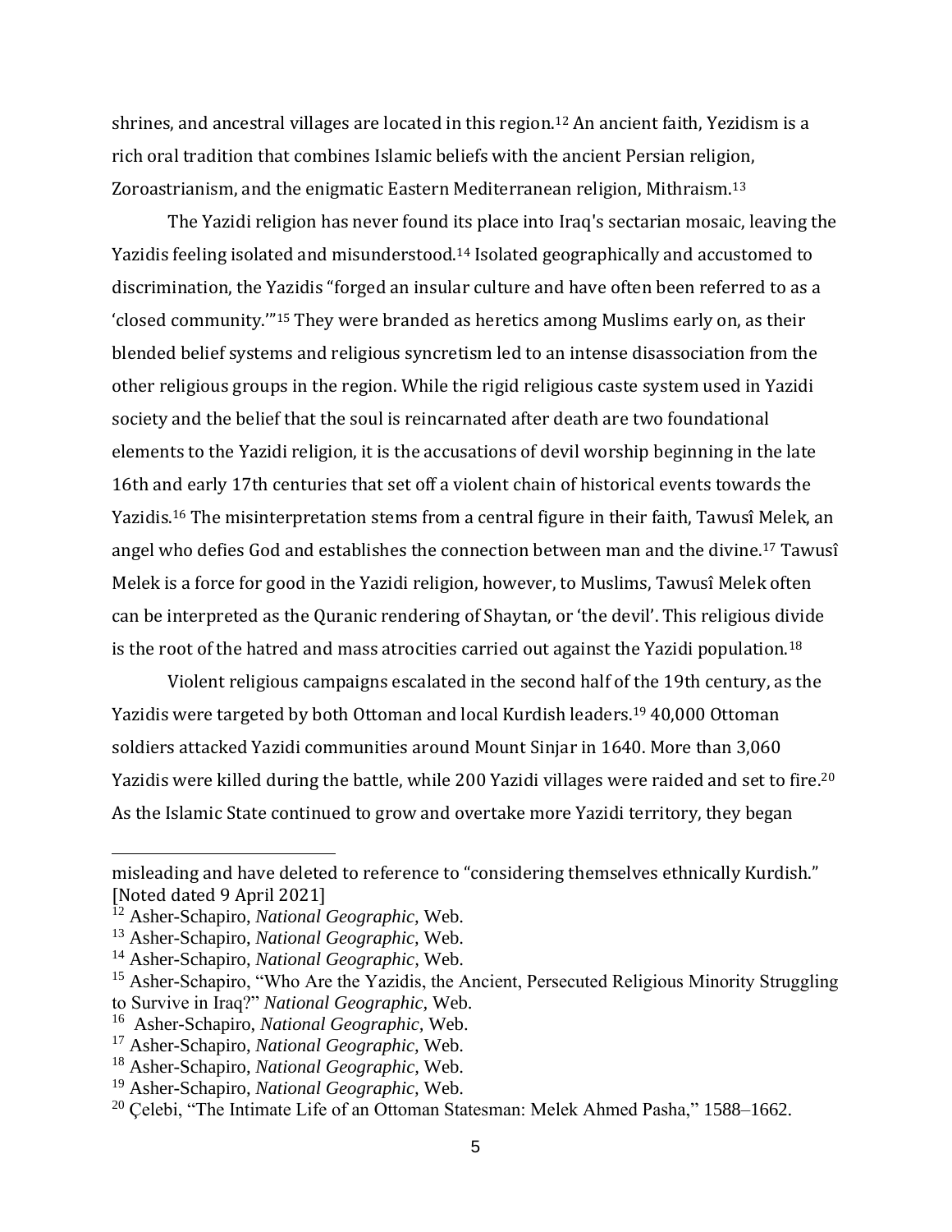shrines, and ancestral villages are located in this region.[12] An ancient faith, Yezidism is a rich oral tradition that combines Islamic beliefs with the ancient Persian religion, Zoroastrianism, and the enigmatic Eastern Mediterranean religion, Mithraism.[13]

The Yazidi religion has never found its place into Iraq's sectarian mosaic, leaving the Yazidis feeling isolated and misunderstood.[14] Isolated geographically and accustomed to discrimination, the Yazidis "forged an insular culture and have often been referred to as a 'closed community.'"[15] They were branded as heretics among Muslims early on, as their blended belief systems and religious syncretism led to an intense disassociation from the other religious groups in the region. While the rigid religious caste system used in Yazidi society and the belief that the soul is reincarnated after death are two foundational elements to the Yazidi religion, it is the accusations of devil worship beginning in the late 16th and early 17th centuries that set off a violent chain of historical events towards the Yazidis.[16] The misinterpretation stems from a central figure in their faith, Tawusî Melek, an angel who defies God and establishes the connection between man and the divine.[17] Tawusî Melek is a force for good in the Yazidi religion, however, to Muslims, Tawusî Melek often can be interpreted as the Quranic rendering of Shaytan, or 'the devil'. This religious divide is the root of the hatred and mass atrocities carried out against the Yazidi population.[18]

Violent religious campaigns escalated in the second half of the 19th century, as the Yazidis were targeted by both Ottoman and local Kurdish leaders.[19] 40,000 Ottoman soldiers attacked Yazidi communities around Mount Sinjar in 1640. More than 3,060 Yazidis were killed during the battle, while 200 Yazidi villages were raided and set to fire.[20] As the Islamic State continued to grow and overtake more Yazidi territory, they began

---

misleading and have deleted to reference to "considering themselves ethnically Kurdish." [Noted dated 9 April 2021]

[12] Asher-Schapiro, *National Geographic*, Web.

[13] Asher-Schapiro, *National Geographic*, Web.

[14] Asher-Schapiro, *National Geographic*, Web.

[15] Asher-Schapiro, "Who Are the Yazidis, the Ancient, Persecuted Religious Minority Struggling to Survive in Iraq?" *National Geographic*, Web.

[16] Asher-Schapiro, *National Geographic*, Web.

[17] Asher-Schapiro, *National Geographic*, Web.

[18] Asher-Schapiro, *National Geographic*, Web.

[19] Asher-Schapiro, *National Geographic*, Web.

[20] Çelebi, "The Intimate Life of an Ottoman Statesman: Melek Ahmed Pasha," 1588–1662.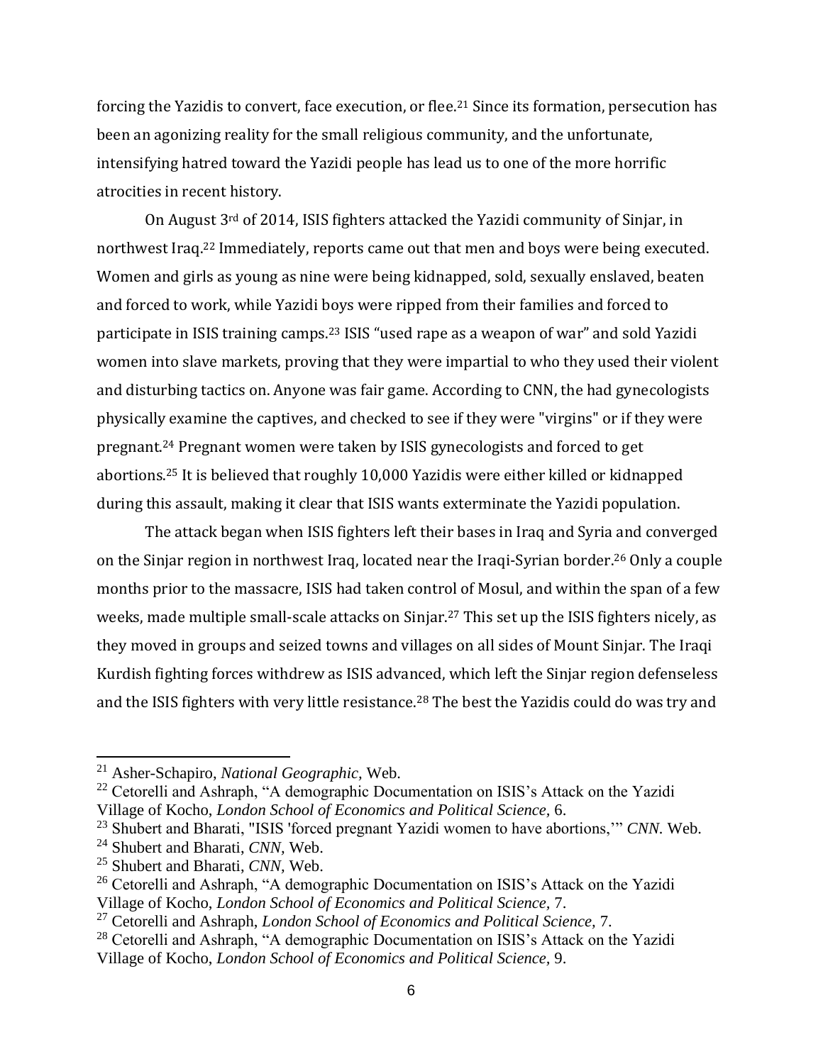forcing the Yazidis to convert, face execution, or flee.[21] Since its formation, persecution has been an agonizing reality for the small religious community, and the unfortunate, intensifying hatred toward the Yazidi people has lead us to one of the more horrific atrocities in recent history.

On August 3rd of 2014, ISIS fighters attacked the Yazidi community of Sinjar, in northwest Iraq.[22] Immediately, reports came out that men and boys were being executed. Women and girls as young as nine were being kidnapped, sold, sexually enslaved, beaten and forced to work, while Yazidi boys were ripped from their families and forced to participate in ISIS training camps.[23] ISIS "used rape as a weapon of war" and sold Yazidi women into slave markets, proving that they were impartial to who they used their violent and disturbing tactics on. Anyone was fair game. According to CNN, the had gynecologists physically examine the captives, and checked to see if they were "virgins" or if they were pregnant.[24] Pregnant women were taken by ISIS gynecologists and forced to get abortions.[25] It is believed that roughly 10,000 Yazidis were either killed or kidnapped during this assault, making it clear that ISIS wants exterminate the Yazidi population.

The attack began when ISIS fighters left their bases in Iraq and Syria and converged on the Sinjar region in northwest Iraq, located near the Iraqi-Syrian border.[26] Only a couple months prior to the massacre, ISIS had taken control of Mosul, and within the span of a few weeks, made multiple small-scale attacks on Sinjar.[27] This set up the ISIS fighters nicely, as they moved in groups and seized towns and villages on all sides of Mount Sinjar. The Iraqi Kurdish fighting forces withdrew as ISIS advanced, which left the Sinjar region defenseless and the ISIS fighters with very little resistance.[28] The best the Yazidis could do was try and

---

[21] Asher-Schapiro, *National Geographic*, Web.

[22] Cetorelli and Ashraph, "A demographic Documentation on ISIS's Attack on the Yazidi Village of Kocho, *London School of Economics and Political Science*, 6.

[23] Shubert and Bharati, "ISIS 'forced pregnant Yazidi women to have abortions,'" *CNN*. Web.

[24] Shubert and Bharati, *CNN*, Web.

[25] Shubert and Bharati, *CNN*, Web.

[26] Cetorelli and Ashraph, "A demographic Documentation on ISIS's Attack on the Yazidi Village of Kocho, *London School of Economics and Political Science*, 7.

[27] Cetorelli and Ashraph, *London School of Economics and Political Science*, 7.

[28] Cetorelli and Ashraph, "A demographic Documentation on ISIS's Attack on the Yazidi Village of Kocho, *London School of Economics and Political Science*, 9.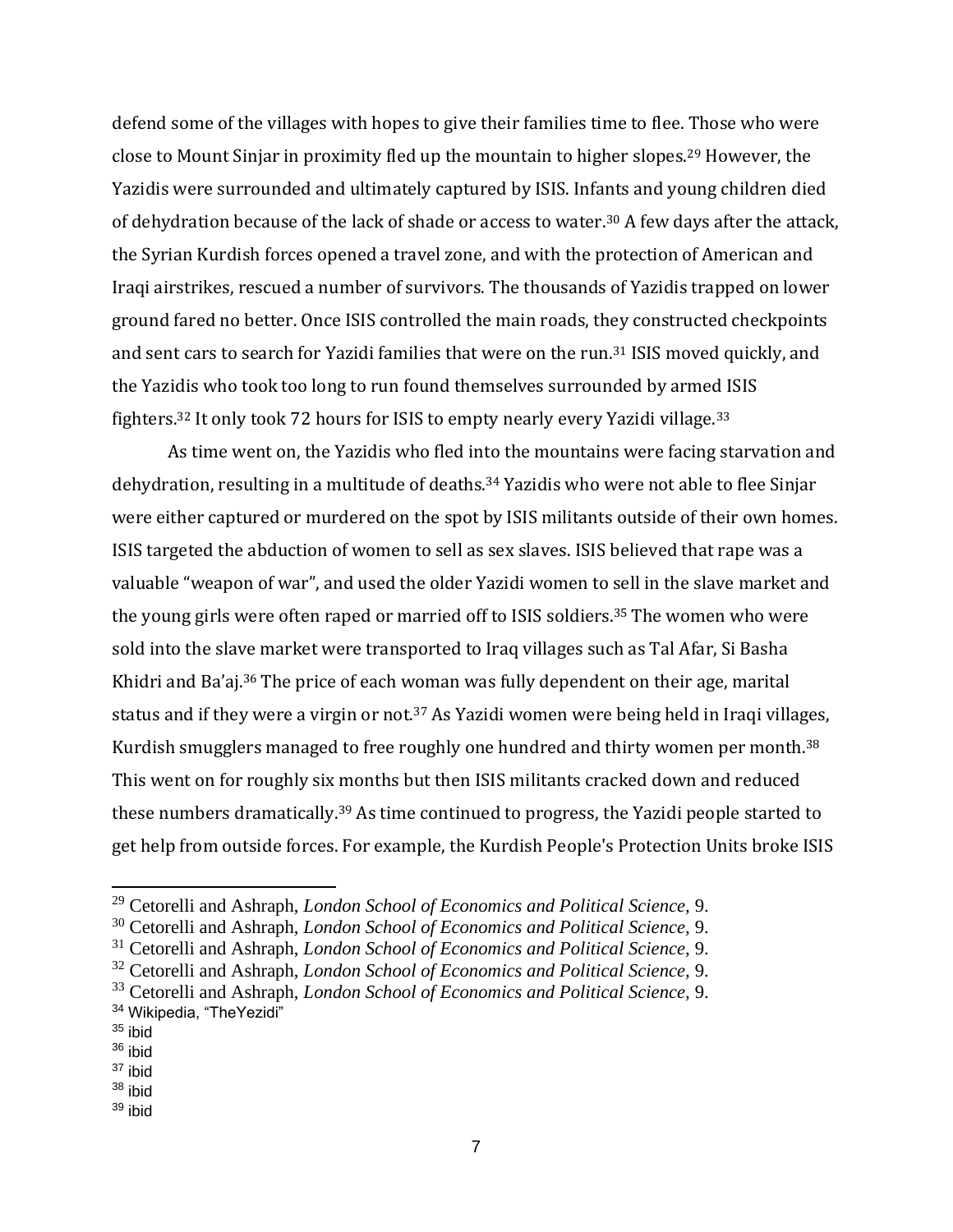defend some of the villages with hopes to give their families time to flee. Those who were close to Mount Sinjar in proximity fled up the mountain to higher slopes.[29] However, the Yazidis were surrounded and ultimately captured by ISIS. Infants and young children died of dehydration because of the lack of shade or access to water.[30] A few days after the attack, the Syrian Kurdish forces opened a travel zone, and with the protection of American and Iraqi airstrikes, rescued a number of survivors. The thousands of Yazidis trapped on lower ground fared no better. Once ISIS controlled the main roads, they constructed checkpoints and sent cars to search for Yazidi families that were on the run.[31] ISIS moved quickly, and the Yazidis who took too long to run found themselves surrounded by armed ISIS fighters.[32] It only took 72 hours for ISIS to empty nearly every Yazidi village.[33]

As time went on, the Yazidis who fled into the mountains were facing starvation and dehydration, resulting in a multitude of deaths.[34] Yazidis who were not able to flee Sinjar were either captured or murdered on the spot by ISIS militants outside of their own homes. ISIS targeted the abduction of women to sell as sex slaves. ISIS believed that rape was a valuable "weapon of war", and used the older Yazidi women to sell in the slave market and the young girls were often raped or married off to ISIS soldiers.[35] The women who were sold into the slave market were transported to Iraq villages such as Tal Afar, Si Basha Khidri and Ba'aj.[36] The price of each woman was fully dependent on their age, marital status and if they were a virgin or not.[37] As Yazidi women were being held in Iraqi villages, Kurdish smugglers managed to free roughly one hundred and thirty women per month.[38] This went on for roughly six months but then ISIS militants cracked down and reduced these numbers dramatically.[39] As time continued to progress, the Yazidi people started to get help from outside forces. For example, the Kurdish People's Protection Units broke ISIS

---

[29] Cetorelli and Ashraph, *London School of Economics and Political Science*, 9.
[30] Cetorelli and Ashraph, *London School of Economics and Political Science*, 9.
[31] Cetorelli and Ashraph, *London School of Economics and Political Science*, 9.
[32] Cetorelli and Ashraph, *London School of Economics and Political Science*, 9.
[33] Cetorelli and Ashraph, *London School of Economics and Political Science*, 9.
[34] Wikipedia, "TheYezidi"
[35] ibid
[36] ibid
[37] ibid
[38] ibid
[39] ibid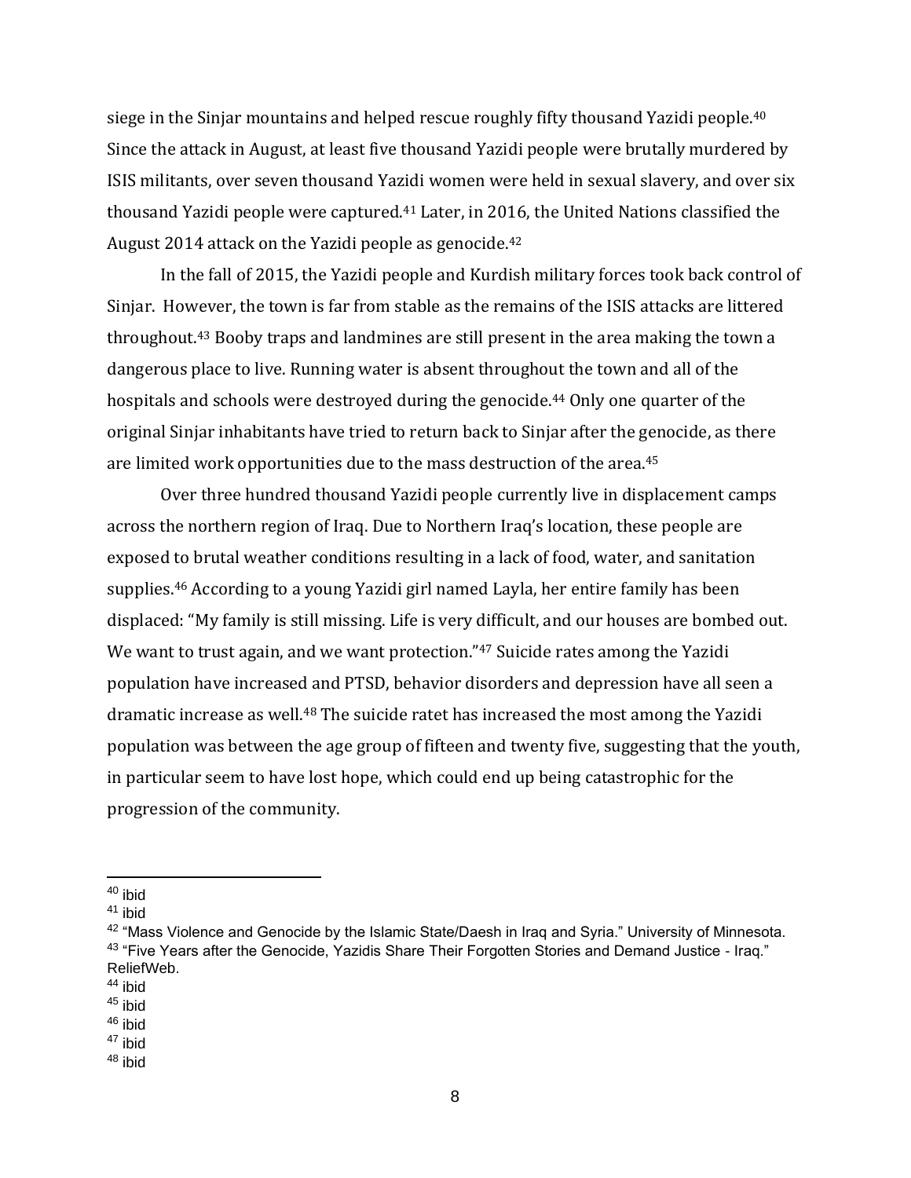siege in the Sinjar mountains and helped rescue roughly fifty thousand Yazidi people.[40] Since the attack in August, at least five thousand Yazidi people were brutally murdered by ISIS militants, over seven thousand Yazidi women were held in sexual slavery, and over six thousand Yazidi people were captured.[41] Later, in 2016, the United Nations classified the August 2014 attack on the Yazidi people as genocide.[42]

In the fall of 2015, the Yazidi people and Kurdish military forces took back control of Sinjar. However, the town is far from stable as the remains of the ISIS attacks are littered throughout.[43] Booby traps and landmines are still present in the area making the town a dangerous place to live. Running water is absent throughout the town and all of the hospitals and schools were destroyed during the genocide.[44] Only one quarter of the original Sinjar inhabitants have tried to return back to Sinjar after the genocide, as there are limited work opportunities due to the mass destruction of the area.[45]

Over three hundred thousand Yazidi people currently live in displacement camps across the northern region of Iraq. Due to Northern Iraq's location, these people are exposed to brutal weather conditions resulting in a lack of food, water, and sanitation supplies.[46] According to a young Yazidi girl named Layla, her entire family has been displaced: "My family is still missing. Life is very difficult, and our houses are bombed out. We want to trust again, and we want protection."[47] Suicide rates among the Yazidi population have increased and PTSD, behavior disorders and depression have all seen a dramatic increase as well.[48] The suicide ratet has increased the most among the Yazidi population was between the age group of fifteen and twenty five, suggesting that the youth, in particular seem to have lost hope, which could end up being catastrophic for the progression of the community.

---

[40] ibid

[41] ibid

[42] "Mass Violence and Genocide by the Islamic State/Daesh in Iraq and Syria." University of Minnesota.

[43] "Five Years after the Genocide, Yazidis Share Their Forgotten Stories and Demand Justice - Iraq." ReliefWeb.

[44] ibid

[45] ibid

[46] ibid

[47] ibid

[48] ibid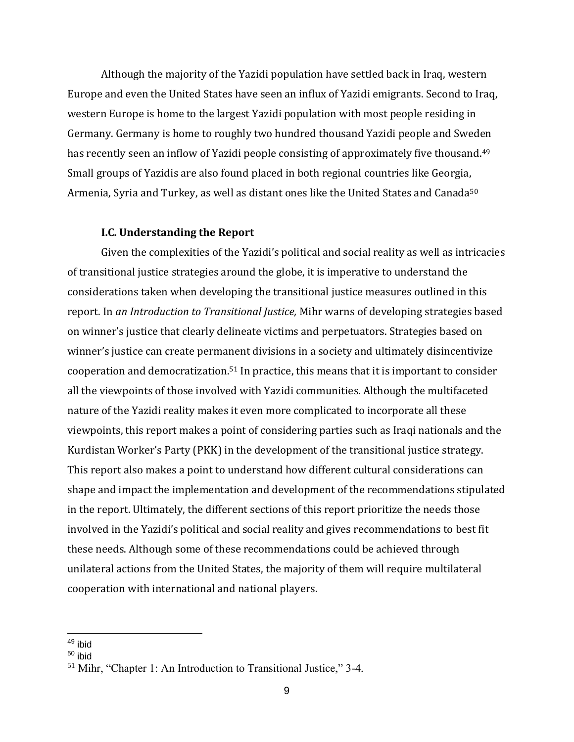Although the majority of the Yazidi population have settled back in Iraq, western Europe and even the United States have seen an influx of Yazidi emigrants. Second to Iraq, western Europe is home to the largest Yazidi population with most people residing in Germany. Germany is home to roughly two hundred thousand Yazidi people and Sweden has recently seen an inflow of Yazidi people consisting of approximately five thousand.[49] Small groups of Yazidis are also found placed in both regional countries like Georgia, Armenia, Syria and Turkey, as well as distant ones like the United States and Canada[50]

### I.C. Understanding the Report

Given the complexities of the Yazidi's political and social reality as well as intricacies of transitional justice strategies around the globe, it is imperative to understand the considerations taken when developing the transitional justice measures outlined in this report. In *an Introduction to Transitional Justice,* Mihr warns of developing strategies based on winner's justice that clearly delineate victims and perpetuators. Strategies based on winner's justice can create permanent divisions in a society and ultimately disincentivize cooperation and democratization.[51] In practice, this means that it is important to consider all the viewpoints of those involved with Yazidi communities. Although the multifaceted nature of the Yazidi reality makes it even more complicated to incorporate all these viewpoints, this report makes a point of considering parties such as Iraqi nationals and the Kurdistan Worker's Party (PKK) in the development of the transitional justice strategy. This report also makes a point to understand how different cultural considerations can shape and impact the implementation and development of the recommendations stipulated in the report. Ultimately, the different sections of this report prioritize the needs those involved in the Yazidi's political and social reality and gives recommendations to best fit these needs. Although some of these recommendations could be achieved through unilateral actions from the United States, the majority of them will require multilateral cooperation with international and national players.

---

[49] ibid

[50] ibid

[51] Mihr, "Chapter 1: An Introduction to Transitional Justice," 3-4.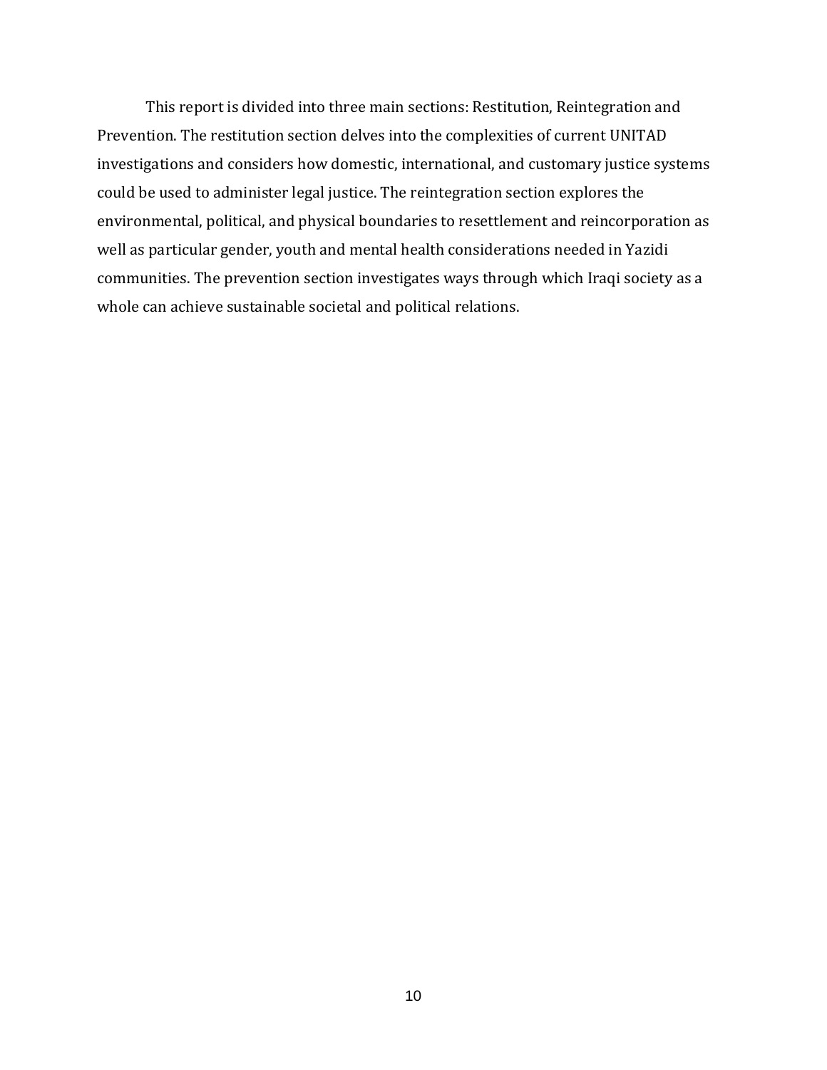This report is divided into three main sections: Restitution, Reintegration and Prevention. The restitution section delves into the complexities of current UNITAD investigations and considers how domestic, international, and customary justice systems could be used to administer legal justice. The reintegration section explores the environmental, political, and physical boundaries to resettlement and reincorporation as well as particular gender, youth and mental health considerations needed in Yazidi communities. The prevention section investigates ways through which Iraqi society as a whole can achieve sustainable societal and political relations.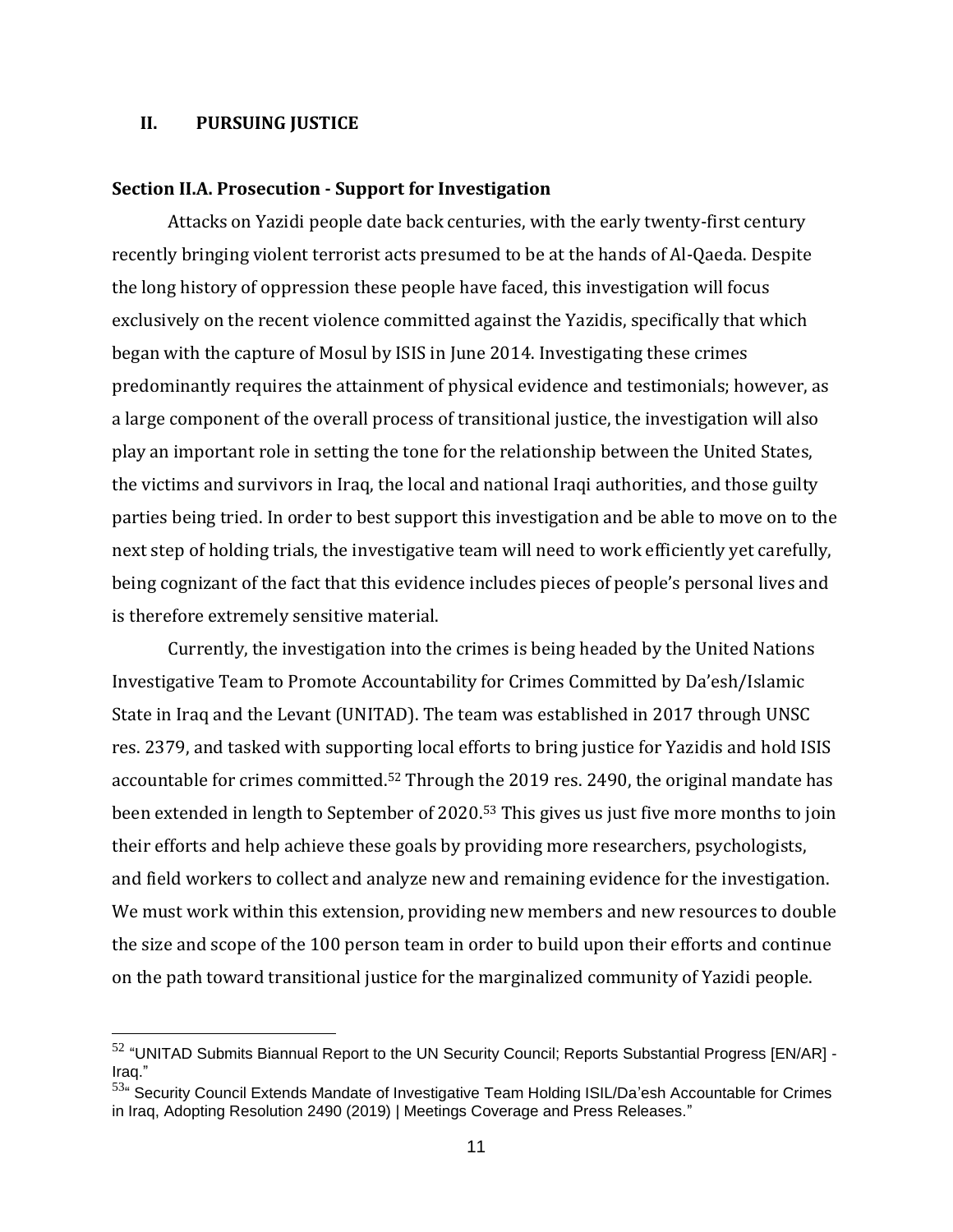## II. PURSUING JUSTICE

### Section II.A. Prosecution - Support for Investigation

Attacks on Yazidi people date back centuries, with the early twenty-first century recently bringing violent terrorist acts presumed to be at the hands of Al-Qaeda. Despite the long history of oppression these people have faced, this investigation will focus exclusively on the recent violence committed against the Yazidis, specifically that which began with the capture of Mosul by ISIS in June 2014. Investigating these crimes predominantly requires the attainment of physical evidence and testimonials; however, as a large component of the overall process of transitional justice, the investigation will also play an important role in setting the tone for the relationship between the United States, the victims and survivors in Iraq, the local and national Iraqi authorities, and those guilty parties being tried. In order to best support this investigation and be able to move on to the next step of holding trials, the investigative team will need to work efficiently yet carefully, being cognizant of the fact that this evidence includes pieces of people's personal lives and is therefore extremely sensitive material.

Currently, the investigation into the crimes is being headed by the United Nations Investigative Team to Promote Accountability for Crimes Committed by Da'esh/Islamic State in Iraq and the Levant (UNITAD). The team was established in 2017 through UNSC res. 2379, and tasked with supporting local efforts to bring justice for Yazidis and hold ISIS accountable for crimes committed.[52] Through the 2019 res. 2490, the original mandate has been extended in length to September of 2020.[53] This gives us just five more months to join their efforts and help achieve these goals by providing more researchers, psychologists, and field workers to collect and analyze new and remaining evidence for the investigation. We must work within this extension, providing new members and new resources to double the size and scope of the 100 person team in order to build upon their efforts and continue on the path toward transitional justice for the marginalized community of Yazidi people.

---

[52] "UNITAD Submits Biannual Report to the UN Security Council; Reports Substantial Progress [EN/AR] - Iraq."

[53] " Security Council Extends Mandate of Investigative Team Holding ISIL/Da'esh Accountable for Crimes in Iraq, Adopting Resolution 2490 (2019) | Meetings Coverage and Press Releases."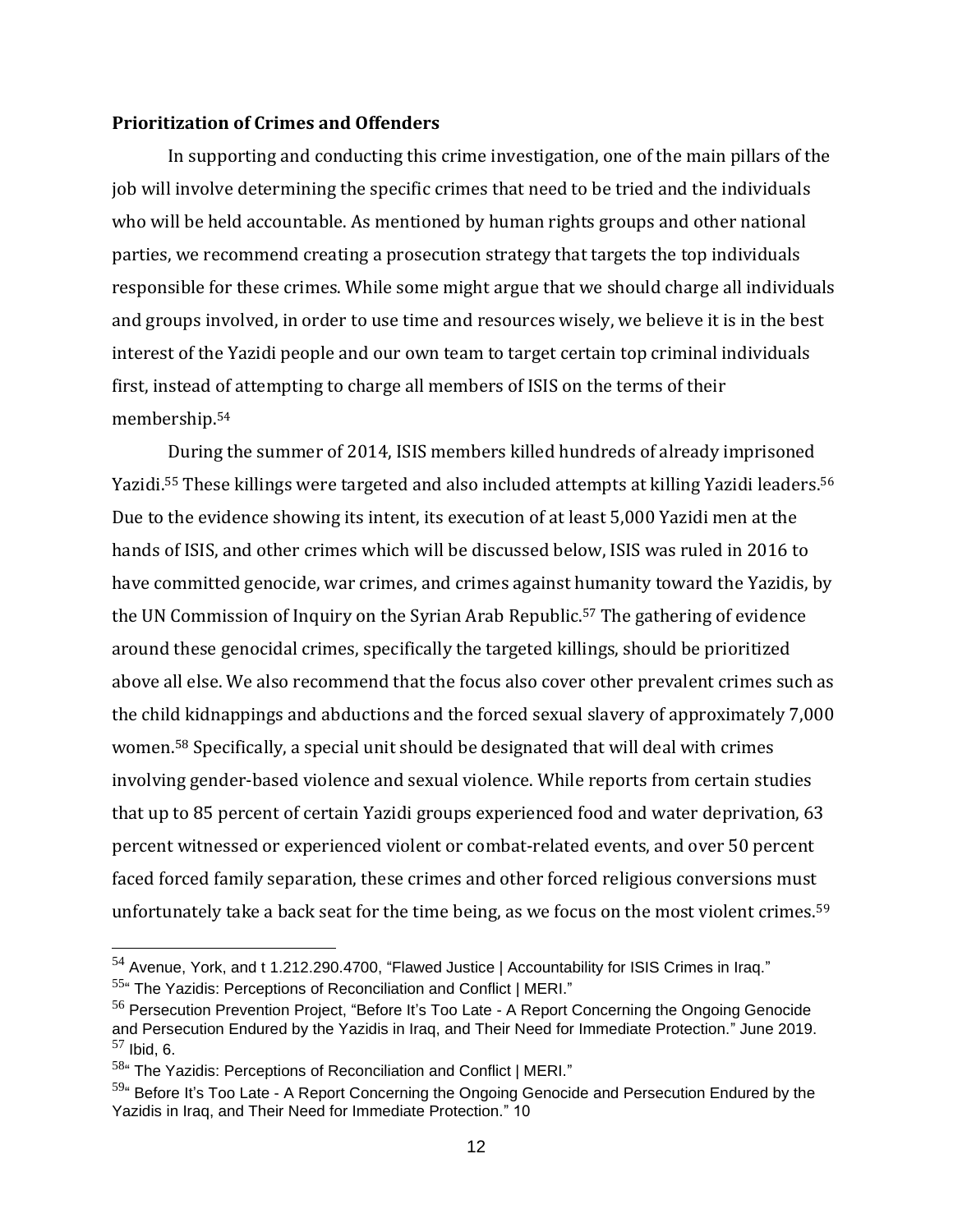**Prioritization of Crimes and Offenders**

In supporting and conducting this crime investigation, one of the main pillars of the job will involve determining the specific crimes that need to be tried and the individuals who will be held accountable. As mentioned by human rights groups and other national parties, we recommend creating a prosecution strategy that targets the top individuals responsible for these crimes. While some might argue that we should charge all individuals and groups involved, in order to use time and resources wisely, we believe it is in the best interest of the Yazidi people and our own team to target certain top criminal individuals first, instead of attempting to charge all members of ISIS on the terms of their membership.[54]

During the summer of 2014, ISIS members killed hundreds of already imprisoned Yazidi.[55] These killings were targeted and also included attempts at killing Yazidi leaders.[56] Due to the evidence showing its intent, its execution of at least 5,000 Yazidi men at the hands of ISIS, and other crimes which will be discussed below, ISIS was ruled in 2016 to have committed genocide, war crimes, and crimes against humanity toward the Yazidis, by the UN Commission of Inquiry on the Syrian Arab Republic.[57] The gathering of evidence around these genocidal crimes, specifically the targeted killings, should be prioritized above all else. We also recommend that the focus also cover other prevalent crimes such as the child kidnappings and abductions and the forced sexual slavery of approximately 7,000 women.[58] Specifically, a special unit should be designated that will deal with crimes involving gender-based violence and sexual violence. While reports from certain studies that up to 85 percent of certain Yazidi groups experienced food and water deprivation, 63 percent witnessed or experienced violent or combat-related events, and over 50 percent faced forced family separation, these crimes and other forced religious conversions must unfortunately take a back seat for the time being, as we focus on the most violent crimes.[59]

---

[54] Avenue, York, and t 1.212.290.4700, "Flawed Justice | Accountability for ISIS Crimes in Iraq."

[55] " The Yazidis: Perceptions of Reconciliation and Conflict | MERI."

[56] Persecution Prevention Project, "Before It's Too Late - A Report Concerning the Ongoing Genocide and Persecution Endured by the Yazidis in Iraq, and Their Need for Immediate Protection." June 2019.

[57] Ibid, 6.

[58] " The Yazidis: Perceptions of Reconciliation and Conflict | MERI."

[59] " Before It's Too Late - A Report Concerning the Ongoing Genocide and Persecution Endured by the Yazidis in Iraq, and Their Need for Immediate Protection." 10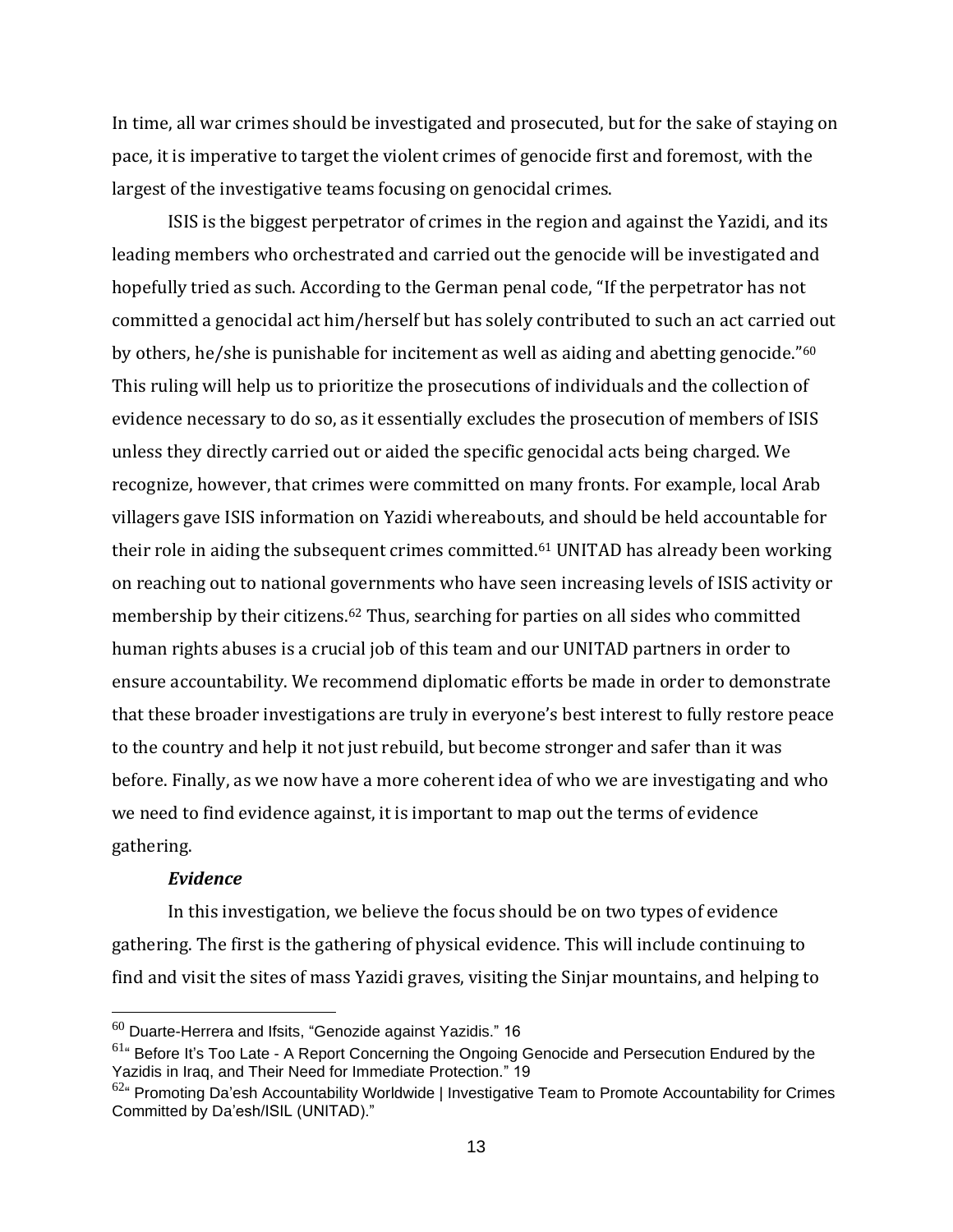In time, all war crimes should be investigated and prosecuted, but for the sake of staying on pace, it is imperative to target the violent crimes of genocide first and foremost, with the largest of the investigative teams focusing on genocidal crimes.

ISIS is the biggest perpetrator of crimes in the region and against the Yazidi, and its leading members who orchestrated and carried out the genocide will be investigated and hopefully tried as such. According to the German penal code, "If the perpetrator has not committed a genocidal act him/herself but has solely contributed to such an act carried out by others, he/she is punishable for incitement as well as aiding and abetting genocide."[60] This ruling will help us to prioritize the prosecutions of individuals and the collection of evidence necessary to do so, as it essentially excludes the prosecution of members of ISIS unless they directly carried out or aided the specific genocidal acts being charged. We recognize, however, that crimes were committed on many fronts. For example, local Arab villagers gave ISIS information on Yazidi whereabouts, and should be held accountable for their role in aiding the subsequent crimes committed.[61] UNITAD has already been working on reaching out to national governments who have seen increasing levels of ISIS activity or membership by their citizens.[62] Thus, searching for parties on all sides who committed human rights abuses is a crucial job of this team and our UNITAD partners in order to ensure accountability. We recommend diplomatic efforts be made in order to demonstrate that these broader investigations are truly in everyone's best interest to fully restore peace to the country and help it not just rebuild, but become stronger and safer than it was before. Finally, as we now have a more coherent idea of who we are investigating and who we need to find evidence against, it is important to map out the terms of evidence gathering.

***Evidence***

In this investigation, we believe the focus should be on two types of evidence gathering. The first is the gathering of physical evidence. This will include continuing to find and visit the sites of mass Yazidi graves, visiting the Sinjar mountains, and helping to

---

[60] Duarte-Herrera and Ifsits, "Genozide against Yazidis." 16

[61] " Before It's Too Late - A Report Concerning the Ongoing Genocide and Persecution Endured by the Yazidis in Iraq, and Their Need for Immediate Protection." 19

[62] " Promoting Da'esh Accountability Worldwide | Investigative Team to Promote Accountability for Crimes Committed by Da'esh/ISIL (UNITAD)."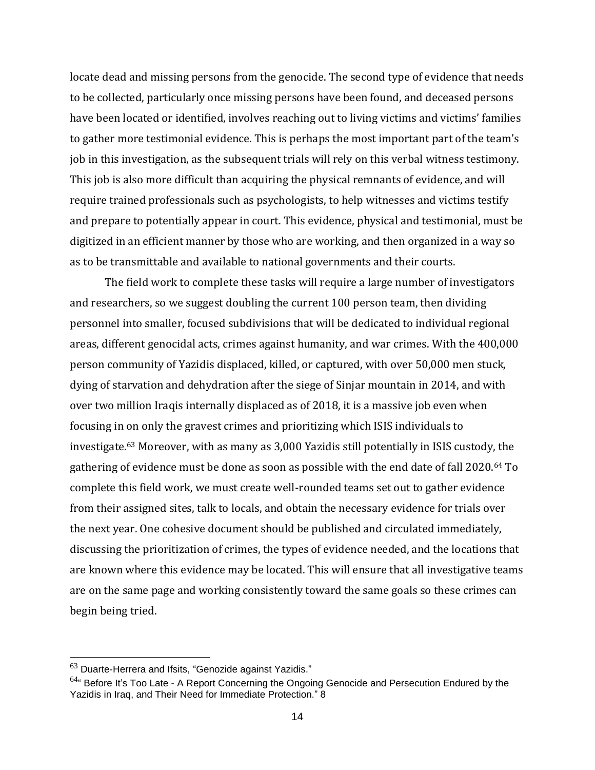locate dead and missing persons from the genocide. The second type of evidence that needs to be collected, particularly once missing persons have been found, and deceased persons have been located or identified, involves reaching out to living victims and victims' families to gather more testimonial evidence. This is perhaps the most important part of the team's job in this investigation, as the subsequent trials will rely on this verbal witness testimony. This job is also more difficult than acquiring the physical remnants of evidence, and will require trained professionals such as psychologists, to help witnesses and victims testify and prepare to potentially appear in court. This evidence, physical and testimonial, must be digitized in an efficient manner by those who are working, and then organized in a way so as to be transmittable and available to national governments and their courts.

The field work to complete these tasks will require a large number of investigators and researchers, so we suggest doubling the current 100 person team, then dividing personnel into smaller, focused subdivisions that will be dedicated to individual regional areas, different genocidal acts, crimes against humanity, and war crimes. With the 400,000 person community of Yazidis displaced, killed, or captured, with over 50,000 men stuck, dying of starvation and dehydration after the siege of Sinjar mountain in 2014, and with over two million Iraqis internally displaced as of 2018, it is a massive job even when focusing in on only the gravest crimes and prioritizing which ISIS individuals to investigate.[63] Moreover, with as many as 3,000 Yazidis still potentially in ISIS custody, the gathering of evidence must be done as soon as possible with the end date of fall 2020.[64] To complete this field work, we must create well-rounded teams set out to gather evidence from their assigned sites, talk to locals, and obtain the necessary evidence for trials over the next year. One cohesive document should be published and circulated immediately, discussing the prioritization of crimes, the types of evidence needed, and the locations that are known where this evidence may be located. This will ensure that all investigative teams are on the same page and working consistently toward the same goals so these crimes can begin being tried.

---

[63] Duarte-Herrera and Ifsits, "Genozide against Yazidis."

[64] " Before It's Too Late - A Report Concerning the Ongoing Genocide and Persecution Endured by the Yazidis in Iraq, and Their Need for Immediate Protection." 8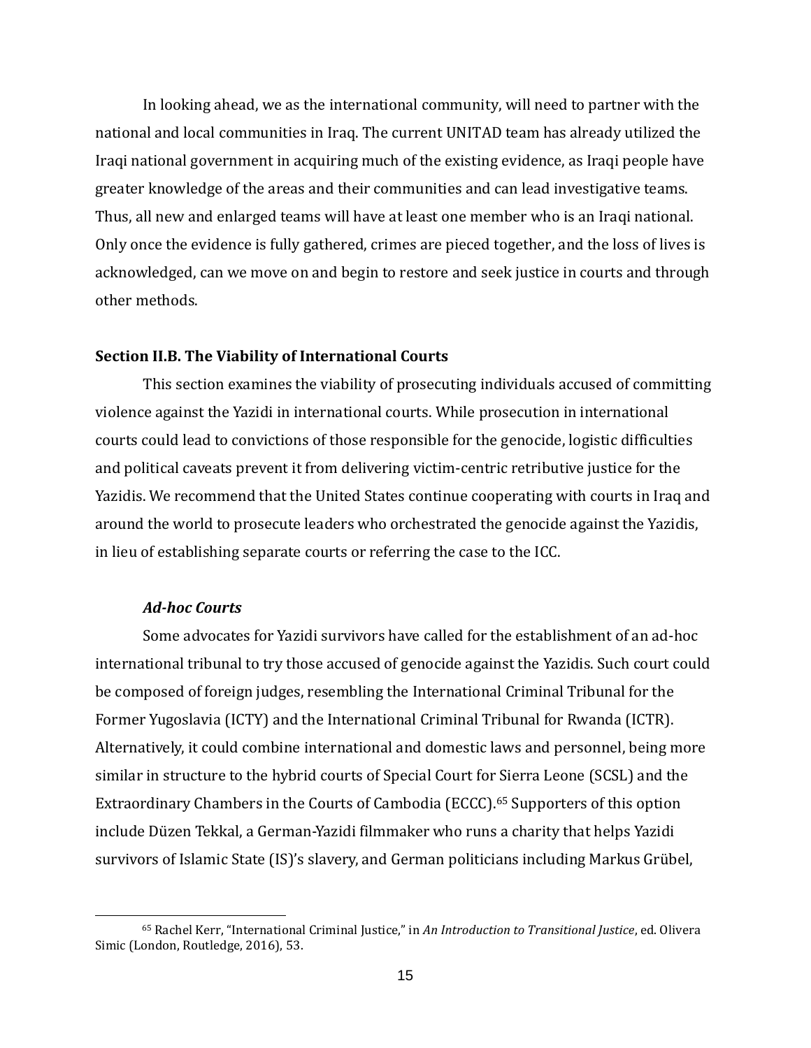In looking ahead, we as the international community, will need to partner with the national and local communities in Iraq. The current UNITAD team has already utilized the Iraqi national government in acquiring much of the existing evidence, as Iraqi people have greater knowledge of the areas and their communities and can lead investigative teams. Thus, all new and enlarged teams will have at least one member who is an Iraqi national. Only once the evidence is fully gathered, crimes are pieced together, and the loss of lives is acknowledged, can we move on and begin to restore and seek justice in courts and through other methods.

### Section II.B. The Viability of International Courts

This section examines the viability of prosecuting individuals accused of committing violence against the Yazidi in international courts. While prosecution in international courts could lead to convictions of those responsible for the genocide, logistic difficulties and political caveats prevent it from delivering victim-centric retributive justice for the Yazidis. We recommend that the United States continue cooperating with courts in Iraq and around the world to prosecute leaders who orchestrated the genocide against the Yazidis, in lieu of establishing separate courts or referring the case to the ICC.

#### *Ad-hoc Courts*

Some advocates for Yazidi survivors have called for the establishment of an ad-hoc international tribunal to try those accused of genocide against the Yazidis. Such court could be composed of foreign judges, resembling the International Criminal Tribunal for the Former Yugoslavia (ICTY) and the International Criminal Tribunal for Rwanda (ICTR). Alternatively, it could combine international and domestic laws and personnel, being more similar in structure to the hybrid courts of Special Court for Sierra Leone (SCSL) and the Extraordinary Chambers in the Courts of Cambodia (ECCC).[65] Supporters of this option include Düzen Tekkal, a German-Yazidi filmmaker who runs a charity that helps Yazidi survivors of Islamic State (IS)'s slavery, and German politicians including Markus Grübel,

---

[65] Rachel Kerr, "International Criminal Justice," in *An Introduction to Transitional Justice*, ed. Olivera Simic (London, Routledge, 2016), 53.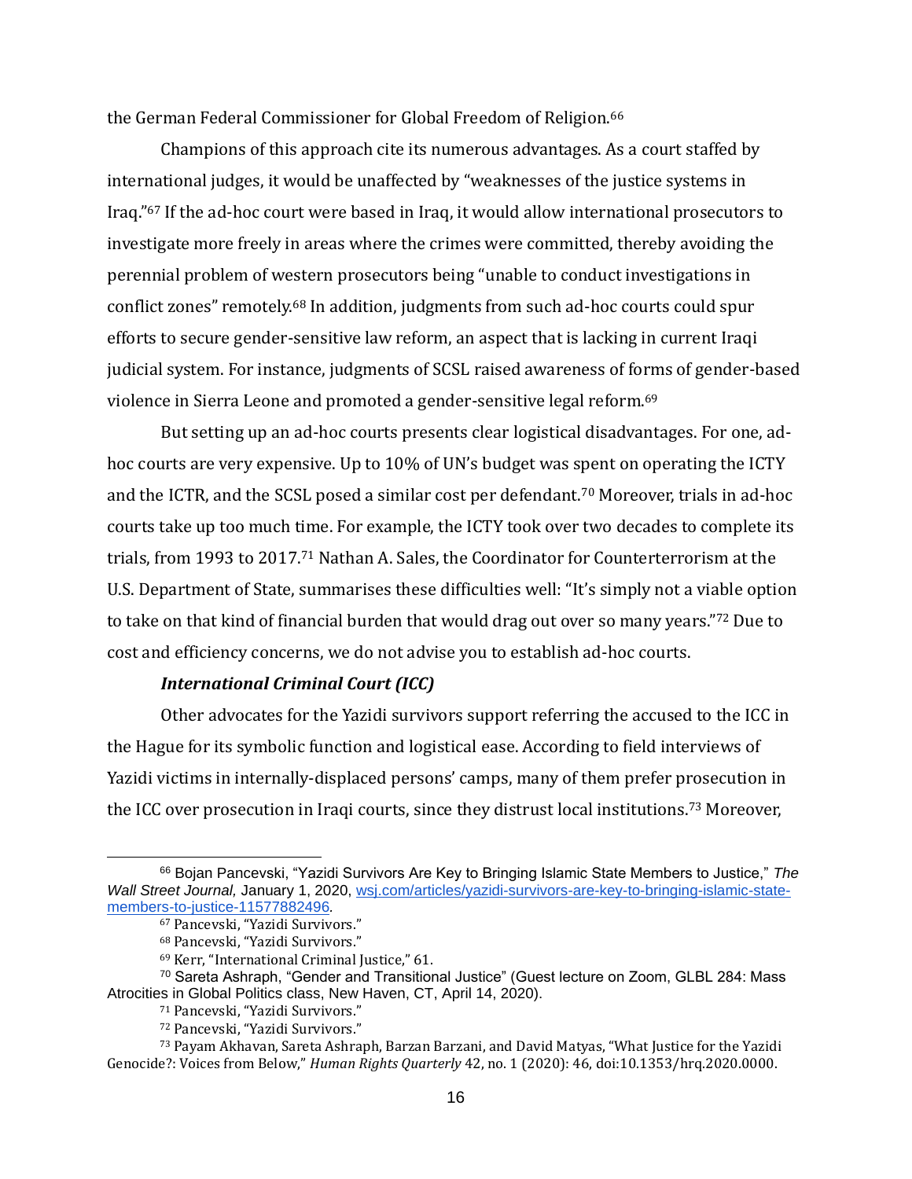the German Federal Commissioner for Global Freedom of Religion.[66]

Champions of this approach cite its numerous advantages. As a court staffed by international judges, it would be unaffected by "weaknesses of the justice systems in Iraq."[67] If the ad-hoc court were based in Iraq, it would allow international prosecutors to investigate more freely in areas where the crimes were committed, thereby avoiding the perennial problem of western prosecutors being "unable to conduct investigations in conflict zones" remotely.[68] In addition, judgments from such ad-hoc courts could spur efforts to secure gender-sensitive law reform, an aspect that is lacking in current Iraqi judicial system. For instance, judgments of SCSL raised awareness of forms of gender-based violence in Sierra Leone and promoted a gender-sensitive legal reform.[69]

But setting up an ad-hoc courts presents clear logistical disadvantages. For one, ad-hoc courts are very expensive. Up to 10% of UN's budget was spent on operating the ICTY and the ICTR, and the SCSL posed a similar cost per defendant.[70] Moreover, trials in ad-hoc courts take up too much time. For example, the ICTY took over two decades to complete its trials, from 1993 to 2017.[71] Nathan A. Sales, the Coordinator for Counterterrorism at the U.S. Department of State, summarises these difficulties well: "It's simply not a viable option to take on that kind of financial burden that would drag out over so many years."[72] Due to cost and efficiency concerns, we do not advise you to establish ad-hoc courts.

***International Criminal Court (ICC)***

Other advocates for the Yazidi survivors support referring the accused to the ICC in the Hague for its symbolic function and logistical ease. According to field interviews of Yazidi victims in internally-displaced persons' camps, many of them prefer prosecution in the ICC over prosecution in Iraqi courts, since they distrust local institutions.[73] Moreover,

---

[66] Bojan Pancevski, "Yazidi Survivors Are Key to Bringing Islamic State Members to Justice," *The Wall Street Journal*, January 1, 2020, wsj.com/articles/yazidi-survivors-are-key-to-bringing-islamic-state-members-to-justice-11577882496.

[67] Pancevski, "Yazidi Survivors."

[68] Pancevski, "Yazidi Survivors."

[69] Kerr, "International Criminal Justice," 61.

[70] Sareta Ashraph, "Gender and Transitional Justice" (Guest lecture on Zoom, GLBL 284: Mass Atrocities in Global Politics class, New Haven, CT, April 14, 2020).

[71] Pancevski, "Yazidi Survivors."

[72] Pancevski, "Yazidi Survivors."

[73] Payam Akhavan, Sareta Ashraph, Barzan Barzani, and David Matyas, "What Justice for the Yazidi Genocide?: Voices from Below," *Human Rights Quarterly* 42, no. 1 (2020): 46, doi:10.1353/hrq.2020.0000.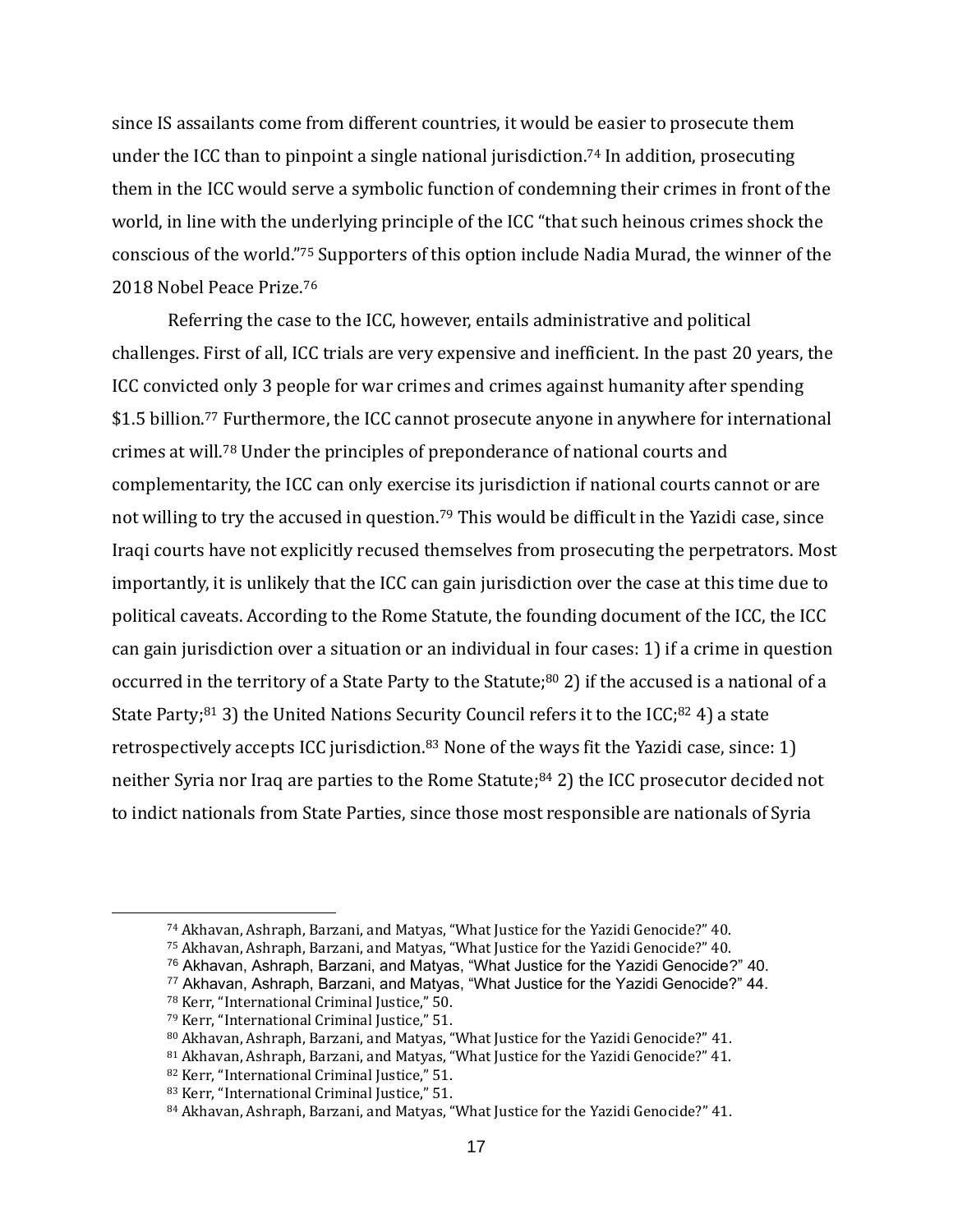since IS assailants come from different countries, it would be easier to prosecute them under the ICC than to pinpoint a single national jurisdiction.[74] In addition, prosecuting them in the ICC would serve a symbolic function of condemning their crimes in front of the world, in line with the underlying principle of the ICC "that such heinous crimes shock the conscious of the world."[75] Supporters of this option include Nadia Murad, the winner of the 2018 Nobel Peace Prize.[76]

Referring the case to the ICC, however, entails administrative and political challenges. First of all, ICC trials are very expensive and inefficient. In the past 20 years, the ICC convicted only 3 people for war crimes and crimes against humanity after spending $1.5 billion.[77] Furthermore, the ICC cannot prosecute anyone in anywhere for international crimes at will.[78] Under the principles of preponderance of national courts and complementarity, the ICC can only exercise its jurisdiction if national courts cannot or are not willing to try the accused in question.[79] This would be difficult in the Yazidi case, since Iraqi courts have not explicitly recused themselves from prosecuting the perpetrators. Most importantly, it is unlikely that the ICC can gain jurisdiction over the case at this time due to political caveats. According to the Rome Statute, the founding document of the ICC, the ICC can gain jurisdiction over a situation or an individual in four cases: 1) if a crime in question occurred in the territory of a State Party to the Statute;[80] 2) if the accused is a national of a State Party;[81] 3) the United Nations Security Council refers it to the ICC;[82] 4) a state retrospectively accepts ICC jurisdiction.[83] None of the ways fit the Yazidi case, since: 1) neither Syria nor Iraq are parties to the Rome Statute;[84] 2) the ICC prosecutor decided not to indict nationals from State Parties, since those most responsible are nationals of Syria

---

[74] Akhavan, Ashraph, Barzani, and Matyas, "What Justice for the Yazidi Genocide?" 40.
[75] Akhavan, Ashraph, Barzani, and Matyas, "What Justice for the Yazidi Genocide?" 40.
[76] Akhavan, Ashraph, Barzani, and Matyas, "What Justice for the Yazidi Genocide?" 40.
[77] Akhavan, Ashraph, Barzani, and Matyas, "What Justice for the Yazidi Genocide?" 44.
[78] Kerr, "International Criminal Justice," 50.
[79] Kerr, "International Criminal Justice," 51.
[80] Akhavan, Ashraph, Barzani, and Matyas, "What Justice for the Yazidi Genocide?" 41.
[81] Akhavan, Ashraph, Barzani, and Matyas, "What Justice for the Yazidi Genocide?" 41.
[82] Kerr, "International Criminal Justice," 51.
[83] Kerr, "International Criminal Justice," 51.
[84] Akhavan, Ashraph, Barzani, and Matyas, "What Justice for the Yazidi Genocide?" 41.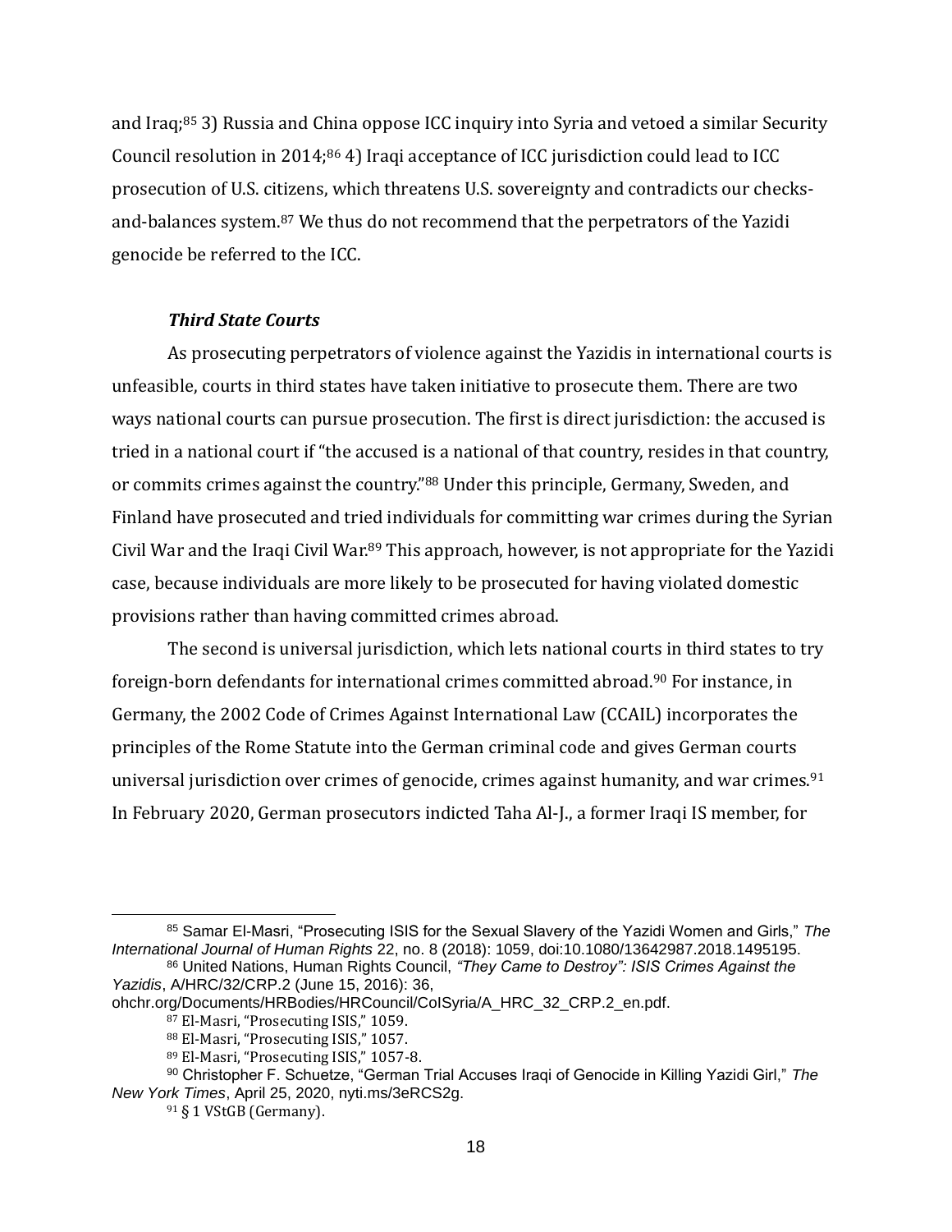and Iraq;[85] 3) Russia and China oppose ICC inquiry into Syria and vetoed a similar Security Council resolution in 2014;[86] 4) Iraqi acceptance of ICC jurisdiction could lead to ICC prosecution of U.S. citizens, which threatens U.S. sovereignty and contradicts our checks-and-balances system.[87] We thus do not recommend that the perpetrators of the Yazidi genocide be referred to the ICC.

### *Third State Courts*

As prosecuting perpetrators of violence against the Yazidis in international courts is unfeasible, courts in third states have taken initiative to prosecute them. There are two ways national courts can pursue prosecution. The first is direct jurisdiction: the accused is tried in a national court if "the accused is a national of that country, resides in that country, or commits crimes against the country."[88] Under this principle, Germany, Sweden, and Finland have prosecuted and tried individuals for committing war crimes during the Syrian Civil War and the Iraqi Civil War.[89] This approach, however, is not appropriate for the Yazidi case, because individuals are more likely to be prosecuted for having violated domestic provisions rather than having committed crimes abroad.

The second is universal jurisdiction, which lets national courts in third states to try foreign-born defendants for international crimes committed abroad.[90] For instance, in Germany, the 2002 Code of Crimes Against International Law (CCAIL) incorporates the principles of the Rome Statute into the German criminal code and gives German courts universal jurisdiction over crimes of genocide, crimes against humanity, and war crimes.[91] In February 2020, German prosecutors indicted Taha Al-J., a former Iraqi IS member, for

---

[85] Samar El-Masri, "Prosecuting ISIS for the Sexual Slavery of the Yazidi Women and Girls," *The International Journal of Human Rights* 22, no. 8 (2018): 1059, doi:10.1080/13642987.2018.1495195.

[86] United Nations, Human Rights Council, *"They Came to Destroy": ISIS Crimes Against the Yazidis*, A/HRC/32/CRP.2 (June 15, 2016): 36, ohchr.org/Documents/HRBodies/HRCouncil/CoISyria/A_HRC_32_CRP.2_en.pdf.

[87] El-Masri, "Prosecuting ISIS," 1059.

[88] El-Masri, "Prosecuting ISIS," 1057.

[89] El-Masri, "Prosecuting ISIS," 1057-8.

[90] Christopher F. Schuetze, "German Trial Accuses Iraqi of Genocide in Killing Yazidi Girl," *The New York Times*, April 25, 2020, nyti.ms/3eRCS2g.

[91] § 1 VStGB (Germany).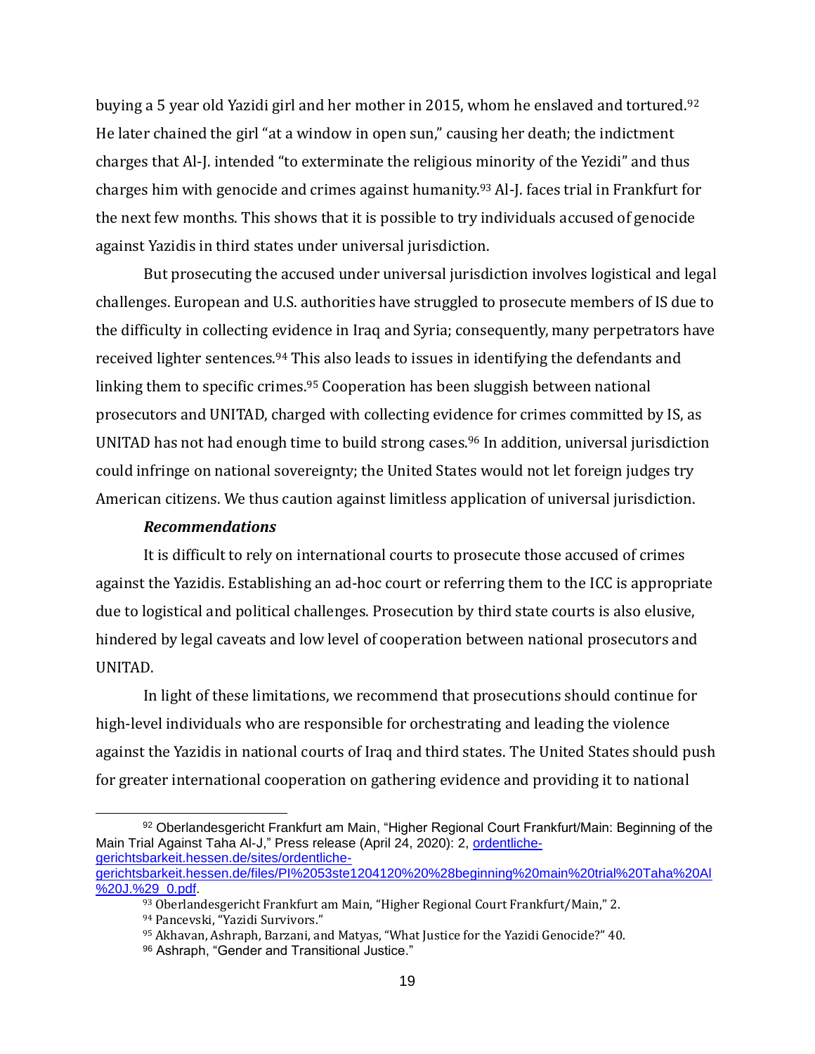buying a 5 year old Yazidi girl and her mother in 2015, whom he enslaved and tortured.[92] He later chained the girl "at a window in open sun," causing her death; the indictment charges that Al-J. intended "to exterminate the religious minority of the Yezidi" and thus charges him with genocide and crimes against humanity.[93] Al-J. faces trial in Frankfurt for the next few months. This shows that it is possible to try individuals accused of genocide against Yazidis in third states under universal jurisdiction.

But prosecuting the accused under universal jurisdiction involves logistical and legal challenges. European and U.S. authorities have struggled to prosecute members of IS due to the difficulty in collecting evidence in Iraq and Syria; consequently, many perpetrators have received lighter sentences.[94] This also leads to issues in identifying the defendants and linking them to specific crimes.[95] Cooperation has been sluggish between national prosecutors and UNITAD, charged with collecting evidence for crimes committed by IS, as UNITAD has not had enough time to build strong cases.[96] In addition, universal jurisdiction could infringe on national sovereignty; the United States would not let foreign judges try American citizens. We thus caution against limitless application of universal jurisdiction.

***Recommendations***

It is difficult to rely on international courts to prosecute those accused of crimes against the Yazidis. Establishing an ad-hoc court or referring them to the ICC is appropriate due to logistical and political challenges. Prosecution by third state courts is also elusive, hindered by legal caveats and low level of cooperation between national prosecutors and UNITAD.

In light of these limitations, we recommend that prosecutions should continue for high-level individuals who are responsible for orchestrating and leading the violence against the Yazidis in national courts of Iraq and third states. The United States should push for greater international cooperation on gathering evidence and providing it to national

---

[92] Oberlandesgericht Frankfurt am Main, "Higher Regional Court Frankfurt/Main: Beginning of the Main Trial Against Taha Al-J," Press release (April 24, 2020): 2, ordentliche-gerichtsbarkeit.hessen.de/sites/ordentliche-gerichtsbarkeit.hessen.de/files/PI%2053ste1204120%20%28beginning%20main%20trial%20Taha%20Al%20J.%29_0.pdf.

[93] Oberlandesgericht Frankfurt am Main, "Higher Regional Court Frankfurt/Main," 2.

[94] Pancevski, "Yazidi Survivors."

[95] Akhavan, Ashraph, Barzani, and Matyas, "What Justice for the Yazidi Genocide?" 40.

[96] Ashraph, "Gender and Transitional Justice."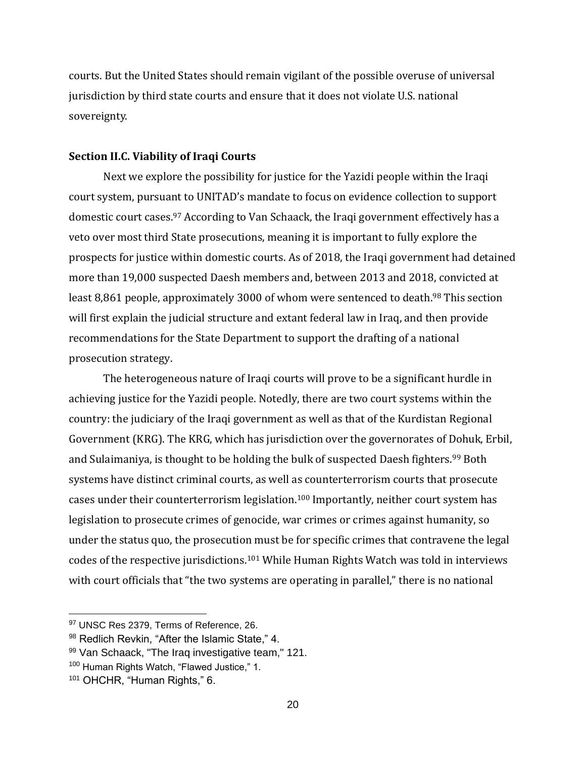courts. But the United States should remain vigilant of the possible overuse of universal jurisdiction by third state courts and ensure that it does not violate U.S. national sovereignty.

### Section II.C. Viability of Iraqi Courts

Next we explore the possibility for justice for the Yazidi people within the Iraqi court system, pursuant to UNITAD's mandate to focus on evidence collection to support domestic court cases.[97] According to Van Schaack, the Iraqi government effectively has a veto over most third State prosecutions, meaning it is important to fully explore the prospects for justice within domestic courts. As of 2018, the Iraqi government had detained more than 19,000 suspected Daesh members and, between 2013 and 2018, convicted at least 8,861 people, approximately 3000 of whom were sentenced to death.[98] This section will first explain the judicial structure and extant federal law in Iraq, and then provide recommendations for the State Department to support the drafting of a national prosecution strategy.

The heterogeneous nature of Iraqi courts will prove to be a significant hurdle in achieving justice for the Yazidi people. Notedly, there are two court systems within the country: the judiciary of the Iraqi government as well as that of the Kurdistan Regional Government (KRG). The KRG, which has jurisdiction over the governorates of Dohuk, Erbil, and Sulaimaniya, is thought to be holding the bulk of suspected Daesh fighters.[99] Both systems have distinct criminal courts, as well as counterterrorism courts that prosecute cases under their counterterrorism legislation.[100] Importantly, neither court system has legislation to prosecute crimes of genocide, war crimes or crimes against humanity, so under the status quo, the prosecution must be for specific crimes that contravene the legal codes of the respective jurisdictions.[101] While Human Rights Watch was told in interviews with court officials that "the two systems are operating in parallel," there is no national

---

[97] UNSC Res 2379, Terms of Reference, 26.

[98] Redlich Revkin, "After the Islamic State," 4.

[99] Van Schaack, "The Iraq investigative team," 121.

[100] Human Rights Watch, "Flawed Justice," 1.

[101] OHCHR, "Human Rights," 6.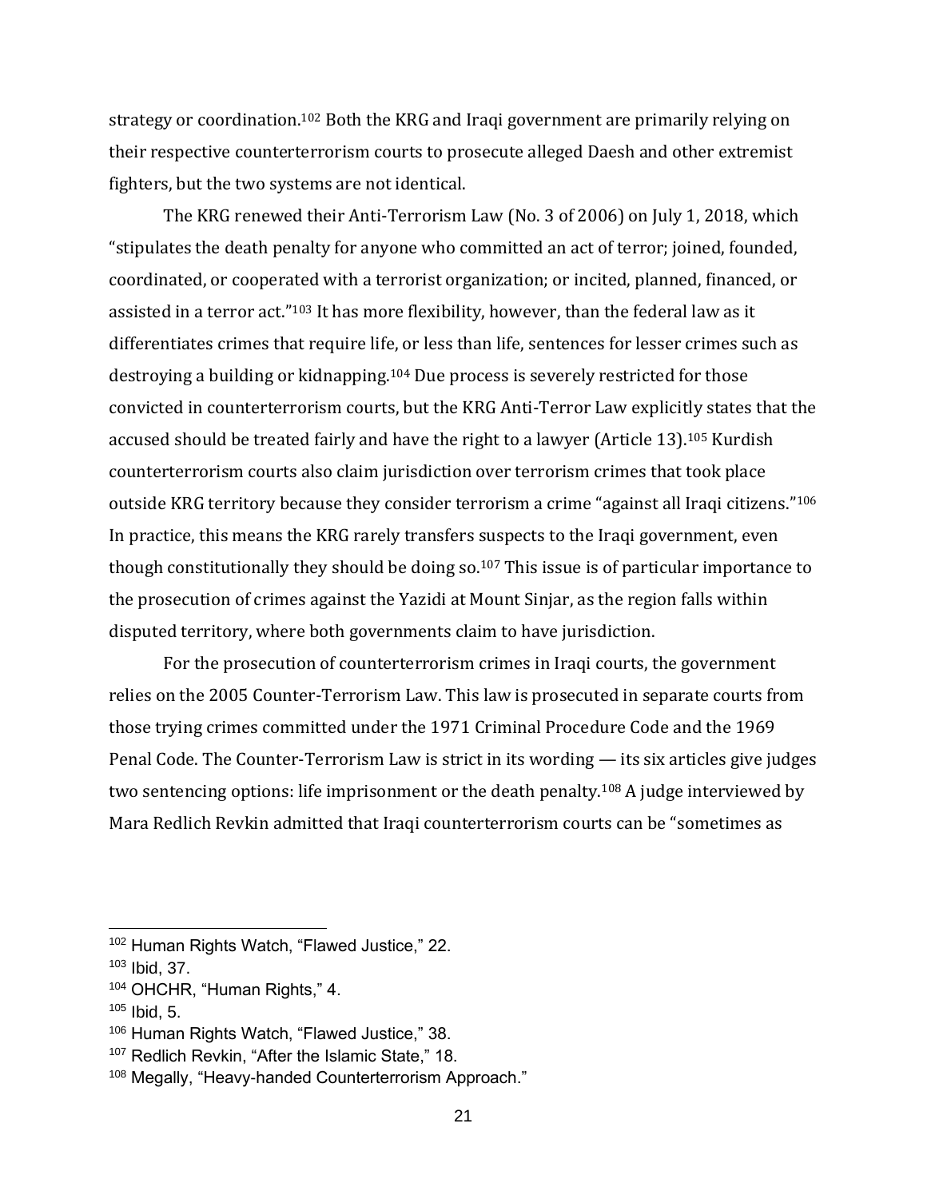strategy or coordination.[102] Both the KRG and Iraqi government are primarily relying on their respective counterterrorism courts to prosecute alleged Daesh and other extremist fighters, but the two systems are not identical.

The KRG renewed their Anti-Terrorism Law (No. 3 of 2006) on July 1, 2018, which "stipulates the death penalty for anyone who committed an act of terror; joined, founded, coordinated, or cooperated with a terrorist organization; or incited, planned, financed, or assisted in a terror act."[103] It has more flexibility, however, than the federal law as it differentiates crimes that require life, or less than life, sentences for lesser crimes such as destroying a building or kidnapping.[104] Due process is severely restricted for those convicted in counterterrorism courts, but the KRG Anti-Terror Law explicitly states that the accused should be treated fairly and have the right to a lawyer (Article 13).[105] Kurdish counterterrorism courts also claim jurisdiction over terrorism crimes that took place outside KRG territory because they consider terrorism a crime "against all Iraqi citizens."[106] In practice, this means the KRG rarely transfers suspects to the Iraqi government, even though constitutionally they should be doing so.[107] This issue is of particular importance to the prosecution of crimes against the Yazidi at Mount Sinjar, as the region falls within disputed territory, where both governments claim to have jurisdiction.

For the prosecution of counterterrorism crimes in Iraqi courts, the government relies on the 2005 Counter-Terrorism Law. This law is prosecuted in separate courts from those trying crimes committed under the 1971 Criminal Procedure Code and the 1969 Penal Code. The Counter-Terrorism Law is strict in its wording — its six articles give judges two sentencing options: life imprisonment or the death penalty.[108] A judge interviewed by Mara Redlich Revkin admitted that Iraqi counterterrorism courts can be "sometimes as

[102] Human Rights Watch, "Flawed Justice," 22.

[103] Ibid, 37.

[104] OHCHR, "Human Rights," 4.

[105] Ibid, 5.

[106] Human Rights Watch, "Flawed Justice," 38.

[107] Redlich Revkin, "After the Islamic State," 18.

[108] Megally, "Heavy-handed Counterterrorism Approach."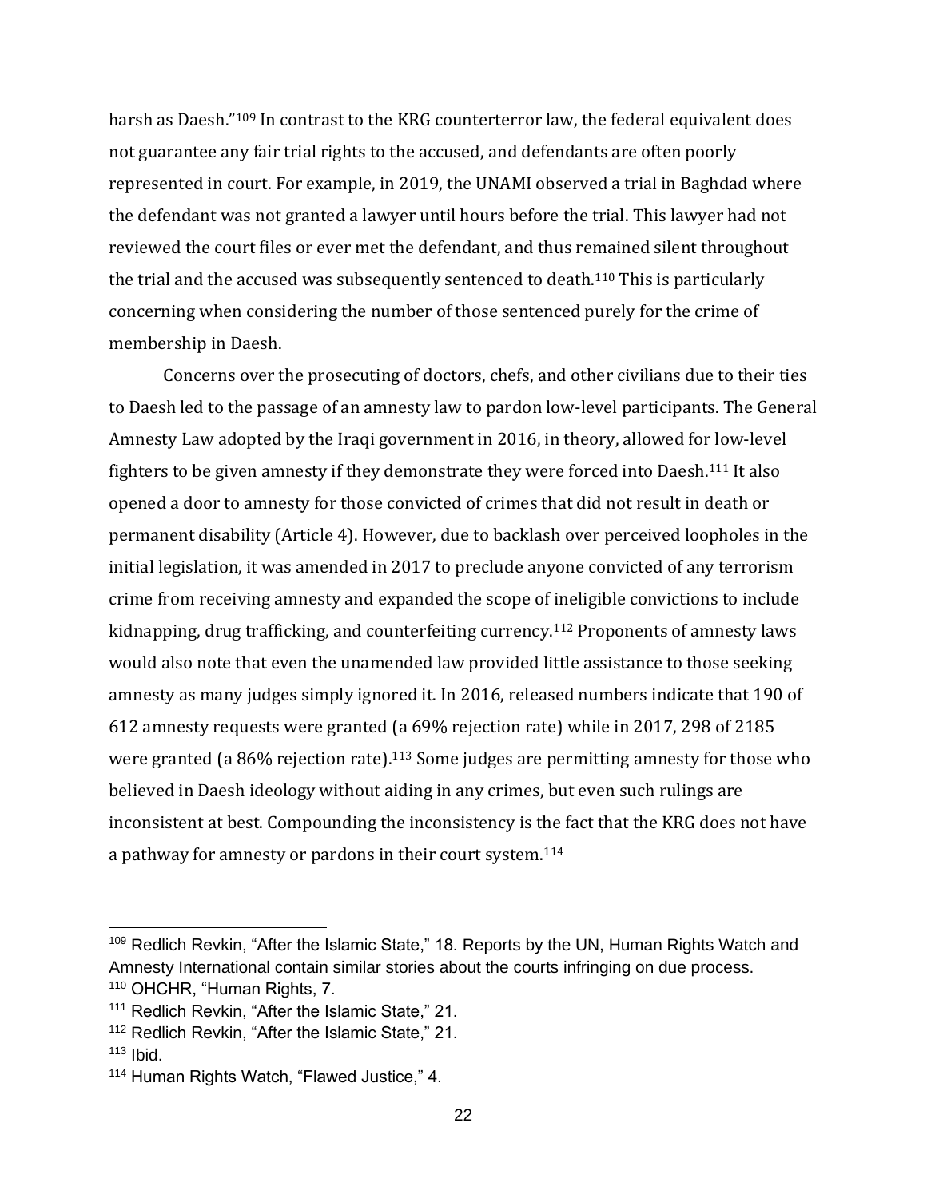harsh as Daesh."[109] In contrast to the KRG counterterror law, the federal equivalent does not guarantee any fair trial rights to the accused, and defendants are often poorly represented in court. For example, in 2019, the UNAMI observed a trial in Baghdad where the defendant was not granted a lawyer until hours before the trial. This lawyer had not reviewed the court files or ever met the defendant, and thus remained silent throughout the trial and the accused was subsequently sentenced to death.[110] This is particularly concerning when considering the number of those sentenced purely for the crime of membership in Daesh.

Concerns over the prosecuting of doctors, chefs, and other civilians due to their ties to Daesh led to the passage of an amnesty law to pardon low-level participants. The General Amnesty Law adopted by the Iraqi government in 2016, in theory, allowed for low-level fighters to be given amnesty if they demonstrate they were forced into Daesh.[111] It also opened a door to amnesty for those convicted of crimes that did not result in death or permanent disability (Article 4). However, due to backlash over perceived loopholes in the initial legislation, it was amended in 2017 to preclude anyone convicted of any terrorism crime from receiving amnesty and expanded the scope of ineligible convictions to include kidnapping, drug trafficking, and counterfeiting currency.[112] Proponents of amnesty laws would also note that even the unamended law provided little assistance to those seeking amnesty as many judges simply ignored it. In 2016, released numbers indicate that 190 of 612 amnesty requests were granted (a 69% rejection rate) while in 2017, 298 of 2185 were granted (a 86% rejection rate).[113] Some judges are permitting amnesty for those who believed in Daesh ideology without aiding in any crimes, but even such rulings are inconsistent at best. Compounding the inconsistency is the fact that the KRG does not have a pathway for amnesty or pardons in their court system.[114]

---

[109] Redlich Revkin, "After the Islamic State," 18. Reports by the UN, Human Rights Watch and Amnesty International contain similar stories about the courts infringing on due process.

[110] OHCHR, "Human Rights, 7.

[111] Redlich Revkin, "After the Islamic State," 21.

[112] Redlich Revkin, "After the Islamic State," 21.

[113] Ibid.

[114] Human Rights Watch, "Flawed Justice," 4.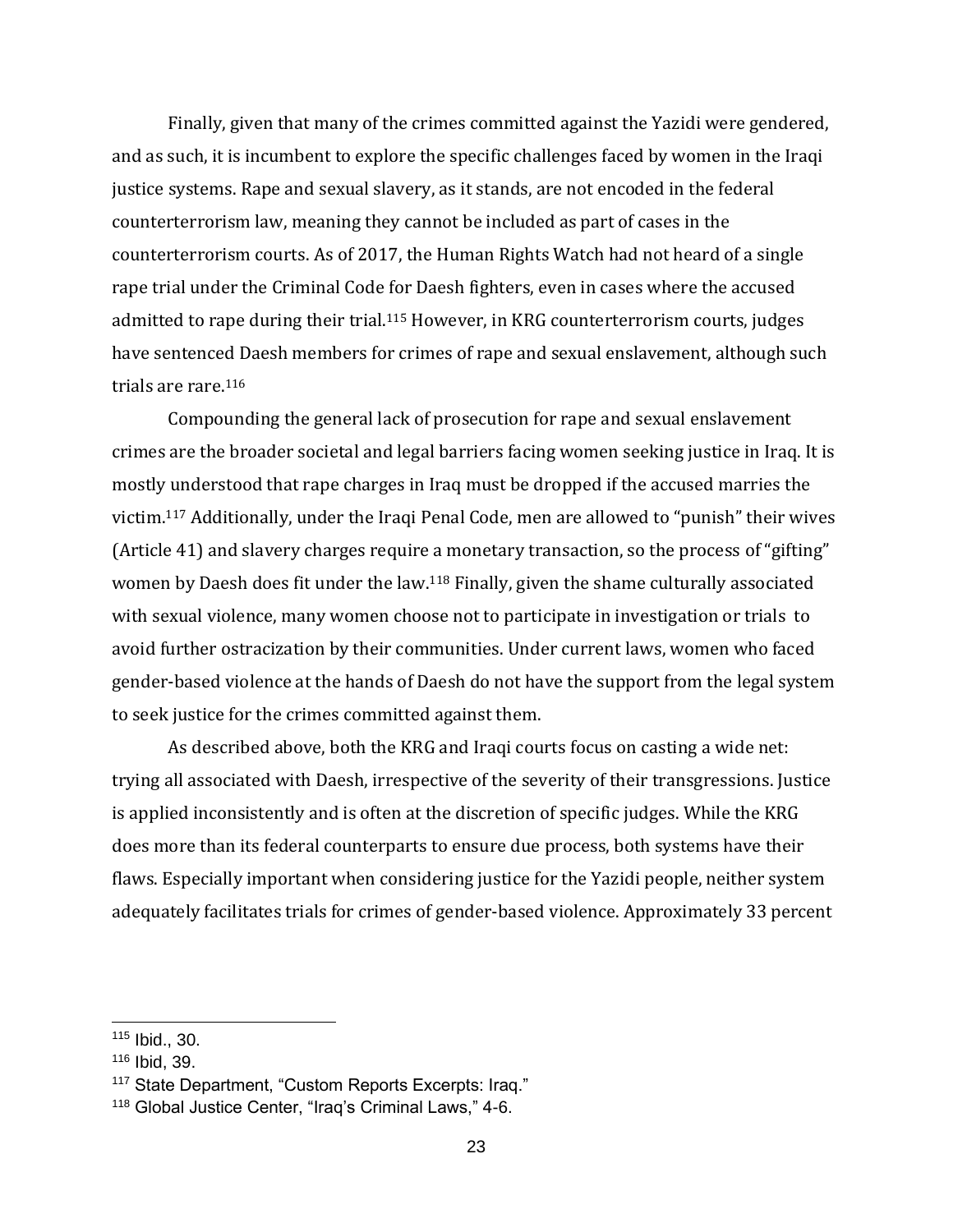Finally, given that many of the crimes committed against the Yazidi were gendered, and as such, it is incumbent to explore the specific challenges faced by women in the Iraqi justice systems. Rape and sexual slavery, as it stands, are not encoded in the federal counterterrorism law, meaning they cannot be included as part of cases in the counterterrorism courts. As of 2017, the Human Rights Watch had not heard of a single rape trial under the Criminal Code for Daesh fighters, even in cases where the accused admitted to rape during their trial.[115] However, in KRG counterterrorism courts, judges have sentenced Daesh members for crimes of rape and sexual enslavement, although such trials are rare.[116]

Compounding the general lack of prosecution for rape and sexual enslavement crimes are the broader societal and legal barriers facing women seeking justice in Iraq. It is mostly understood that rape charges in Iraq must be dropped if the accused marries the victim.[117] Additionally, under the Iraqi Penal Code, men are allowed to "punish" their wives (Article 41) and slavery charges require a monetary transaction, so the process of "gifting" women by Daesh does fit under the law.[118] Finally, given the shame culturally associated with sexual violence, many women choose not to participate in investigation or trials to avoid further ostracization by their communities. Under current laws, women who faced gender-based violence at the hands of Daesh do not have the support from the legal system to seek justice for the crimes committed against them.

As described above, both the KRG and Iraqi courts focus on casting a wide net: trying all associated with Daesh, irrespective of the severity of their transgressions. Justice is applied inconsistently and is often at the discretion of specific judges. While the KRG does more than its federal counterparts to ensure due process, both systems have their flaws. Especially important when considering justice for the Yazidi people, neither system adequately facilitates trials for crimes of gender-based violence. Approximately 33 percent

---

[115] Ibid., 30.

[116] Ibid, 39.

[117] State Department, "Custom Reports Excerpts: Iraq."

[118] Global Justice Center, "Iraq's Criminal Laws," 4-6.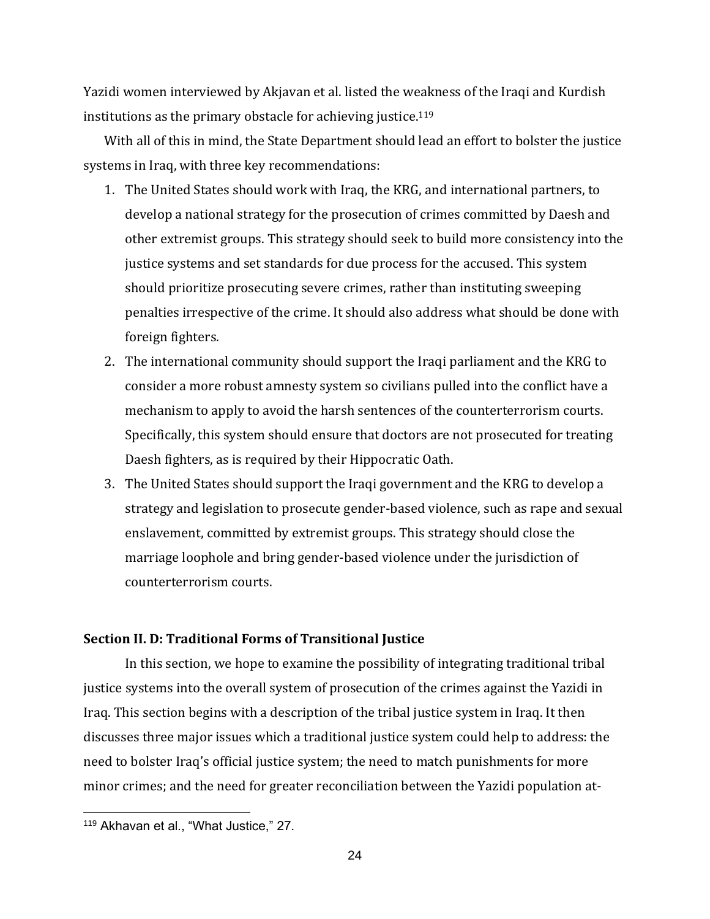Yazidi women interviewed by Akjavan et al. listed the weakness of the Iraqi and Kurdish institutions as the primary obstacle for achieving justice.[119]

With all of this in mind, the State Department should lead an effort to bolster the justice systems in Iraq, with three key recommendations:

1. The United States should work with Iraq, the KRG, and international partners, to develop a national strategy for the prosecution of crimes committed by Daesh and other extremist groups. This strategy should seek to build more consistency into the justice systems and set standards for due process for the accused. This system should prioritize prosecuting severe crimes, rather than instituting sweeping penalties irrespective of the crime. It should also address what should be done with foreign fighters.
2. The international community should support the Iraqi parliament and the KRG to consider a more robust amnesty system so civilians pulled into the conflict have a mechanism to apply to avoid the harsh sentences of the counterterrorism courts. Specifically, this system should ensure that doctors are not prosecuted for treating Daesh fighters, as is required by their Hippocratic Oath.
3. The United States should support the Iraqi government and the KRG to develop a strategy and legislation to prosecute gender-based violence, such as rape and sexual enslavement, committed by extremist groups. This strategy should close the marriage loophole and bring gender-based violence under the jurisdiction of counterterrorism courts.

**Section II. D: Traditional Forms of Transitional Justice**

In this section, we hope to examine the possibility of integrating traditional tribal justice systems into the overall system of prosecution of the crimes against the Yazidi in Iraq. This section begins with a description of the tribal justice system in Iraq. It then discusses three major issues which a traditional justice system could help to address: the need to bolster Iraq's official justice system; the need to match punishments for more minor crimes; and the need for greater reconciliation between the Yazidi population at-

[119] Akhavan et al., "What Justice," 27.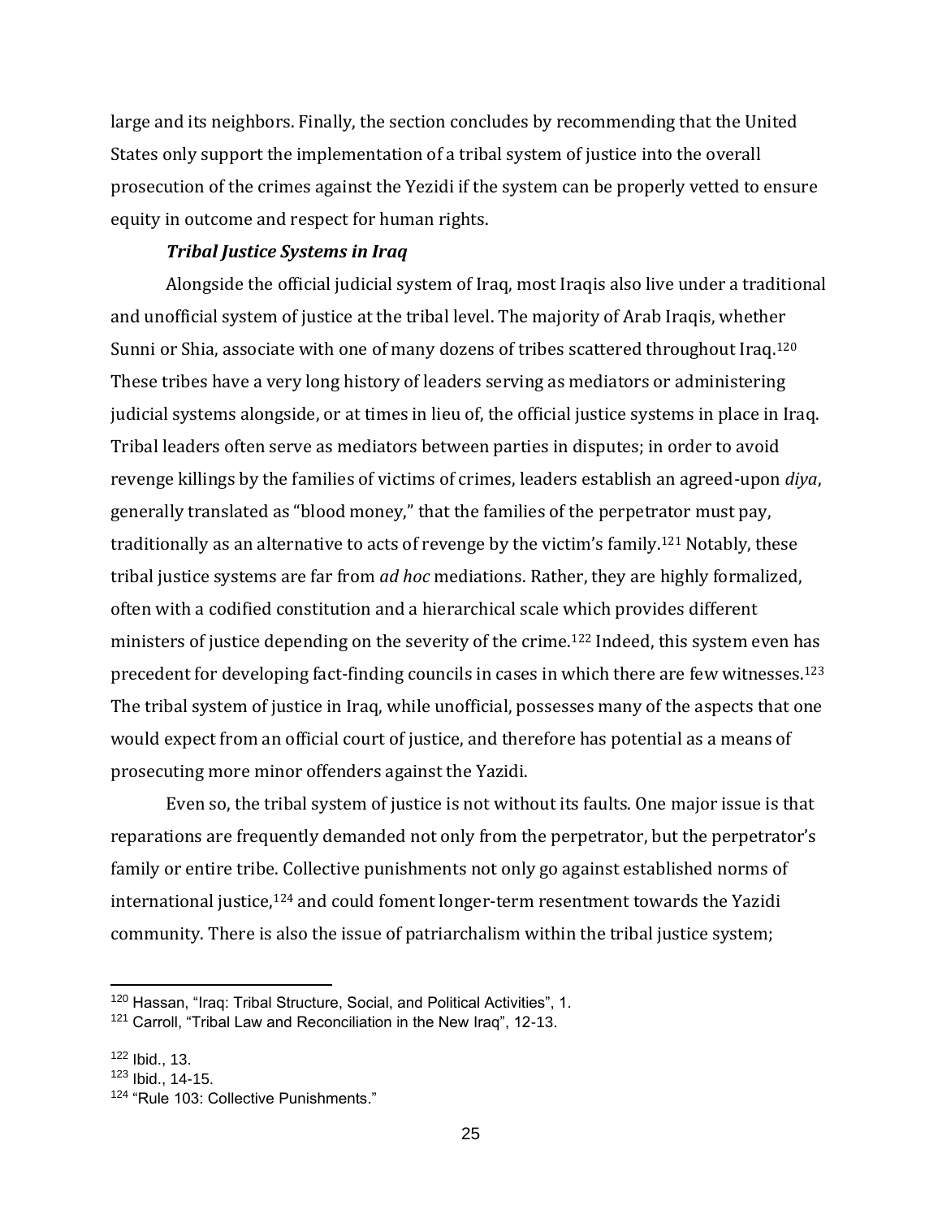large and its neighbors. Finally, the section concludes by recommending that the United States only support the implementation of a tribal system of justice into the overall prosecution of the crimes against the Yezidi if the system can be properly vetted to ensure equity in outcome and respect for human rights.

### ***Tribal Justice Systems in Iraq***

Alongside the official judicial system of Iraq, most Iraqis also live under a traditional and unofficial system of justice at the tribal level. The majority of Arab Iraqis, whether Sunni or Shia, associate with one of many dozens of tribes scattered throughout Iraq.[120] These tribes have a very long history of leaders serving as mediators or administering judicial systems alongside, or at times in lieu of, the official justice systems in place in Iraq. Tribal leaders often serve as mediators between parties in disputes; in order to avoid revenge killings by the families of victims of crimes, leaders establish an agreed-upon *diya*, generally translated as "blood money," that the families of the perpetrator must pay, traditionally as an alternative to acts of revenge by the victim's family.[121] Notably, these tribal justice systems are far from *ad hoc* mediations. Rather, they are highly formalized, often with a codified constitution and a hierarchical scale which provides different ministers of justice depending on the severity of the crime.[122] Indeed, this system even has precedent for developing fact-finding councils in cases in which there are few witnesses.[123] The tribal system of justice in Iraq, while unofficial, possesses many of the aspects that one would expect from an official court of justice, and therefore has potential as a means of prosecuting more minor offenders against the Yazidi.

Even so, the tribal system of justice is not without its faults. One major issue is that reparations are frequently demanded not only from the perpetrator, but the perpetrator's family or entire tribe. Collective punishments not only go against established norms of international justice,[124] and could foment longer-term resentment towards the Yazidi community. There is also the issue of patriarchalism within the tribal justice system;

---

[120] Hassan, "Iraq: Tribal Structure, Social, and Political Activities", 1.

[121] Carroll, "Tribal Law and Reconciliation in the New Iraq", 12-13.

[122] Ibid., 13.

[123] Ibid., 14-15.

[124] "Rule 103: Collective Punishments."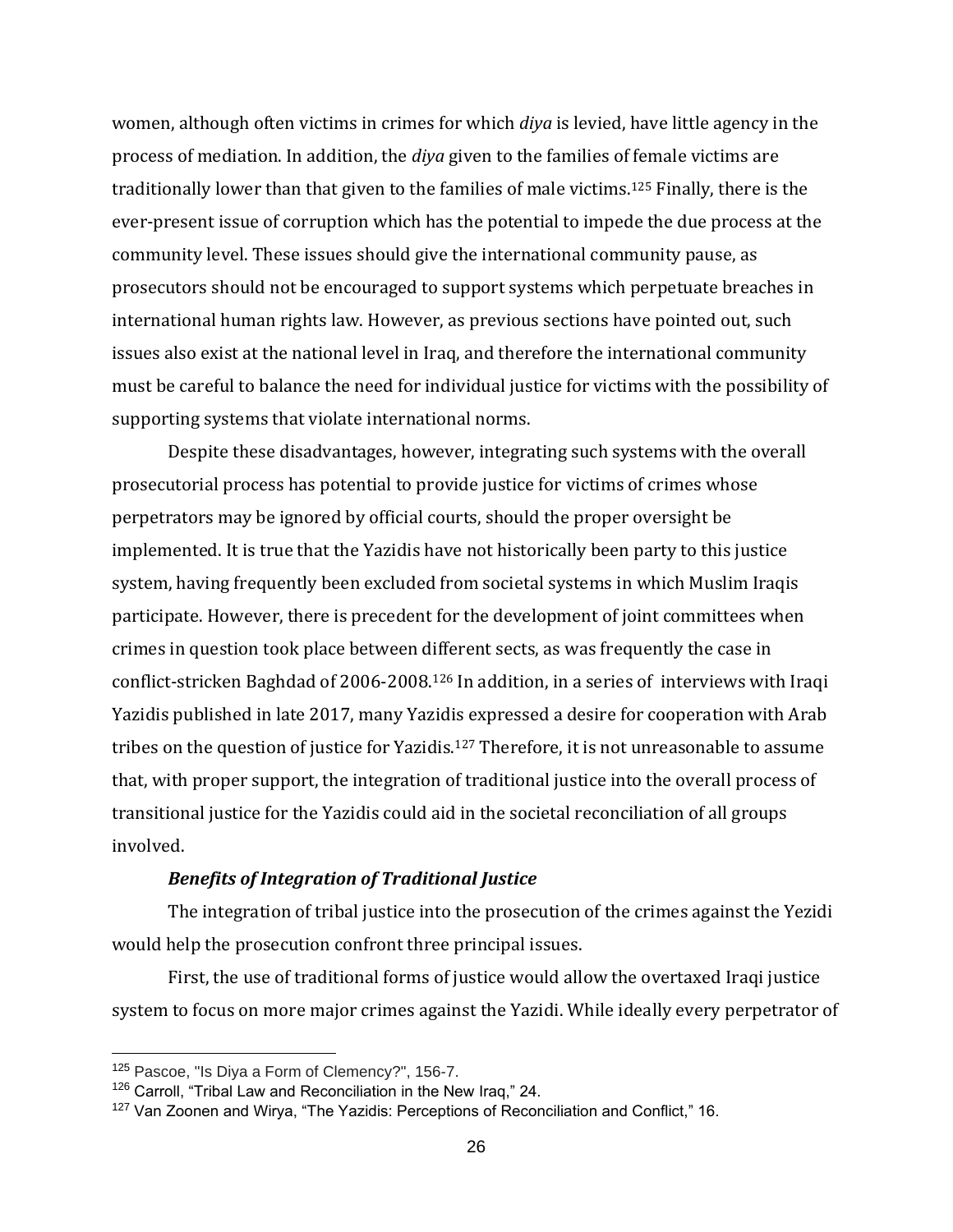women, although often victims in crimes for which *diya* is levied, have little agency in the process of mediation. In addition, the *diya* given to the families of female victims are traditionally lower than that given to the families of male victims.[125] Finally, there is the ever-present issue of corruption which has the potential to impede the due process at the community level. These issues should give the international community pause, as prosecutors should not be encouraged to support systems which perpetuate breaches in international human rights law. However, as previous sections have pointed out, such issues also exist at the national level in Iraq, and therefore the international community must be careful to balance the need for individual justice for victims with the possibility of supporting systems that violate international norms.

Despite these disadvantages, however, integrating such systems with the overall prosecutorial process has potential to provide justice for victims of crimes whose perpetrators may be ignored by official courts, should the proper oversight be implemented. It is true that the Yazidis have not historically been party to this justice system, having frequently been excluded from societal systems in which Muslim Iraqis participate. However, there is precedent for the development of joint committees when crimes in question took place between different sects, as was frequently the case in conflict-stricken Baghdad of 2006-2008.[126] In addition, in a series of interviews with Iraqi Yazidis published in late 2017, many Yazidis expressed a desire for cooperation with Arab tribes on the question of justice for Yazidis.[127] Therefore, it is not unreasonable to assume that, with proper support, the integration of traditional justice into the overall process of transitional justice for the Yazidis could aid in the societal reconciliation of all groups involved.

***Benefits of Integration of Traditional Justice***

The integration of tribal justice into the prosecution of the crimes against the Yezidi would help the prosecution confront three principal issues.

First, the use of traditional forms of justice would allow the overtaxed Iraqi justice system to focus on more major crimes against the Yazidi. While ideally every perpetrator of

---

[125] Pascoe, "Is Diya a Form of Clemency?", 156-7.

[126] Carroll, "Tribal Law and Reconciliation in the New Iraq," 24.

[127] Van Zoonen and Wirya, "The Yazidis: Perceptions of Reconciliation and Conflict," 16.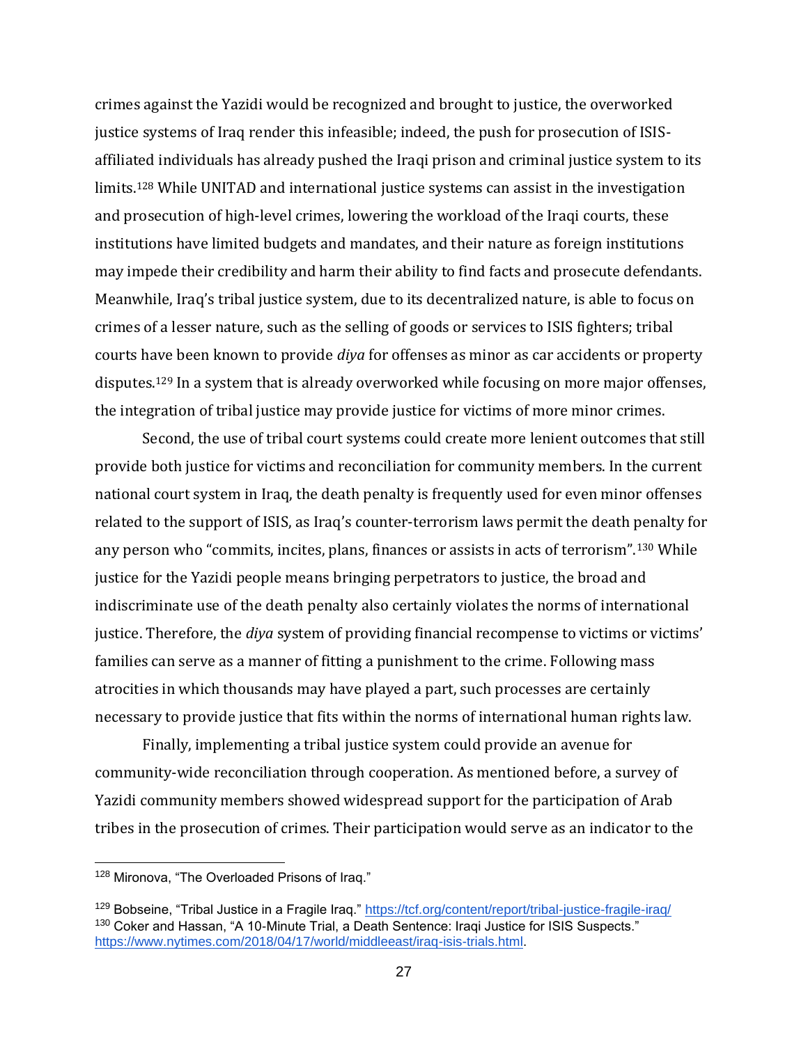crimes against the Yazidi would be recognized and brought to justice, the overworked justice systems of Iraq render this infeasible; indeed, the push for prosecution of ISIS-affiliated individuals has already pushed the Iraqi prison and criminal justice system to its limits.[128] While UNITAD and international justice systems can assist in the investigation and prosecution of high-level crimes, lowering the workload of the Iraqi courts, these institutions have limited budgets and mandates, and their nature as foreign institutions may impede their credibility and harm their ability to find facts and prosecute defendants. Meanwhile, Iraq's tribal justice system, due to its decentralized nature, is able to focus on crimes of a lesser nature, such as the selling of goods or services to ISIS fighters; tribal courts have been known to provide *diya* for offenses as minor as car accidents or property disputes.[129] In a system that is already overworked while focusing on more major offenses, the integration of tribal justice may provide justice for victims of more minor crimes.

Second, the use of tribal court systems could create more lenient outcomes that still provide both justice for victims and reconciliation for community members. In the current national court system in Iraq, the death penalty is frequently used for even minor offenses related to the support of ISIS, as Iraq's counter-terrorism laws permit the death penalty for any person who "commits, incites, plans, finances or assists in acts of terrorism".[130] While justice for the Yazidi people means bringing perpetrators to justice, the broad and indiscriminate use of the death penalty also certainly violates the norms of international justice. Therefore, the *diya* system of providing financial recompense to victims or victims' families can serve as a manner of fitting a punishment to the crime. Following mass atrocities in which thousands may have played a part, such processes are certainly necessary to provide justice that fits within the norms of international human rights law.

Finally, implementing a tribal justice system could provide an avenue for community-wide reconciliation through cooperation. As mentioned before, a survey of Yazidi community members showed widespread support for the participation of Arab tribes in the prosecution of crimes. Their participation would serve as an indicator to the

---

[128] Mironova, "The Overloaded Prisons of Iraq."

[129] Bobseine, "Tribal Justice in a Fragile Iraq." https://tcf.org/content/report/tribal-justice-fragile-iraq/

[130] Coker and Hassan, "A 10-Minute Trial, a Death Sentence: Iraqi Justice for ISIS Suspects." https://www.nytimes.com/2018/04/17/world/middleeast/iraq-isis-trials.html.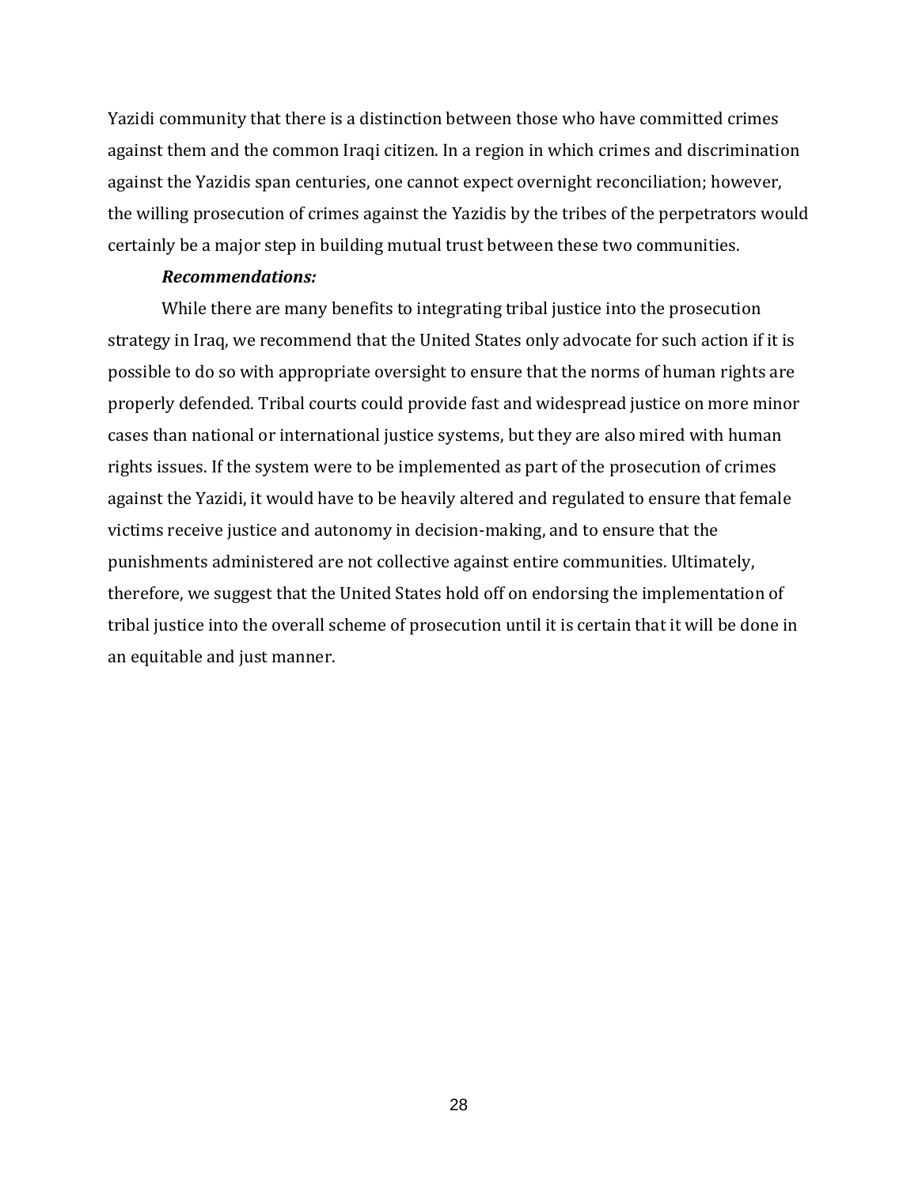Yazidi community that there is a distinction between those who have committed crimes against them and the common Iraqi citizen. In a region in which crimes and discrimination against the Yazidis span centuries, one cannot expect overnight reconciliation; however, the willing prosecution of crimes against the Yazidis by the tribes of the perpetrators would certainly be a major step in building mutual trust between these two communities.

***Recommendations:***

While there are many benefits to integrating tribal justice into the prosecution strategy in Iraq, we recommend that the United States only advocate for such action if it is possible to do so with appropriate oversight to ensure that the norms of human rights are properly defended. Tribal courts could provide fast and widespread justice on more minor cases than national or international justice systems, but they are also mired with human rights issues. If the system were to be implemented as part of the prosecution of crimes against the Yazidi, it would have to be heavily altered and regulated to ensure that female victims receive justice and autonomy in decision-making, and to ensure that the punishments administered are not collective against entire communities. Ultimately, therefore, we suggest that the United States hold off on endorsing the implementation of tribal justice into the overall scheme of prosecution until it is certain that it will be done in an equitable and just manner.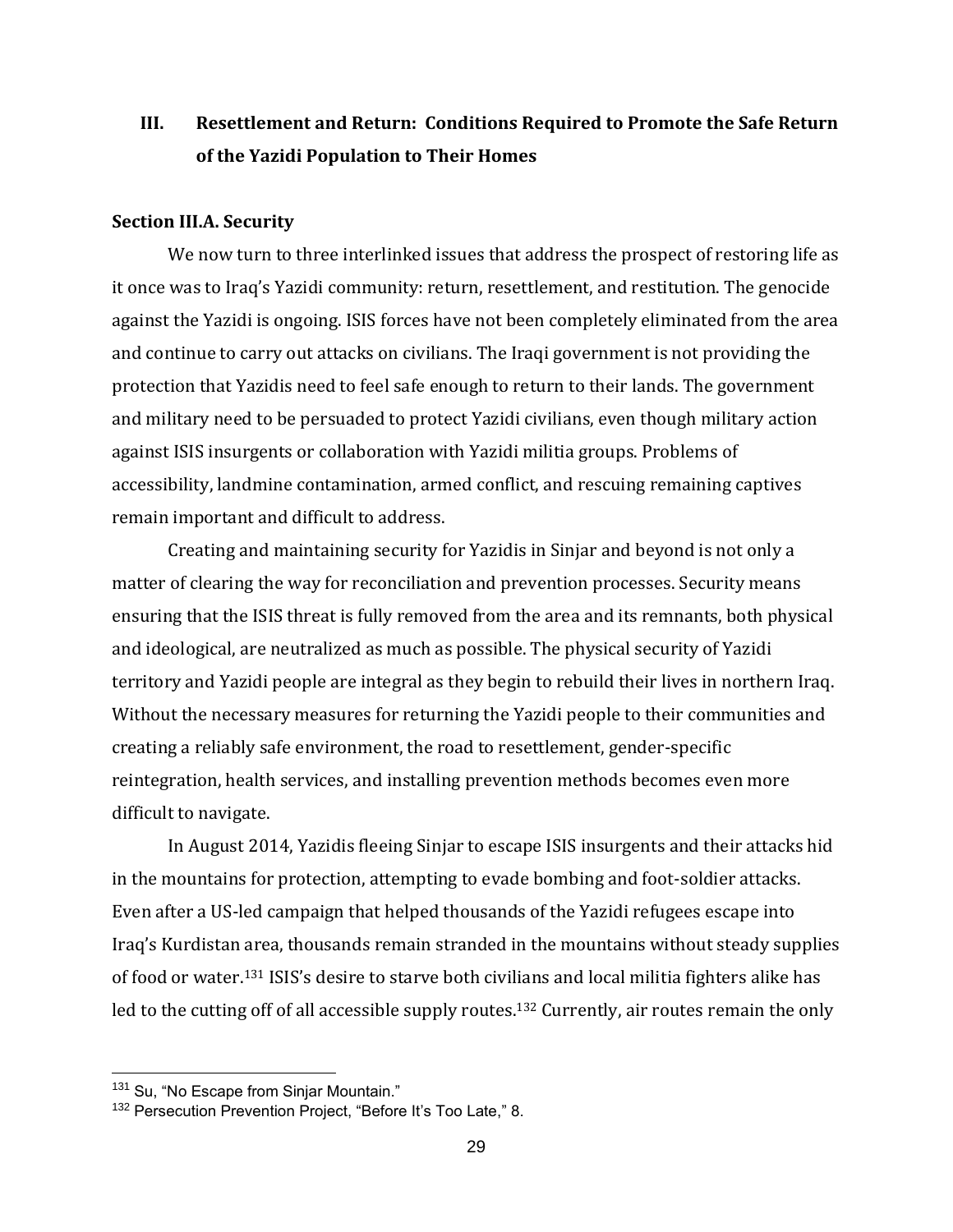## III. Resettlement and Return: Conditions Required to Promote the Safe Return of the Yazidi Population to Their Homes

### Section III.A. Security

We now turn to three interlinked issues that address the prospect of restoring life as it once was to Iraq's Yazidi community: return, resettlement, and restitution. The genocide against the Yazidi is ongoing. ISIS forces have not been completely eliminated from the area and continue to carry out attacks on civilians. The Iraqi government is not providing the protection that Yazidis need to feel safe enough to return to their lands. The government and military need to be persuaded to protect Yazidi civilians, even though military action against ISIS insurgents or collaboration with Yazidi militia groups. Problems of accessibility, landmine contamination, armed conflict, and rescuing remaining captives remain important and difficult to address.

Creating and maintaining security for Yazidis in Sinjar and beyond is not only a matter of clearing the way for reconciliation and prevention processes. Security means ensuring that the ISIS threat is fully removed from the area and its remnants, both physical and ideological, are neutralized as much as possible. The physical security of Yazidi territory and Yazidi people are integral as they begin to rebuild their lives in northern Iraq. Without the necessary measures for returning the Yazidi people to their communities and creating a reliably safe environment, the road to resettlement, gender-specific reintegration, health services, and installing prevention methods becomes even more difficult to navigate.

In August 2014, Yazidis fleeing Sinjar to escape ISIS insurgents and their attacks hid in the mountains for protection, attempting to evade bombing and foot-soldier attacks. Even after a US-led campaign that helped thousands of the Yazidi refugees escape into Iraq's Kurdistan area, thousands remain stranded in the mountains without steady supplies of food or water.[131] ISIS's desire to starve both civilians and local militia fighters alike has led to the cutting off of all accessible supply routes.[132] Currently, air routes remain the only

---

[131] Su, "No Escape from Sinjar Mountain."

[132] Persecution Prevention Project, "Before It's Too Late," 8.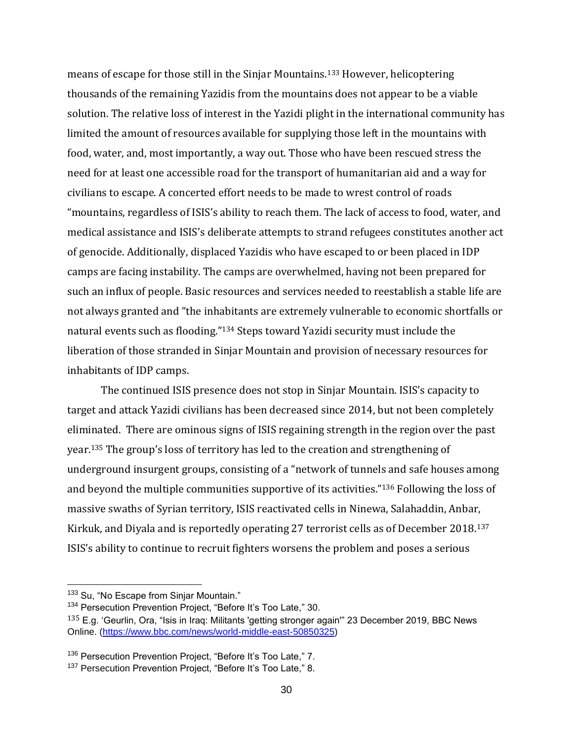means of escape for those still in the Sinjar Mountains.[133] However, helicoptering thousands of the remaining Yazidis from the mountains does not appear to be a viable solution. The relative loss of interest in the Yazidi plight in the international community has limited the amount of resources available for supplying those left in the mountains with food, water, and, most importantly, a way out. Those who have been rescued stress the need for at least one accessible road for the transport of humanitarian aid and a way for civilians to escape. A concerted effort needs to be made to wrest control of roads "mountains, regardless of ISIS's ability to reach them. The lack of access to food, water, and medical assistance and ISIS's deliberate attempts to strand refugees constitutes another act of genocide. Additionally, displaced Yazidis who have escaped to or been placed in IDP camps are facing instability. The camps are overwhelmed, having not been prepared for such an influx of people. Basic resources and services needed to reestablish a stable life are not always granted and "the inhabitants are extremely vulnerable to economic shortfalls or natural events such as flooding."[134] Steps toward Yazidi security must include the liberation of those stranded in Sinjar Mountain and provision of necessary resources for inhabitants of IDP camps.

The continued ISIS presence does not stop in Sinjar Mountain. ISIS's capacity to target and attack Yazidi civilians has been decreased since 2014, but not been completely eliminated. There are ominous signs of ISIS regaining strength in the region over the past year.[135] The group's loss of territory has led to the creation and strengthening of underground insurgent groups, consisting of a "network of tunnels and safe houses among and beyond the multiple communities supportive of its activities."[136] Following the loss of massive swaths of Syrian territory, ISIS reactivated cells in Ninewa, Salahaddin, Anbar, Kirkuk, and Diyala and is reportedly operating 27 terrorist cells as of December 2018.[137] ISIS's ability to continue to recruit fighters worsens the problem and poses a serious

---

[133] Su, "No Escape from Sinjar Mountain."

[134] Persecution Prevention Project, "Before It's Too Late," 30.

[135] E.g. 'Geurlin, Ora, "Isis in Iraq: Militants 'getting stronger again'" 23 December 2019, BBC News Online. (https://www.bbc.com/news/world-middle-east-50850325)

[136] Persecution Prevention Project, "Before It's Too Late," 7.

[137] Persecution Prevention Project, "Before It's Too Late," 8.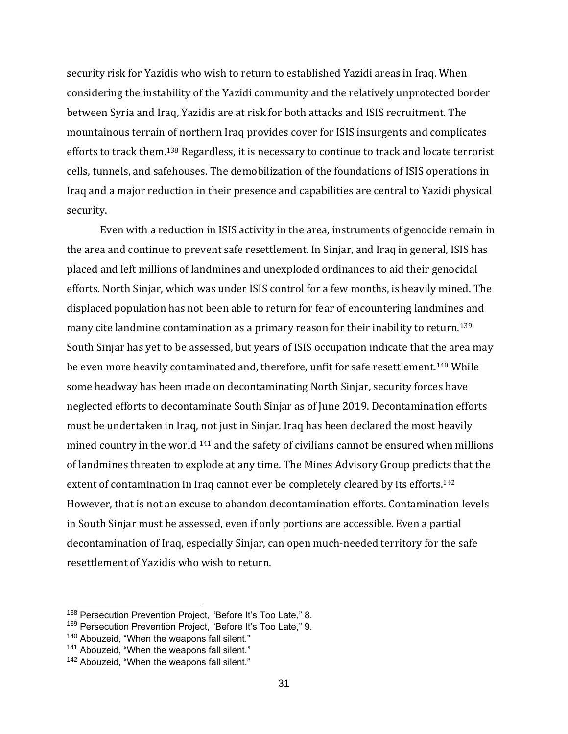security risk for Yazidis who wish to return to established Yazidi areas in Iraq. When considering the instability of the Yazidi community and the relatively unprotected border between Syria and Iraq, Yazidis are at risk for both attacks and ISIS recruitment. The mountainous terrain of northern Iraq provides cover for ISIS insurgents and complicates efforts to track them.[138] Regardless, it is necessary to continue to track and locate terrorist cells, tunnels, and safehouses. The demobilization of the foundations of ISIS operations in Iraq and a major reduction in their presence and capabilities are central to Yazidi physical security.

Even with a reduction in ISIS activity in the area, instruments of genocide remain in the area and continue to prevent safe resettlement. In Sinjar, and Iraq in general, ISIS has placed and left millions of landmines and unexploded ordinances to aid their genocidal efforts. North Sinjar, which was under ISIS control for a few months, is heavily mined. The displaced population has not been able to return for fear of encountering landmines and many cite landmine contamination as a primary reason for their inability to return.[139] South Sinjar has yet to be assessed, but years of ISIS occupation indicate that the area may be even more heavily contaminated and, therefore, unfit for safe resettlement.[140] While some headway has been made on decontaminating North Sinjar, security forces have neglected efforts to decontaminate South Sinjar as of June 2019. Decontamination efforts must be undertaken in Iraq, not just in Sinjar. Iraq has been declared the most heavily mined country in the world [141] and the safety of civilians cannot be ensured when millions of landmines threaten to explode at any time. The Mines Advisory Group predicts that the extent of contamination in Iraq cannot ever be completely cleared by its efforts.[142] However, that is not an excuse to abandon decontamination efforts. Contamination levels in South Sinjar must be assessed, even if only portions are accessible. Even a partial decontamination of Iraq, especially Sinjar, can open much-needed territory for the safe resettlement of Yazidis who wish to return.

---

[138] Persecution Prevention Project, "Before It's Too Late," 8.
[139] Persecution Prevention Project, "Before It's Too Late," 9.
[140] Abouzeid, "When the weapons fall silent."
[141] Abouzeid, "When the weapons fall silent."
[142] Abouzeid, "When the weapons fall silent."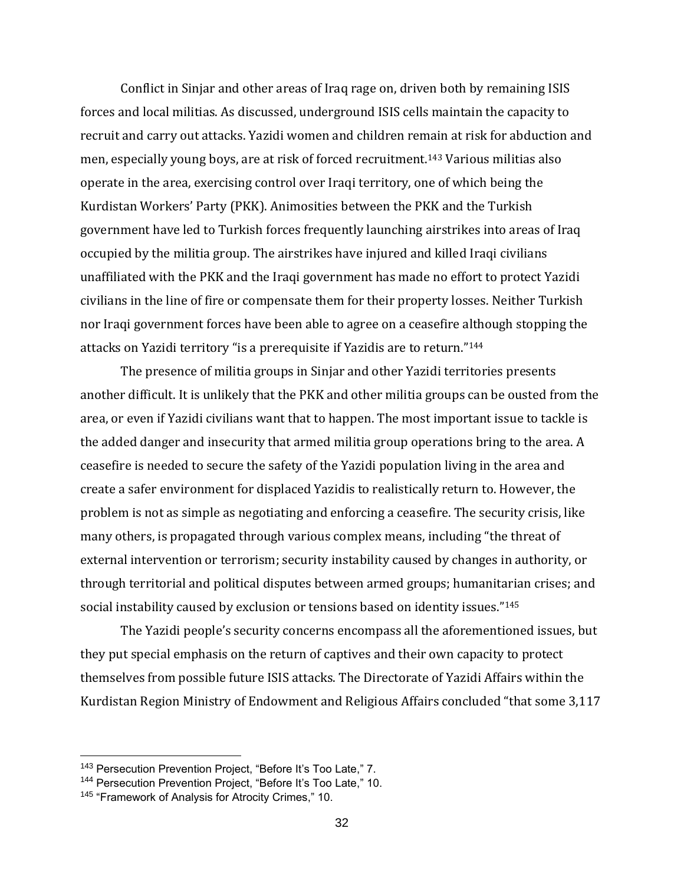Conflict in Sinjar and other areas of Iraq rage on, driven both by remaining ISIS forces and local militias. As discussed, underground ISIS cells maintain the capacity to recruit and carry out attacks. Yazidi women and children remain at risk for abduction and men, especially young boys, are at risk of forced recruitment.[143] Various militias also operate in the area, exercising control over Iraqi territory, one of which being the Kurdistan Workers' Party (PKK). Animosities between the PKK and the Turkish government have led to Turkish forces frequently launching airstrikes into areas of Iraq occupied by the militia group. The airstrikes have injured and killed Iraqi civilians unaffiliated with the PKK and the Iraqi government has made no effort to protect Yazidi civilians in the line of fire or compensate them for their property losses. Neither Turkish nor Iraqi government forces have been able to agree on a ceasefire although stopping the attacks on Yazidi territory "is a prerequisite if Yazidis are to return."[144]

The presence of militia groups in Sinjar and other Yazidi territories presents another difficult. It is unlikely that the PKK and other militia groups can be ousted from the area, or even if Yazidi civilians want that to happen. The most important issue to tackle is the added danger and insecurity that armed militia group operations bring to the area. A ceasefire is needed to secure the safety of the Yazidi population living in the area and create a safer environment for displaced Yazidis to realistically return to. However, the problem is not as simple as negotiating and enforcing a ceasefire. The security crisis, like many others, is propagated through various complex means, including "the threat of external intervention or terrorism; security instability caused by changes in authority, or through territorial and political disputes between armed groups; humanitarian crises; and social instability caused by exclusion or tensions based on identity issues."[145]

The Yazidi people's security concerns encompass all the aforementioned issues, but they put special emphasis on the return of captives and their own capacity to protect themselves from possible future ISIS attacks. The Directorate of Yazidi Affairs within the Kurdistan Region Ministry of Endowment and Religious Affairs concluded "that some 3,117

---

[143] Persecution Prevention Project, "Before It's Too Late," 7.

[144] Persecution Prevention Project, "Before It's Too Late," 10.

[145] "Framework of Analysis for Atrocity Crimes," 10.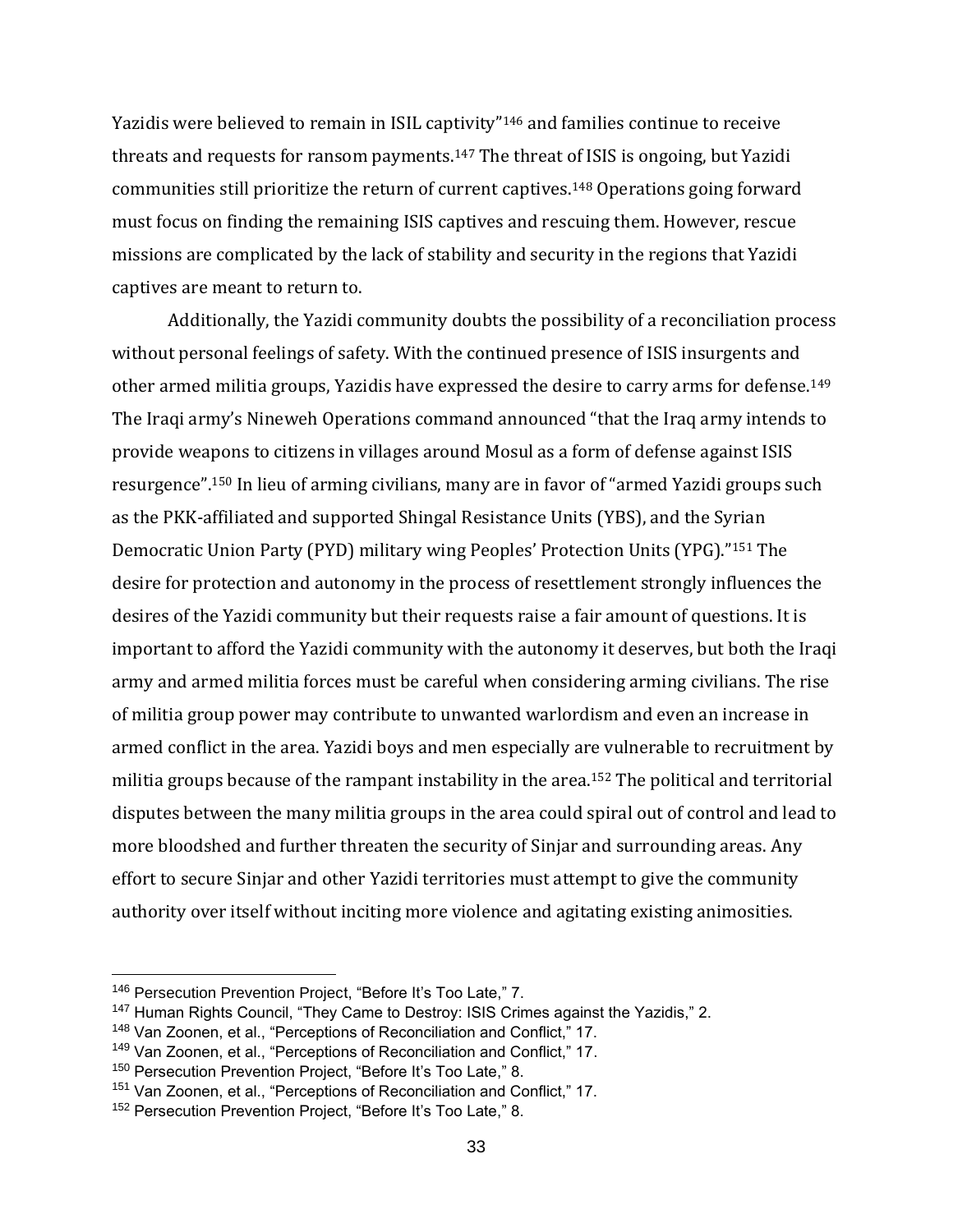Yazidis were believed to remain in ISIL captivity"[146] and families continue to receive threats and requests for ransom payments.[147] The threat of ISIS is ongoing, but Yazidi communities still prioritize the return of current captives.[148] Operations going forward must focus on finding the remaining ISIS captives and rescuing them. However, rescue missions are complicated by the lack of stability and security in the regions that Yazidi captives are meant to return to.

Additionally, the Yazidi community doubts the possibility of a reconciliation process without personal feelings of safety. With the continued presence of ISIS insurgents and other armed militia groups, Yazidis have expressed the desire to carry arms for defense.[149] The Iraqi army's Nineweh Operations command announced "that the Iraq army intends to provide weapons to citizens in villages around Mosul as a form of defense against ISIS resurgence".[150] In lieu of arming civilians, many are in favor of "armed Yazidi groups such as the PKK-affiliated and supported Shingal Resistance Units (YBS), and the Syrian Democratic Union Party (PYD) military wing Peoples' Protection Units (YPG)."[151] The desire for protection and autonomy in the process of resettlement strongly influences the desires of the Yazidi community but their requests raise a fair amount of questions. It is important to afford the Yazidi community with the autonomy it deserves, but both the Iraqi army and armed militia forces must be careful when considering arming civilians. The rise of militia group power may contribute to unwanted warlordism and even an increase in armed conflict in the area. Yazidi boys and men especially are vulnerable to recruitment by militia groups because of the rampant instability in the area.[152] The political and territorial disputes between the many militia groups in the area could spiral out of control and lead to more bloodshed and further threaten the security of Sinjar and surrounding areas. Any effort to secure Sinjar and other Yazidi territories must attempt to give the community authority over itself without inciting more violence and agitating existing animosities.

---

[146] Persecution Prevention Project, "Before It's Too Late," 7.

[147] Human Rights Council, "They Came to Destroy: ISIS Crimes against the Yazidis," 2.

[148] Van Zoonen, et al., "Perceptions of Reconciliation and Conflict," 17.

[149] Van Zoonen, et al., "Perceptions of Reconciliation and Conflict," 17.

[150] Persecution Prevention Project, "Before It's Too Late," 8.

[151] Van Zoonen, et al., "Perceptions of Reconciliation and Conflict," 17.

[152] Persecution Prevention Project, "Before It's Too Late," 8.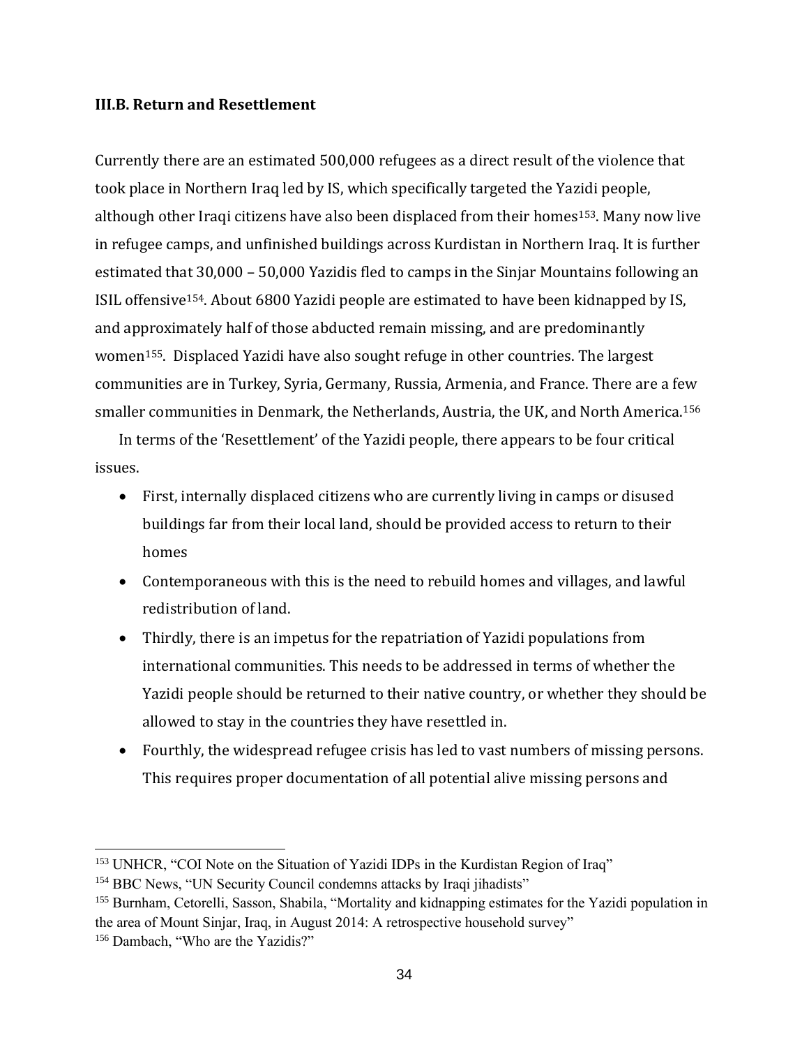### III.B. Return and Resettlement

Currently there are an estimated 500,000 refugees as a direct result of the violence that took place in Northern Iraq led by IS, which specifically targeted the Yazidi people, although other Iraqi citizens have also been displaced from their homes[153]. Many now live in refugee camps, and unfinished buildings across Kurdistan in Northern Iraq. It is further estimated that 30,000 – 50,000 Yazidis fled to camps in the Sinjar Mountains following an ISIL offensive[154]. About 6800 Yazidi people are estimated to have been kidnapped by IS, and approximately half of those abducted remain missing, and are predominantly women[155]. Displaced Yazidi have also sought refuge in other countries. The largest communities are in Turkey, Syria, Germany, Russia, Armenia, and France. There are a few smaller communities in Denmark, the Netherlands, Austria, the UK, and North America.[156]

In terms of the 'Resettlement' of the Yazidi people, there appears to be four critical issues.

- First, internally displaced citizens who are currently living in camps or disused buildings far from their local land, should be provided access to return to their homes
- Contemporaneous with this is the need to rebuild homes and villages, and lawful redistribution of land.
- Thirdly, there is an impetus for the repatriation of Yazidi populations from international communities. This needs to be addressed in terms of whether the Yazidi people should be returned to their native country, or whether they should be allowed to stay in the countries they have resettled in.
- Fourthly, the widespread refugee crisis has led to vast numbers of missing persons. This requires proper documentation of all potential alive missing persons and

---

[153] UNHCR, "COI Note on the Situation of Yazidi IDPs in the Kurdistan Region of Iraq"

[154] BBC News, "UN Security Council condemns attacks by Iraqi jihadists"

[155] Burnham, Cetorelli, Sasson, Shabila, "Mortality and kidnapping estimates for the Yazidi population in the area of Mount Sinjar, Iraq, in August 2014: A retrospective household survey"

[156] Dambach, "Who are the Yazidis?"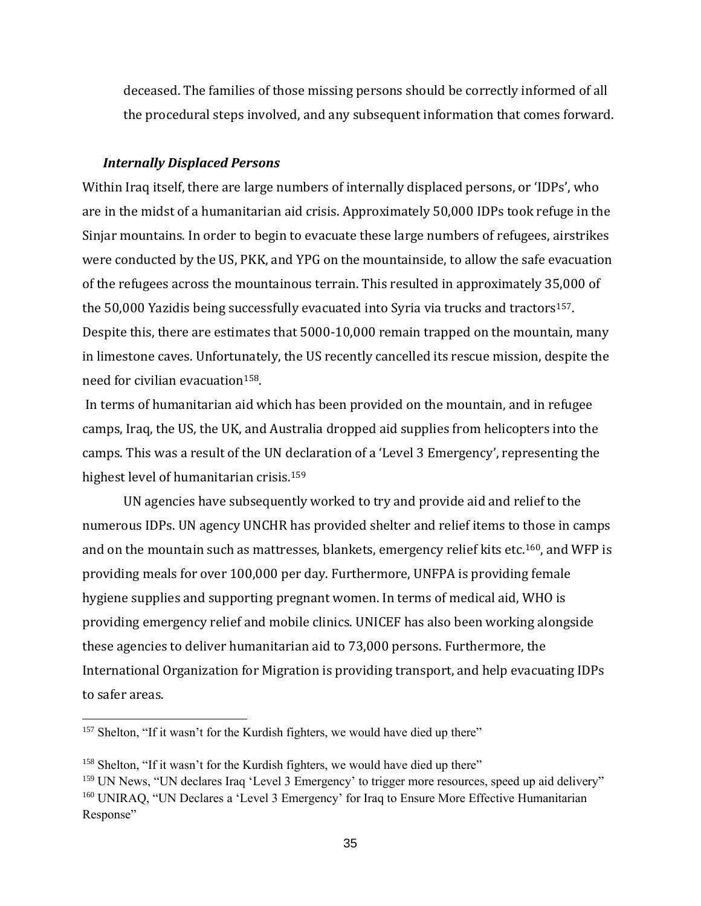deceased. The families of those missing persons should be correctly informed of all the procedural steps involved, and any subsequent information that comes forward.

### *Internally Displaced Persons*

Within Iraq itself, there are large numbers of internally displaced persons, or 'IDPs', who are in the midst of a humanitarian aid crisis. Approximately 50,000 IDPs took refuge in the Sinjar mountains. In order to begin to evacuate these large numbers of refugees, airstrikes were conducted by the US, PKK, and YPG on the mountainside, to allow the safe evacuation of the refugees across the mountainous terrain. This resulted in approximately 35,000 of the 50,000 Yazidis being successfully evacuated into Syria via trucks and tractors[157]. Despite this, there are estimates that 5000-10,000 remain trapped on the mountain, many in limestone caves. Unfortunately, the US recently cancelled its rescue mission, despite the need for civilian evacuation[158].

In terms of humanitarian aid which has been provided on the mountain, and in refugee camps, Iraq, the US, the UK, and Australia dropped aid supplies from helicopters into the camps. This was a result of the UN declaration of a 'Level 3 Emergency', representing the highest level of humanitarian crisis.[159]

UN agencies have subsequently worked to try and provide aid and relief to the numerous IDPs. UN agency UNCHR has provided shelter and relief items to those in camps and on the mountain such as mattresses, blankets, emergency relief kits etc.[160], and WFP is providing meals for over 100,000 per day. Furthermore, UNFPA is providing female hygiene supplies and supporting pregnant women. In terms of medical aid, WHO is providing emergency relief and mobile clinics. UNICEF has also been working alongside these agencies to deliver humanitarian aid to 73,000 persons. Furthermore, the International Organization for Migration is providing transport, and help evacuating IDPs to safer areas.

---

[157] Shelton, "If it wasn't for the Kurdish fighters, we would have died up there"

[158] Shelton, "If it wasn't for the Kurdish fighters, we would have died up there"

[159] UN News, "UN declares Iraq 'Level 3 Emergency' to trigger more resources, speed up aid delivery"

[160] UNIRAQ, "UN Declares a 'Level 3 Emergency' for Iraq to Ensure More Effective Humanitarian Response"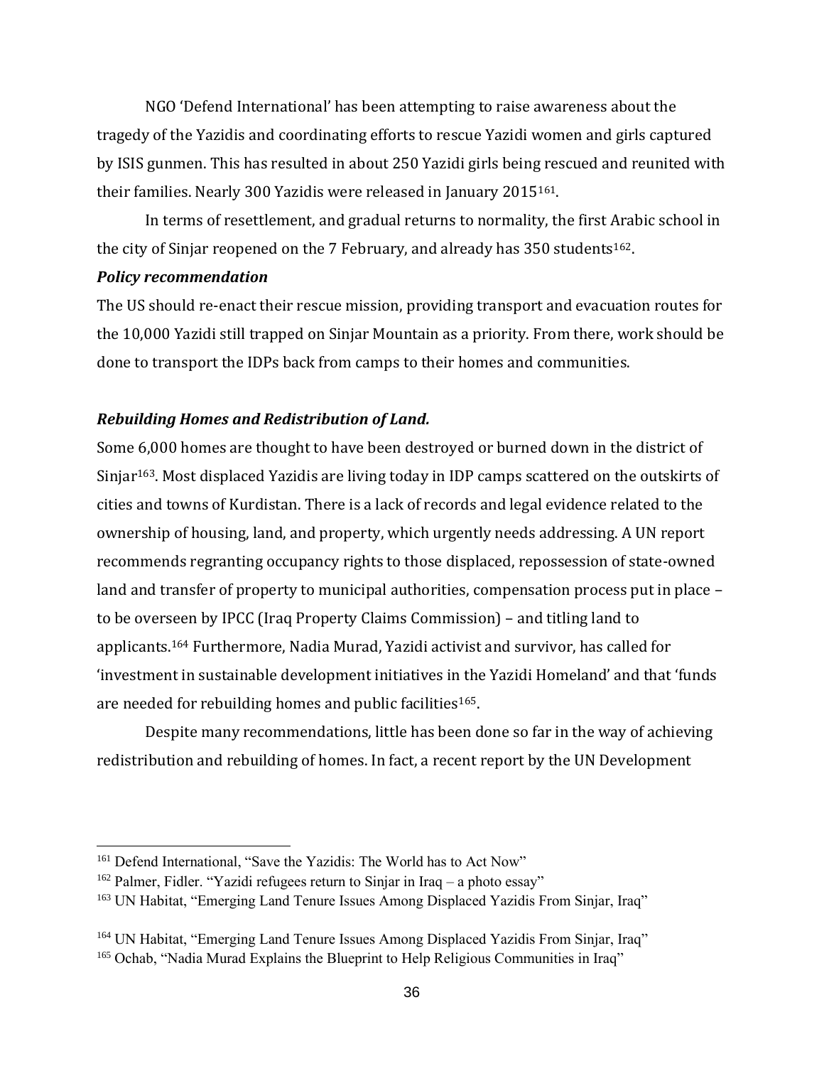NGO 'Defend International' has been attempting to raise awareness about the tragedy of the Yazidis and coordinating efforts to rescue Yazidi women and girls captured by ISIS gunmen. This has resulted in about 250 Yazidi girls being rescued and reunited with their families. Nearly 300 Yazidis were released in January 2015[161].

In terms of resettlement, and gradual returns to normality, the first Arabic school in the city of Sinjar reopened on the 7 February, and already has 350 students[162].

***Policy recommendation***

The US should re-enact their rescue mission, providing transport and evacuation routes for the 10,000 Yazidi still trapped on Sinjar Mountain as a priority. From there, work should be done to transport the IDPs back from camps to their homes and communities.

***Rebuilding Homes and Redistribution of Land.***

Some 6,000 homes are thought to have been destroyed or burned down in the district of Sinjar[163]. Most displaced Yazidis are living today in IDP camps scattered on the outskirts of cities and towns of Kurdistan. There is a lack of records and legal evidence related to the ownership of housing, land, and property, which urgently needs addressing. A UN report recommends regranting occupancy rights to those displaced, repossession of state-owned land and transfer of property to municipal authorities, compensation process put in place – to be overseen by IPCC (Iraq Property Claims Commission) – and titling land to applicants.[164] Furthermore, Nadia Murad, Yazidi activist and survivor, has called for 'investment in sustainable development initiatives in the Yazidi Homeland' and that 'funds are needed for rebuilding homes and public facilities[165].

Despite many recommendations, little has been done so far in the way of achieving redistribution and rebuilding of homes. In fact, a recent report by the UN Development

---

[161] Defend International, "Save the Yazidis: The World has to Act Now"

[162] Palmer, Fidler. "Yazidi refugees return to Sinjar in Iraq – a photo essay"

[163] UN Habitat, "Emerging Land Tenure Issues Among Displaced Yazidis From Sinjar, Iraq"

[164] UN Habitat, "Emerging Land Tenure Issues Among Displaced Yazidis From Sinjar, Iraq"

[165] Ochab, "Nadia Murad Explains the Blueprint to Help Religious Communities in Iraq"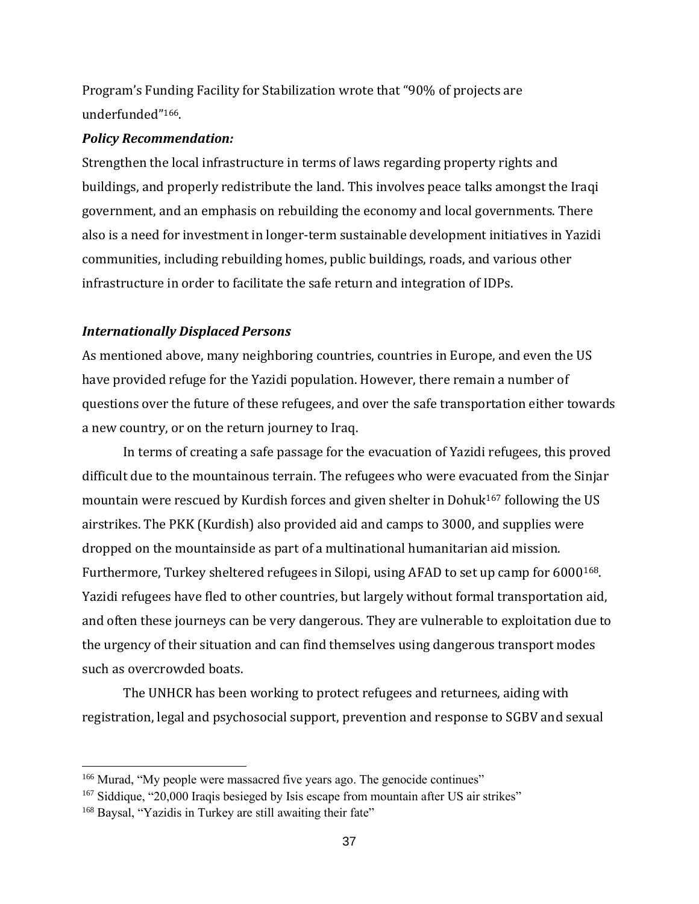Program's Funding Facility for Stabilization wrote that "90% of projects are underfunded"[166].

***Policy Recommendation:***

Strengthen the local infrastructure in terms of laws regarding property rights and buildings, and properly redistribute the land. This involves peace talks amongst the Iraqi government, and an emphasis on rebuilding the economy and local governments. There also is a need for investment in longer-term sustainable development initiatives in Yazidi communities, including rebuilding homes, public buildings, roads, and various other infrastructure in order to facilitate the safe return and integration of IDPs.

***Internationally Displaced Persons***

As mentioned above, many neighboring countries, countries in Europe, and even the US have provided refuge for the Yazidi population. However, there remain a number of questions over the future of these refugees, and over the safe transportation either towards a new country, or on the return journey to Iraq.

In terms of creating a safe passage for the evacuation of Yazidi refugees, this proved difficult due to the mountainous terrain. The refugees who were evacuated from the Sinjar mountain were rescued by Kurdish forces and given shelter in Dohuk[167] following the US airstrikes. The PKK (Kurdish) also provided aid and camps to 3000, and supplies were dropped on the mountainside as part of a multinational humanitarian aid mission. Furthermore, Turkey sheltered refugees in Silopi, using AFAD to set up camp for 6000[168]. Yazidi refugees have fled to other countries, but largely without formal transportation aid, and often these journeys can be very dangerous. They are vulnerable to exploitation due to the urgency of their situation and can find themselves using dangerous transport modes such as overcrowded boats.

The UNHCR has been working to protect refugees and returnees, aiding with registration, legal and psychosocial support, prevention and response to SGBV and sexual

[166] Murad, "My people were massacred five years ago. The genocide continues"

[167] Siddique, "20,000 Iraqis besieged by Isis escape from mountain after US air strikes"

[168] Baysal, "Yazidis in Turkey are still awaiting their fate"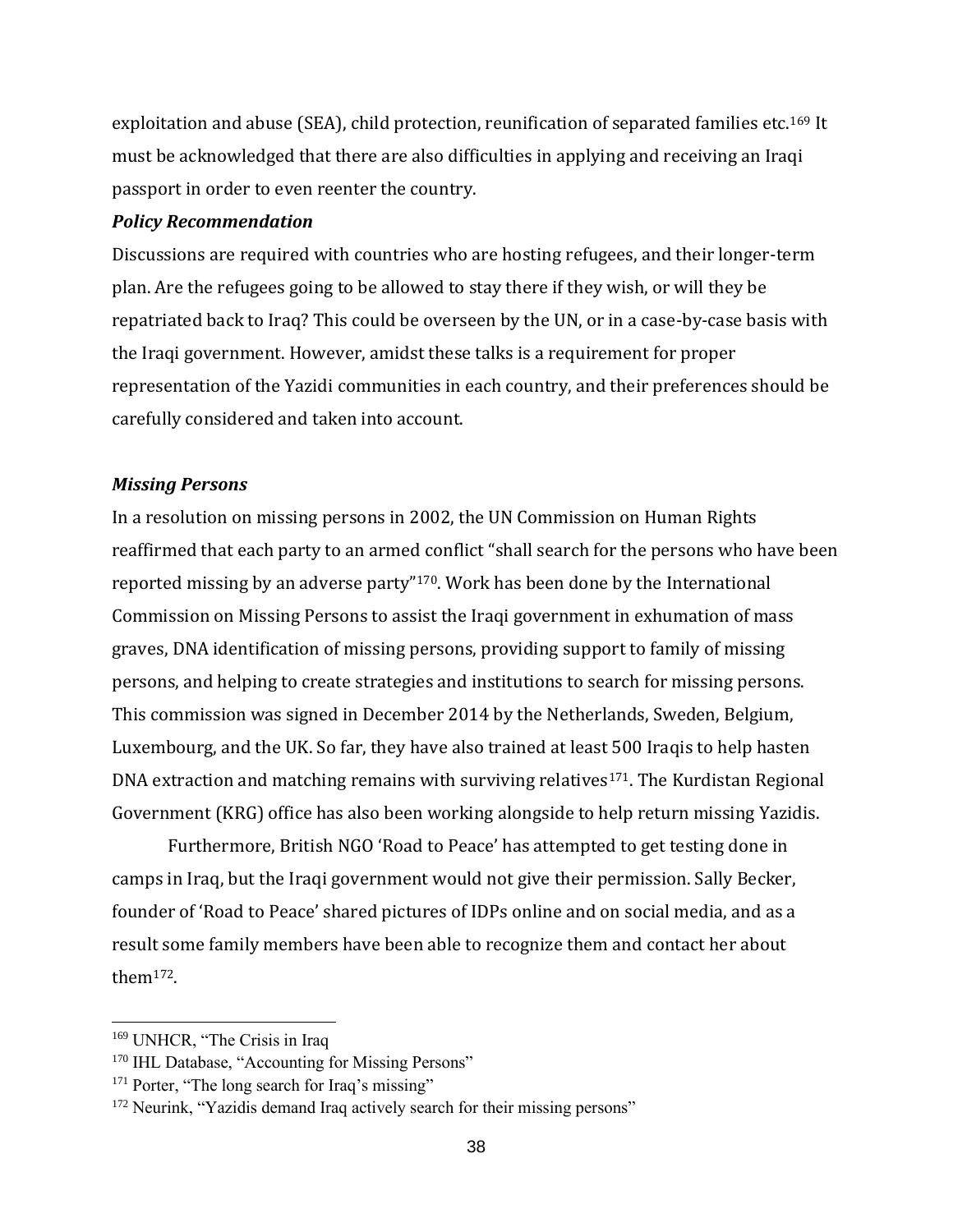exploitation and abuse (SEA), child protection, reunification of separated families etc.[169] It must be acknowledged that there are also difficulties in applying and receiving an Iraqi passport in order to even reenter the country.

***Policy Recommendation***

Discussions are required with countries who are hosting refugees, and their longer-term plan. Are the refugees going to be allowed to stay there if they wish, or will they be repatriated back to Iraq? This could be overseen by the UN, or in a case-by-case basis with the Iraqi government. However, amidst these talks is a requirement for proper representation of the Yazidi communities in each country, and their preferences should be carefully considered and taken into account.

***Missing Persons***

In a resolution on missing persons in 2002, the UN Commission on Human Rights reaffirmed that each party to an armed conflict "shall search for the persons who have been reported missing by an adverse party"[170]. Work has been done by the International Commission on Missing Persons to assist the Iraqi government in exhumation of mass graves, DNA identification of missing persons, providing support to family of missing persons, and helping to create strategies and institutions to search for missing persons. This commission was signed in December 2014 by the Netherlands, Sweden, Belgium, Luxembourg, and the UK. So far, they have also trained at least 500 Iraqis to help hasten DNA extraction and matching remains with surviving relatives[171]. The Kurdistan Regional Government (KRG) office has also been working alongside to help return missing Yazidis.

Furthermore, British NGO 'Road to Peace' has attempted to get testing done in camps in Iraq, but the Iraqi government would not give their permission. Sally Becker, founder of 'Road to Peace' shared pictures of IDPs online and on social media, and as a result some family members have been able to recognize them and contact her about them[172].

[169] UNHCR, "The Crisis in Iraq

[170] IHL Database, "Accounting for Missing Persons"

[171] Porter, "The long search for Iraq's missing"

[172] Neurink, "Yazidis demand Iraq actively search for their missing persons"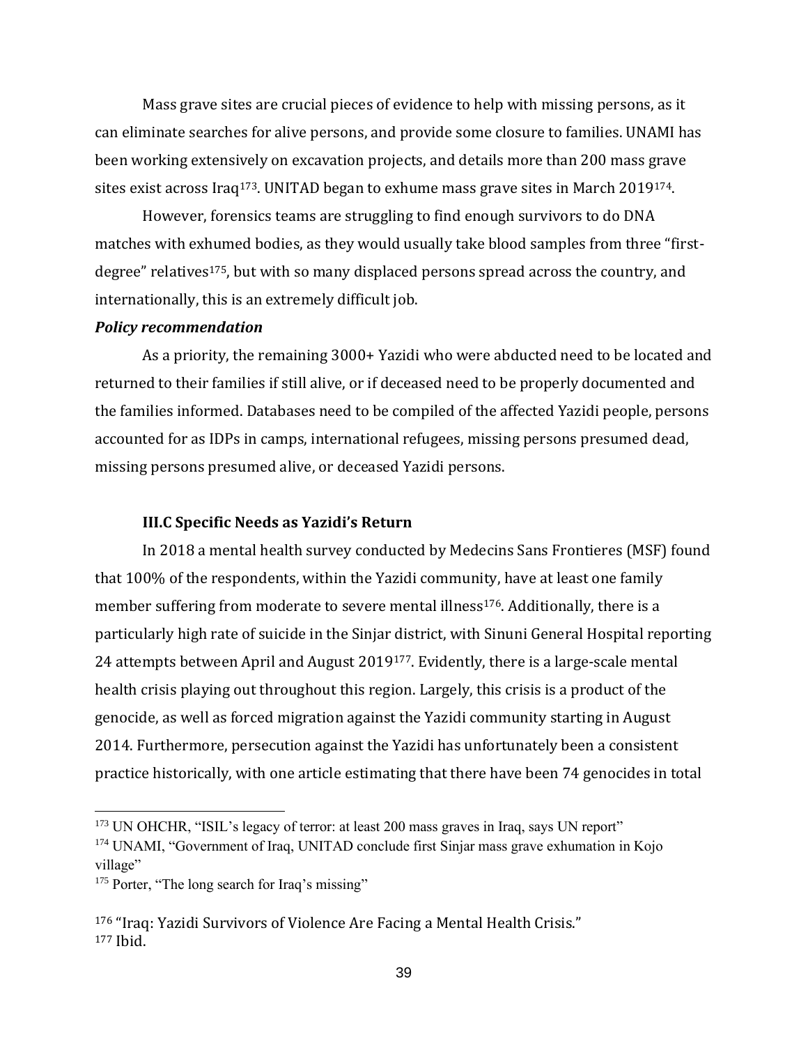Mass grave sites are crucial pieces of evidence to help with missing persons, as it can eliminate searches for alive persons, and provide some closure to families. UNAMI has been working extensively on excavation projects, and details more than 200 mass grave sites exist across Iraq[173]. UNITAD began to exhume mass grave sites in March 2019[174].

However, forensics teams are struggling to find enough survivors to do DNA matches with exhumed bodies, as they would usually take blood samples from three "first-degree" relatives[175], but with so many displaced persons spread across the country, and internationally, this is an extremely difficult job.

***Policy recommendation***

As a priority, the remaining 3000+ Yazidi who were abducted need to be located and returned to their families if still alive, or if deceased need to be properly documented and the families informed. Databases need to be compiled of the affected Yazidi people, persons accounted for as IDPs in camps, international refugees, missing persons presumed dead, missing persons presumed alive, or deceased Yazidi persons.

### III.C Specific Needs as Yazidi's Return

In 2018 a mental health survey conducted by Medecins Sans Frontieres (MSF) found that 100% of the respondents, within the Yazidi community, have at least one family member suffering from moderate to severe mental illness[176]. Additionally, there is a particularly high rate of suicide in the Sinjar district, with Sinuni General Hospital reporting 24 attempts between April and August 2019[177]. Evidently, there is a large-scale mental health crisis playing out throughout this region. Largely, this crisis is a product of the genocide, as well as forced migration against the Yazidi community starting in August 2014. Furthermore, persecution against the Yazidi has unfortunately been a consistent practice historically, with one article estimating that there have been 74 genocides in total

---

[173] UN OHCHR, "ISIL's legacy of terror: at least 200 mass graves in Iraq, says UN report"

[174] UNAMI, "Government of Iraq, UNITAD conclude first Sinjar mass grave exhumation in Kojo village"

[175] Porter, "The long search for Iraq's missing"

[176] "Iraq: Yazidi Survivors of Violence Are Facing a Mental Health Crisis."

[177] Ibid.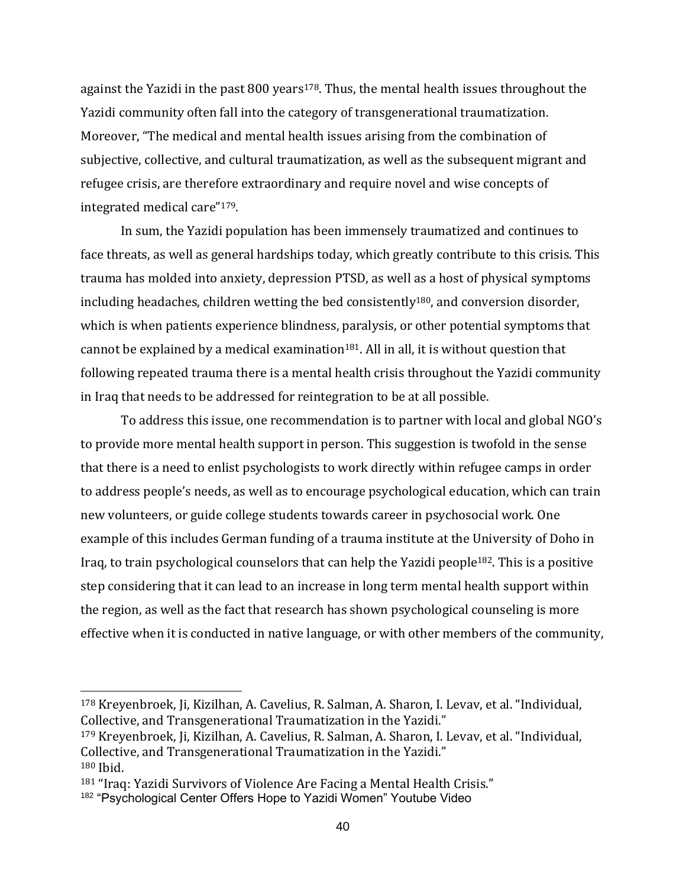against the Yazidi in the past 800 years[178]. Thus, the mental health issues throughout the Yazidi community often fall into the category of transgenerational traumatization. Moreover, "The medical and mental health issues arising from the combination of subjective, collective, and cultural traumatization, as well as the subsequent migrant and refugee crisis, are therefore extraordinary and require novel and wise concepts of integrated medical care"[179].

In sum, the Yazidi population has been immensely traumatized and continues to face threats, as well as general hardships today, which greatly contribute to this crisis. This trauma has molded into anxiety, depression PTSD, as well as a host of physical symptoms including headaches, children wetting the bed consistently[180], and conversion disorder, which is when patients experience blindness, paralysis, or other potential symptoms that cannot be explained by a medical examination[181]. All in all, it is without question that following repeated trauma there is a mental health crisis throughout the Yazidi community in Iraq that needs to be addressed for reintegration to be at all possible.

To address this issue, one recommendation is to partner with local and global NGO's to provide more mental health support in person. This suggestion is twofold in the sense that there is a need to enlist psychologists to work directly within refugee camps in order to address people's needs, as well as to encourage psychological education, which can train new volunteers, or guide college students towards career in psychosocial work. One example of this includes German funding of a trauma institute at the University of Doho in Iraq, to train psychological counselors that can help the Yazidi people[182]. This is a positive step considering that it can lead to an increase in long term mental health support within the region, as well as the fact that research has shown psychological counseling is more effective when it is conducted in native language, or with other members of the community,

---

[178] Kreyenbroek, Ji, Kizilhan, A. Cavelius, R. Salman, A. Sharon, I. Levav, et al. "Individual, Collective, and Transgenerational Traumatization in the Yazidi."

[179] Kreyenbroek, Ji, Kizilhan, A. Cavelius, R. Salman, A. Sharon, I. Levav, et al. "Individual, Collective, and Transgenerational Traumatization in the Yazidi."

[180] Ibid.

[181] "Iraq: Yazidi Survivors of Violence Are Facing a Mental Health Crisis."

[182] "Psychological Center Offers Hope to Yazidi Women" Youtube Video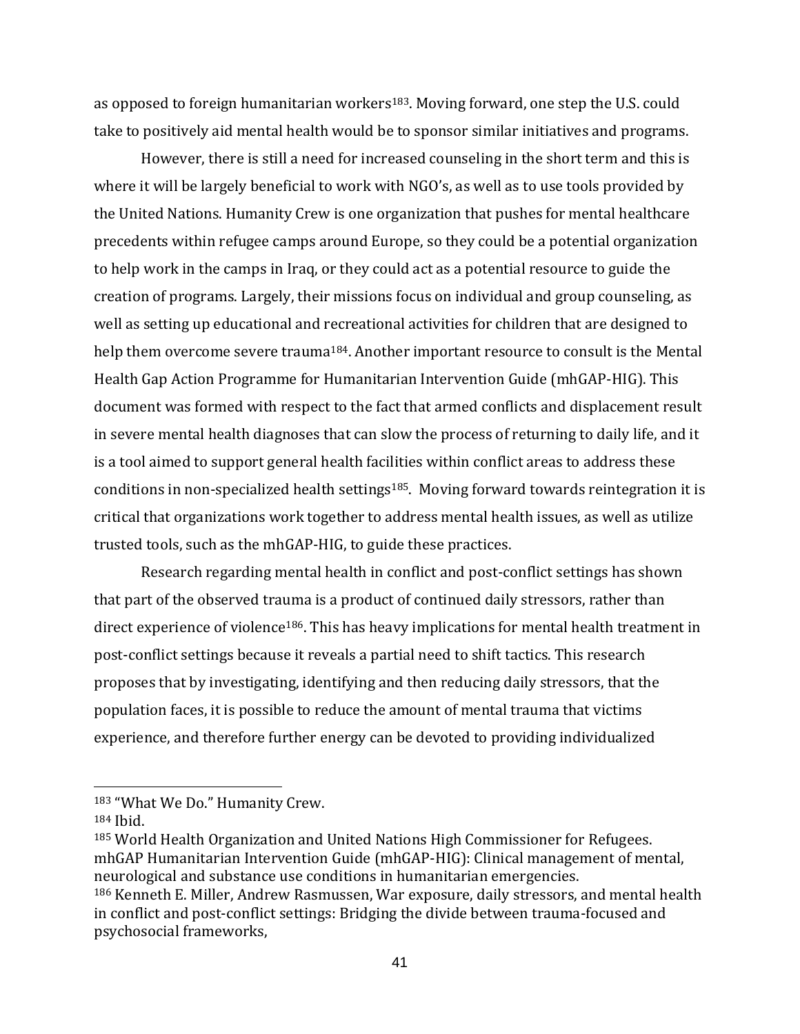as opposed to foreign humanitarian workers[183]. Moving forward, one step the U.S. could take to positively aid mental health would be to sponsor similar initiatives and programs.

However, there is still a need for increased counseling in the short term and this is where it will be largely beneficial to work with NGO's, as well as to use tools provided by the United Nations. Humanity Crew is one organization that pushes for mental healthcare precedents within refugee camps around Europe, so they could be a potential organization to help work in the camps in Iraq, or they could act as a potential resource to guide the creation of programs. Largely, their missions focus on individual and group counseling, as well as setting up educational and recreational activities for children that are designed to help them overcome severe trauma[184]. Another important resource to consult is the Mental Health Gap Action Programme for Humanitarian Intervention Guide (mhGAP-HIG). This document was formed with respect to the fact that armed conflicts and displacement result in severe mental health diagnoses that can slow the process of returning to daily life, and it is a tool aimed to support general health facilities within conflict areas to address these conditions in non-specialized health settings[185]. Moving forward towards reintegration it is critical that organizations work together to address mental health issues, as well as utilize trusted tools, such as the mhGAP-HIG, to guide these practices.

Research regarding mental health in conflict and post-conflict settings has shown that part of the observed trauma is a product of continued daily stressors, rather than direct experience of violence[186]. This has heavy implications for mental health treatment in post-conflict settings because it reveals a partial need to shift tactics. This research proposes that by investigating, identifying and then reducing daily stressors, that the population faces, it is possible to reduce the amount of mental trauma that victims experience, and therefore further energy can be devoted to providing individualized

---

[183] "What We Do." Humanity Crew.

[184] Ibid.

[185] World Health Organization and United Nations High Commissioner for Refugees. mhGAP Humanitarian Intervention Guide (mhGAP-HIG): Clinical management of mental, neurological and substance use conditions in humanitarian emergencies.

[186] Kenneth E. Miller, Andrew Rasmussen, War exposure, daily stressors, and mental health in conflict and post-conflict settings: Bridging the divide between trauma-focused and psychosocial frameworks,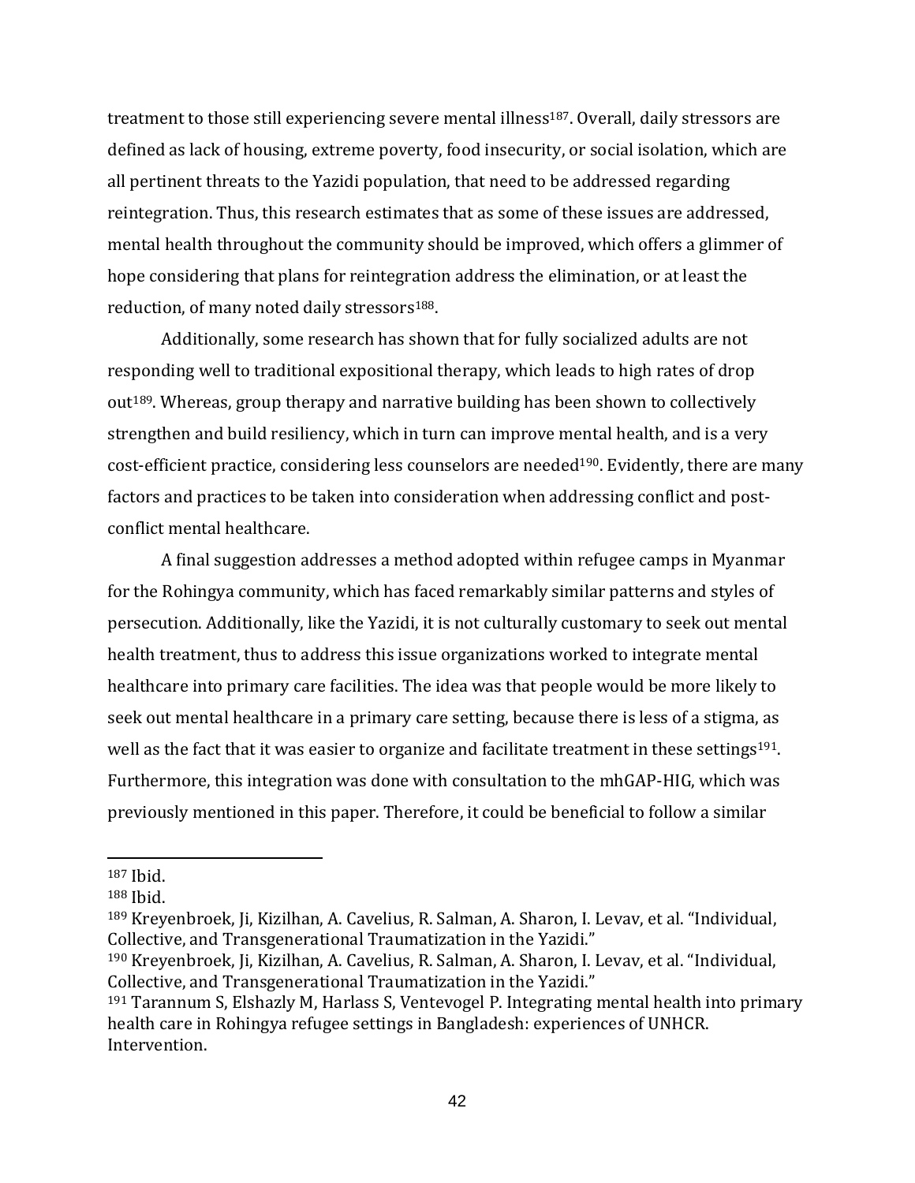treatment to those still experiencing severe mental illness[187]. Overall, daily stressors are defined as lack of housing, extreme poverty, food insecurity, or social isolation, which are all pertinent threats to the Yazidi population, that need to be addressed regarding reintegration. Thus, this research estimates that as some of these issues are addressed, mental health throughout the community should be improved, which offers a glimmer of hope considering that plans for reintegration address the elimination, or at least the reduction, of many noted daily stressors[188].

Additionally, some research has shown that for fully socialized adults are not responding well to traditional expositional therapy, which leads to high rates of drop out[189]. Whereas, group therapy and narrative building has been shown to collectively strengthen and build resiliency, which in turn can improve mental health, and is a very cost-efficient practice, considering less counselors are needed[190]. Evidently, there are many factors and practices to be taken into consideration when addressing conflict and post-conflict mental healthcare.

A final suggestion addresses a method adopted within refugee camps in Myanmar for the Rohingya community, which has faced remarkably similar patterns and styles of persecution. Additionally, like the Yazidi, it is not culturally customary to seek out mental health treatment, thus to address this issue organizations worked to integrate mental healthcare into primary care facilities. The idea was that people would be more likely to seek out mental healthcare in a primary care setting, because there is less of a stigma, as well as the fact that it was easier to organize and facilitate treatment in these settings[191]. Furthermore, this integration was done with consultation to the mhGAP-HIG, which was previously mentioned in this paper. Therefore, it could be beneficial to follow a similar

---

[187] Ibid.

[188] Ibid.

[189] Kreyenbroek, Ji, Kizilhan, A. Cavelius, R. Salman, A. Sharon, I. Levav, et al. "Individual, Collective, and Transgenerational Traumatization in the Yazidi."

[190] Kreyenbroek, Ji, Kizilhan, A. Cavelius, R. Salman, A. Sharon, I. Levav, et al. "Individual, Collective, and Transgenerational Traumatization in the Yazidi."

[191] Tarannum S, Elshazly M, Harlass S, Ventevogel P. Integrating mental health into primary health care in Rohingya refugee settings in Bangladesh: experiences of UNHCR. Intervention.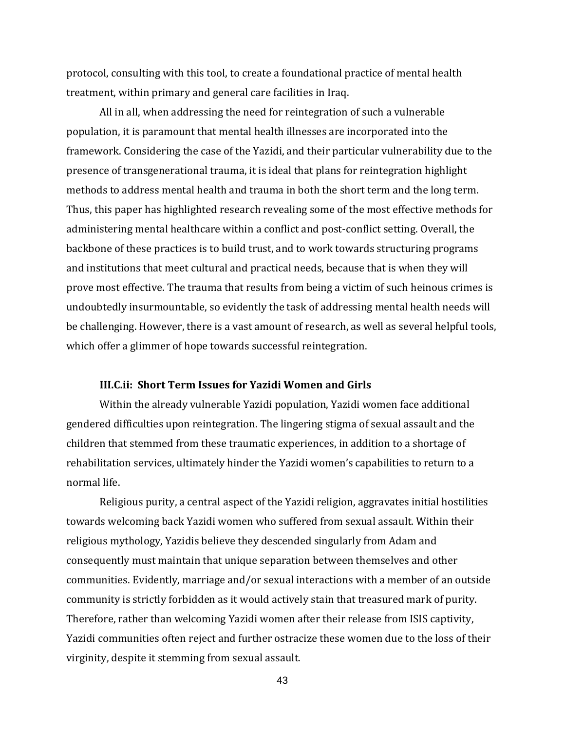protocol, consulting with this tool, to create a foundational practice of mental health treatment, within primary and general care facilities in Iraq.

All in all, when addressing the need for reintegration of such a vulnerable population, it is paramount that mental health illnesses are incorporated into the framework. Considering the case of the Yazidi, and their particular vulnerability due to the presence of transgenerational trauma, it is ideal that plans for reintegration highlight methods to address mental health and trauma in both the short term and the long term. Thus, this paper has highlighted research revealing some of the most effective methods for administering mental healthcare within a conflict and post-conflict setting. Overall, the backbone of these practices is to build trust, and to work towards structuring programs and institutions that meet cultural and practical needs, because that is when they will prove most effective. The trauma that results from being a victim of such heinous crimes is undoubtedly insurmountable, so evidently the task of addressing mental health needs will be challenging. However, there is a vast amount of research, as well as several helpful tools, which offer a glimmer of hope towards successful reintegration.

### III.C.ii: Short Term Issues for Yazidi Women and Girls

Within the already vulnerable Yazidi population, Yazidi women face additional gendered difficulties upon reintegration. The lingering stigma of sexual assault and the children that stemmed from these traumatic experiences, in addition to a shortage of rehabilitation services, ultimately hinder the Yazidi women's capabilities to return to a normal life.

Religious purity, a central aspect of the Yazidi religion, aggravates initial hostilities towards welcoming back Yazidi women who suffered from sexual assault. Within their religious mythology, Yazidis believe they descended singularly from Adam and consequently must maintain that unique separation between themselves and other communities. Evidently, marriage and/or sexual interactions with a member of an outside community is strictly forbidden as it would actively stain that treasured mark of purity. Therefore, rather than welcoming Yazidi women after their release from ISIS captivity, Yazidi communities often reject and further ostracize these women due to the loss of their virginity, despite it stemming from sexual assault.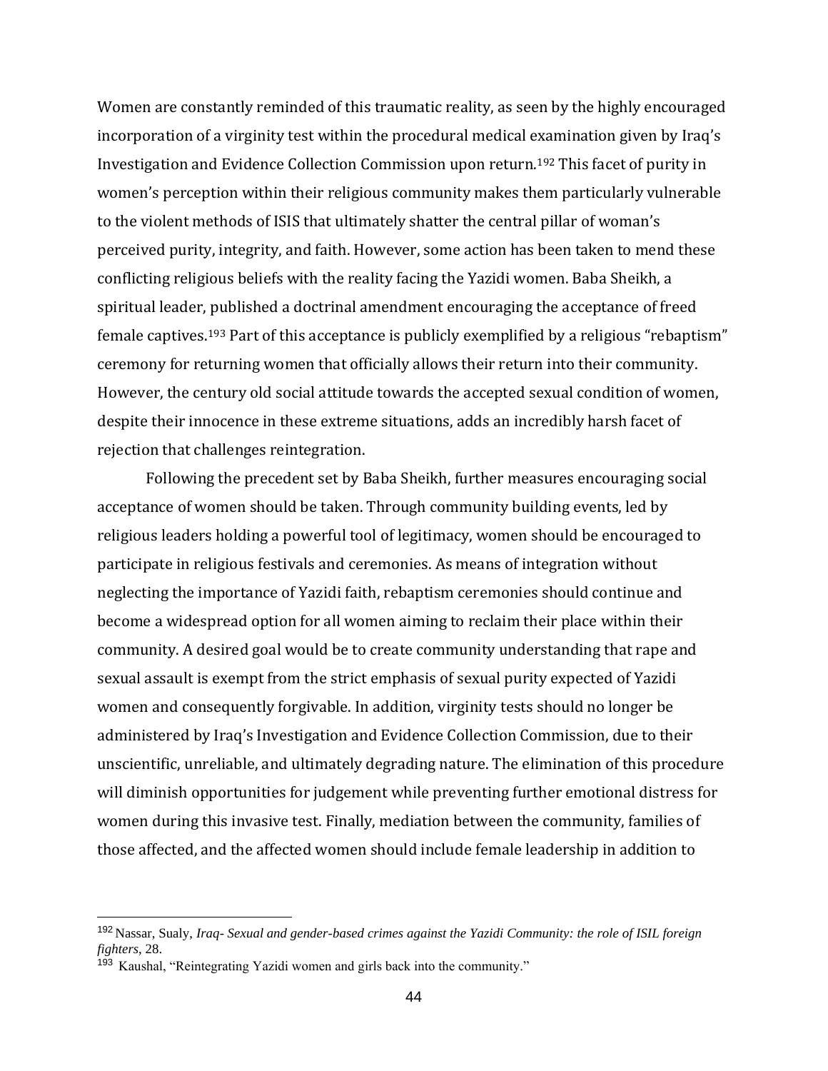Women are constantly reminded of this traumatic reality, as seen by the highly encouraged incorporation of a virginity test within the procedural medical examination given by Iraq's Investigation and Evidence Collection Commission upon return.[192] This facet of purity in women's perception within their religious community makes them particularly vulnerable to the violent methods of ISIS that ultimately shatter the central pillar of woman's perceived purity, integrity, and faith. However, some action has been taken to mend these conflicting religious beliefs with the reality facing the Yazidi women. Baba Sheikh, a spiritual leader, published a doctrinal amendment encouraging the acceptance of freed female captives.[193] Part of this acceptance is publicly exemplified by a religious "rebaptism" ceremony for returning women that officially allows their return into their community. However, the century old social attitude towards the accepted sexual condition of women, despite their innocence in these extreme situations, adds an incredibly harsh facet of rejection that challenges reintegration.

Following the precedent set by Baba Sheikh, further measures encouraging social acceptance of women should be taken. Through community building events, led by religious leaders holding a powerful tool of legitimacy, women should be encouraged to participate in religious festivals and ceremonies. As means of integration without neglecting the importance of Yazidi faith, rebaptism ceremonies should continue and become a widespread option for all women aiming to reclaim their place within their community. A desired goal would be to create community understanding that rape and sexual assault is exempt from the strict emphasis of sexual purity expected of Yazidi women and consequently forgivable. In addition, virginity tests should no longer be administered by Iraq's Investigation and Evidence Collection Commission, due to their unscientific, unreliable, and ultimately degrading nature. The elimination of this procedure will diminish opportunities for judgement while preventing further emotional distress for women during this invasive test. Finally, mediation between the community, families of those affected, and the affected women should include female leadership in addition to

---

[192] Nassar, Sualy, *Iraq- Sexual and gender-based crimes against the Yazidi Community: the role of ISIL foreign fighters*, 28.

[193] Kaushal, "Reintegrating Yazidi women and girls back into the community."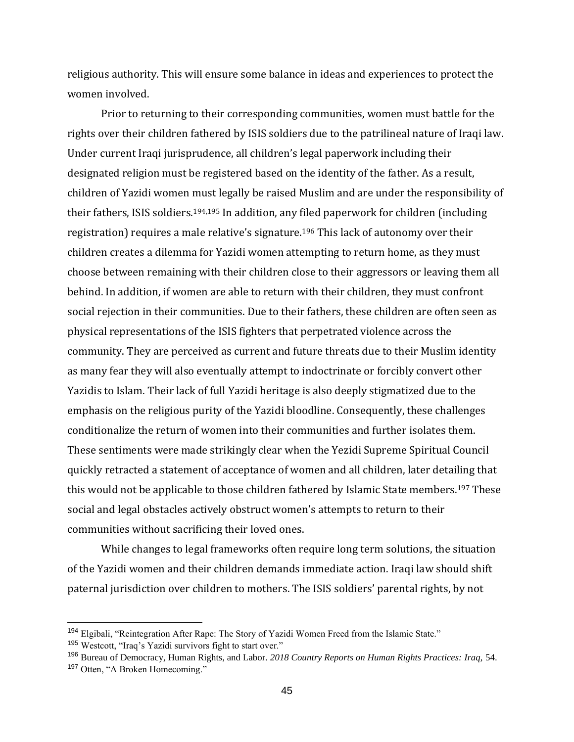religious authority. This will ensure some balance in ideas and experiences to protect the women involved.

Prior to returning to their corresponding communities, women must battle for the rights over their children fathered by ISIS soldiers due to the patrilineal nature of Iraqi law. Under current Iraqi jurisprudence, all children's legal paperwork including their designated religion must be registered based on the identity of the father. As a result, children of Yazidi women must legally be raised Muslim and are under the responsibility of their fathers, ISIS soldiers.[194,195] In addition, any filed paperwork for children (including registration) requires a male relative's signature.[196] This lack of autonomy over their children creates a dilemma for Yazidi women attempting to return home, as they must choose between remaining with their children close to their aggressors or leaving them all behind. In addition, if women are able to return with their children, they must confront social rejection in their communities. Due to their fathers, these children are often seen as physical representations of the ISIS fighters that perpetrated violence across the community. They are perceived as current and future threats due to their Muslim identity as many fear they will also eventually attempt to indoctrinate or forcibly convert other Yazidis to Islam. Their lack of full Yazidi heritage is also deeply stigmatized due to the emphasis on the religious purity of the Yazidi bloodline. Consequently, these challenges conditionalize the return of women into their communities and further isolates them. These sentiments were made strikingly clear when the Yezidi Supreme Spiritual Council quickly retracted a statement of acceptance of women and all children, later detailing that this would not be applicable to those children fathered by Islamic State members.[197] These social and legal obstacles actively obstruct women's attempts to return to their communities without sacrificing their loved ones.

While changes to legal frameworks often require long term solutions, the situation of the Yazidi women and their children demands immediate action. Iraqi law should shift paternal jurisdiction over children to mothers. The ISIS soldiers' parental rights, by not

[194] Elgibali, "Reintegration After Rape: The Story of Yazidi Women Freed from the Islamic State."

[195] Westcott, "Iraq's Yazidi survivors fight to start over."

[196] Bureau of Democracy, Human Rights, and Labor. *2018 Country Reports on Human Rights Practices: Iraq*, 54.

[197] Otten, "A Broken Homecoming."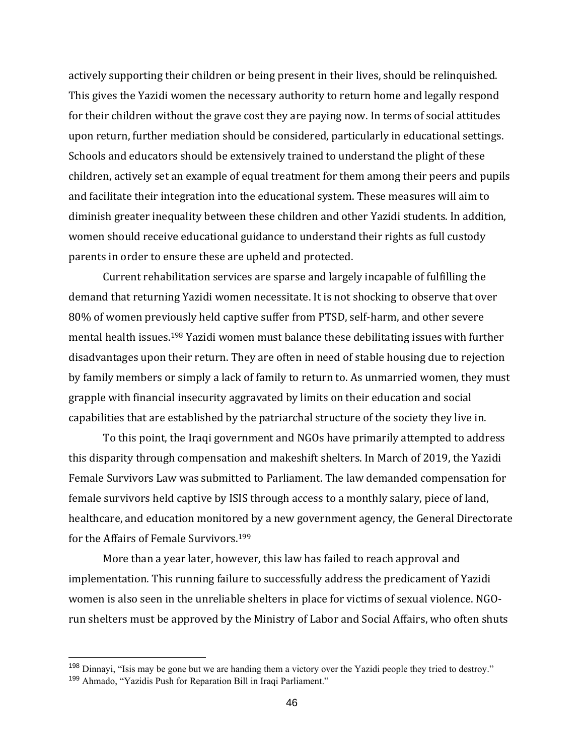actively supporting their children or being present in their lives, should be relinquished. This gives the Yazidi women the necessary authority to return home and legally respond for their children without the grave cost they are paying now. In terms of social attitudes upon return, further mediation should be considered, particularly in educational settings. Schools and educators should be extensively trained to understand the plight of these children, actively set an example of equal treatment for them among their peers and pupils and facilitate their integration into the educational system. These measures will aim to diminish greater inequality between these children and other Yazidi students. In addition, women should receive educational guidance to understand their rights as full custody parents in order to ensure these are upheld and protected.

Current rehabilitation services are sparse and largely incapable of fulfilling the demand that returning Yazidi women necessitate. It is not shocking to observe that over 80% of women previously held captive suffer from PTSD, self-harm, and other severe mental health issues.[198] Yazidi women must balance these debilitating issues with further disadvantages upon their return. They are often in need of stable housing due to rejection by family members or simply a lack of family to return to. As unmarried women, they must grapple with financial insecurity aggravated by limits on their education and social capabilities that are established by the patriarchal structure of the society they live in.

To this point, the Iraqi government and NGOs have primarily attempted to address this disparity through compensation and makeshift shelters. In March of 2019, the Yazidi Female Survivors Law was submitted to Parliament. The law demanded compensation for female survivors held captive by ISIS through access to a monthly salary, piece of land, healthcare, and education monitored by a new government agency, the General Directorate for the Affairs of Female Survivors.[199]

More than a year later, however, this law has failed to reach approval and implementation. This running failure to successfully address the predicament of Yazidi women is also seen in the unreliable shelters in place for victims of sexual violence. NGO-run shelters must be approved by the Ministry of Labor and Social Affairs, who often shuts

[198] Dinnayi, "Isis may be gone but we are handing them a victory over the Yazidi people they tried to destroy."

[199] Ahmado, "Yazidis Push for Reparation Bill in Iraqi Parliament."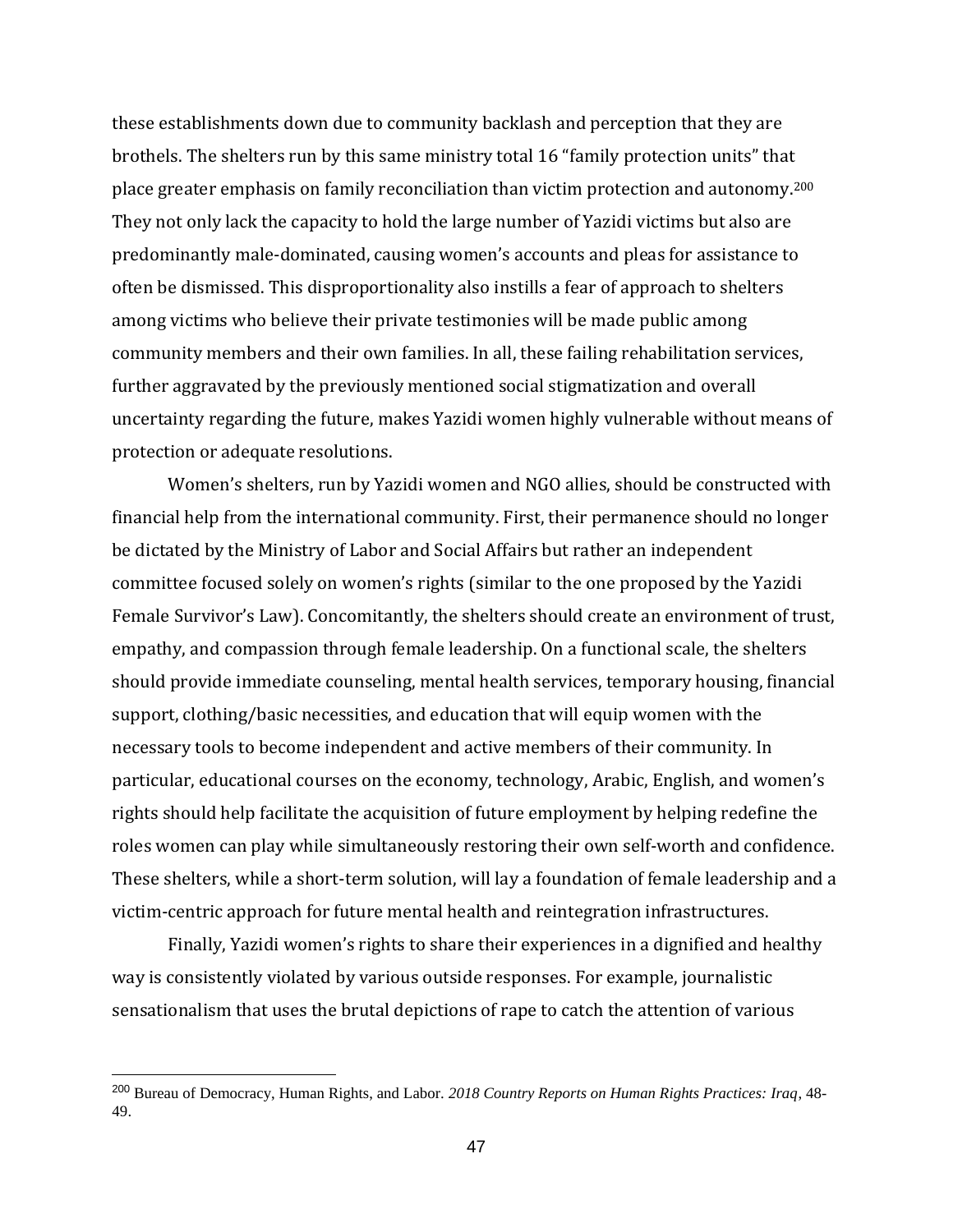these establishments down due to community backlash and perception that they are brothels. The shelters run by this same ministry total 16 "family protection units" that place greater emphasis on family reconciliation than victim protection and autonomy.[200] They not only lack the capacity to hold the large number of Yazidi victims but also are predominantly male-dominated, causing women's accounts and pleas for assistance to often be dismissed. This disproportionality also instills a fear of approach to shelters among victims who believe their private testimonies will be made public among community members and their own families. In all, these failing rehabilitation services, further aggravated by the previously mentioned social stigmatization and overall uncertainty regarding the future, makes Yazidi women highly vulnerable without means of protection or adequate resolutions.

Women's shelters, run by Yazidi women and NGO allies, should be constructed with financial help from the international community. First, their permanence should no longer be dictated by the Ministry of Labor and Social Affairs but rather an independent committee focused solely on women's rights (similar to the one proposed by the Yazidi Female Survivor's Law). Concomitantly, the shelters should create an environment of trust, empathy, and compassion through female leadership. On a functional scale, the shelters should provide immediate counseling, mental health services, temporary housing, financial support, clothing/basic necessities, and education that will equip women with the necessary tools to become independent and active members of their community. In particular, educational courses on the economy, technology, Arabic, English, and women's rights should help facilitate the acquisition of future employment by helping redefine the roles women can play while simultaneously restoring their own self-worth and confidence. These shelters, while a short-term solution, will lay a foundation of female leadership and a victim-centric approach for future mental health and reintegration infrastructures.

Finally, Yazidi women's rights to share their experiences in a dignified and healthy way is consistently violated by various outside responses. For example, journalistic sensationalism that uses the brutal depictions of rape to catch the attention of various

---

[200] Bureau of Democracy, Human Rights, and Labor. *2018 Country Reports on Human Rights Practices: Iraq*, 48-49.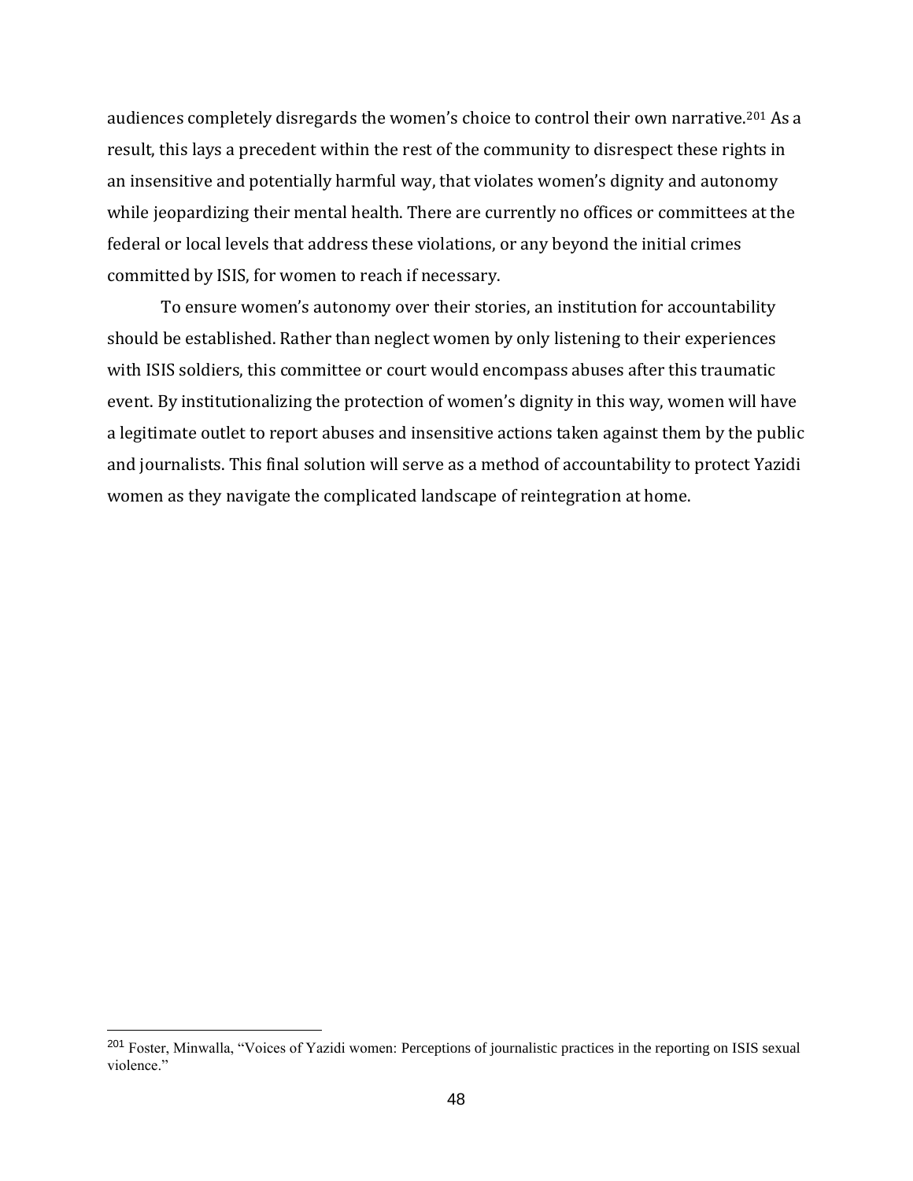audiences completely disregards the women's choice to control their own narrative.[201] As a result, this lays a precedent within the rest of the community to disrespect these rights in an insensitive and potentially harmful way, that violates women's dignity and autonomy while jeopardizing their mental health. There are currently no offices or committees at the federal or local levels that address these violations, or any beyond the initial crimes committed by ISIS, for women to reach if necessary.

To ensure women's autonomy over their stories, an institution for accountability should be established. Rather than neglect women by only listening to their experiences with ISIS soldiers, this committee or court would encompass abuses after this traumatic event. By institutionalizing the protection of women's dignity in this way, women will have a legitimate outlet to report abuses and insensitive actions taken against them by the public and journalists. This final solution will serve as a method of accountability to protect Yazidi women as they navigate the complicated landscape of reintegration at home.

---

[201] Foster, Minwalla, "Voices of Yazidi women: Perceptions of journalistic practices in the reporting on ISIS sexual violence."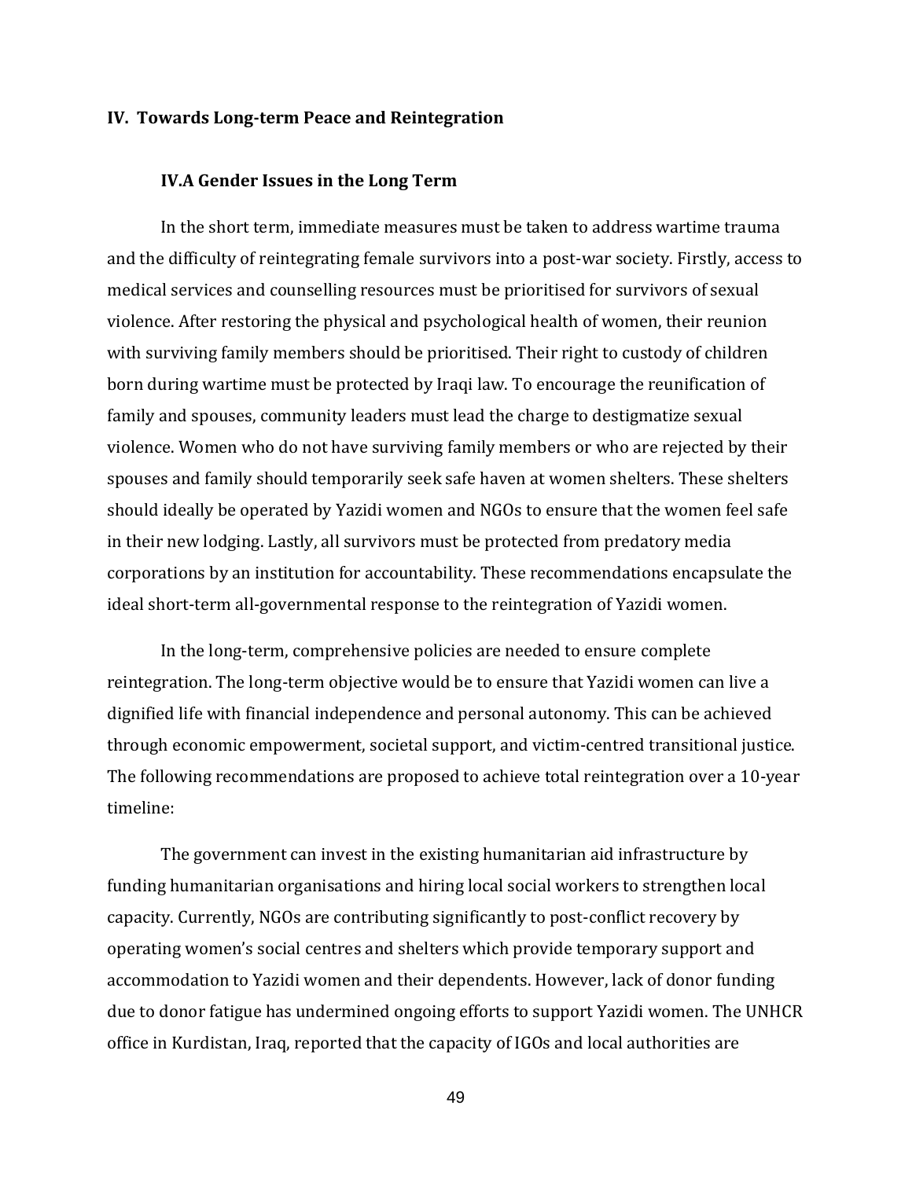## IV. Towards Long-term Peace and Reintegration

### IV.A Gender Issues in the Long Term

In the short term, immediate measures must be taken to address wartime trauma and the difficulty of reintegrating female survivors into a post-war society. Firstly, access to medical services and counselling resources must be prioritised for survivors of sexual violence. After restoring the physical and psychological health of women, their reunion with surviving family members should be prioritised. Their right to custody of children born during wartime must be protected by Iraqi law. To encourage the reunification of family and spouses, community leaders must lead the charge to destigmatize sexual violence. Women who do not have surviving family members or who are rejected by their spouses and family should temporarily seek safe haven at women shelters. These shelters should ideally be operated by Yazidi women and NGOs to ensure that the women feel safe in their new lodging. Lastly, all survivors must be protected from predatory media corporations by an institution for accountability. These recommendations encapsulate the ideal short-term all-governmental response to the reintegration of Yazidi women.

In the long-term, comprehensive policies are needed to ensure complete reintegration. The long-term objective would be to ensure that Yazidi women can live a dignified life with financial independence and personal autonomy. This can be achieved through economic empowerment, societal support, and victim-centred transitional justice. The following recommendations are proposed to achieve total reintegration over a 10-year timeline:

The government can invest in the existing humanitarian aid infrastructure by funding humanitarian organisations and hiring local social workers to strengthen local capacity. Currently, NGOs are contributing significantly to post-conflict recovery by operating women's social centres and shelters which provide temporary support and accommodation to Yazidi women and their dependents. However, lack of donor funding due to donor fatigue has undermined ongoing efforts to support Yazidi women. The UNHCR office in Kurdistan, Iraq, reported that the capacity of IGOs and local authorities are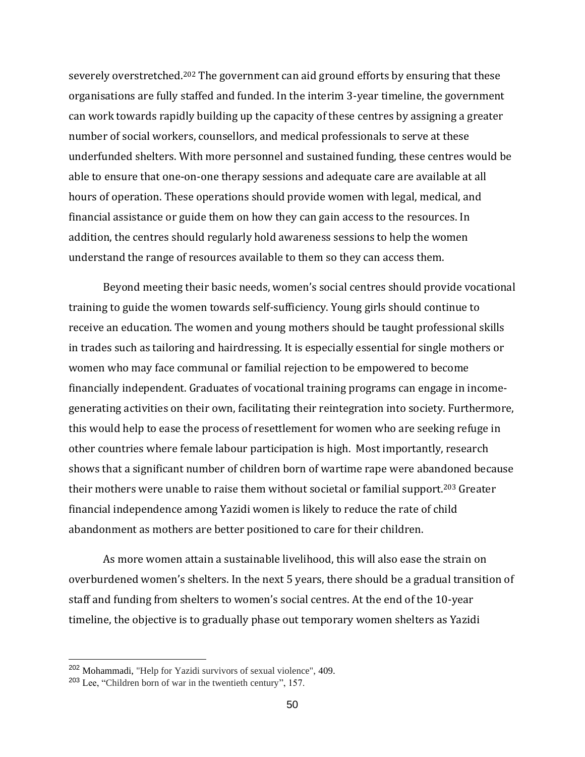severely overstretched.[202] The government can aid ground efforts by ensuring that these organisations are fully staffed and funded. In the interim 3-year timeline, the government can work towards rapidly building up the capacity of these centres by assigning a greater number of social workers, counsellors, and medical professionals to serve at these underfunded shelters. With more personnel and sustained funding, these centres would be able to ensure that one-on-one therapy sessions and adequate care are available at all hours of operation. These operations should provide women with legal, medical, and financial assistance or guide them on how they can gain access to the resources. In addition, the centres should regularly hold awareness sessions to help the women understand the range of resources available to them so they can access them.

Beyond meeting their basic needs, women's social centres should provide vocational training to guide the women towards self-sufficiency. Young girls should continue to receive an education. The women and young mothers should be taught professional skills in trades such as tailoring and hairdressing. It is especially essential for single mothers or women who may face communal or familial rejection to be empowered to become financially independent. Graduates of vocational training programs can engage in income-generating activities on their own, facilitating their reintegration into society. Furthermore, this would help to ease the process of resettlement for women who are seeking refuge in other countries where female labour participation is high. Most importantly, research shows that a significant number of children born of wartime rape were abandoned because their mothers were unable to raise them without societal or familial support.[203] Greater financial independence among Yazidi women is likely to reduce the rate of child abandonment as mothers are better positioned to care for their children.

As more women attain a sustainable livelihood, this will also ease the strain on overburdened women's shelters. In the next 5 years, there should be a gradual transition of staff and funding from shelters to women's social centres. At the end of the 10-year timeline, the objective is to gradually phase out temporary women shelters as Yazidi

---

[202] Mohammadi, "Help for Yazidi survivors of sexual violence", 409.

[203] Lee, "Children born of war in the twentieth century", 157.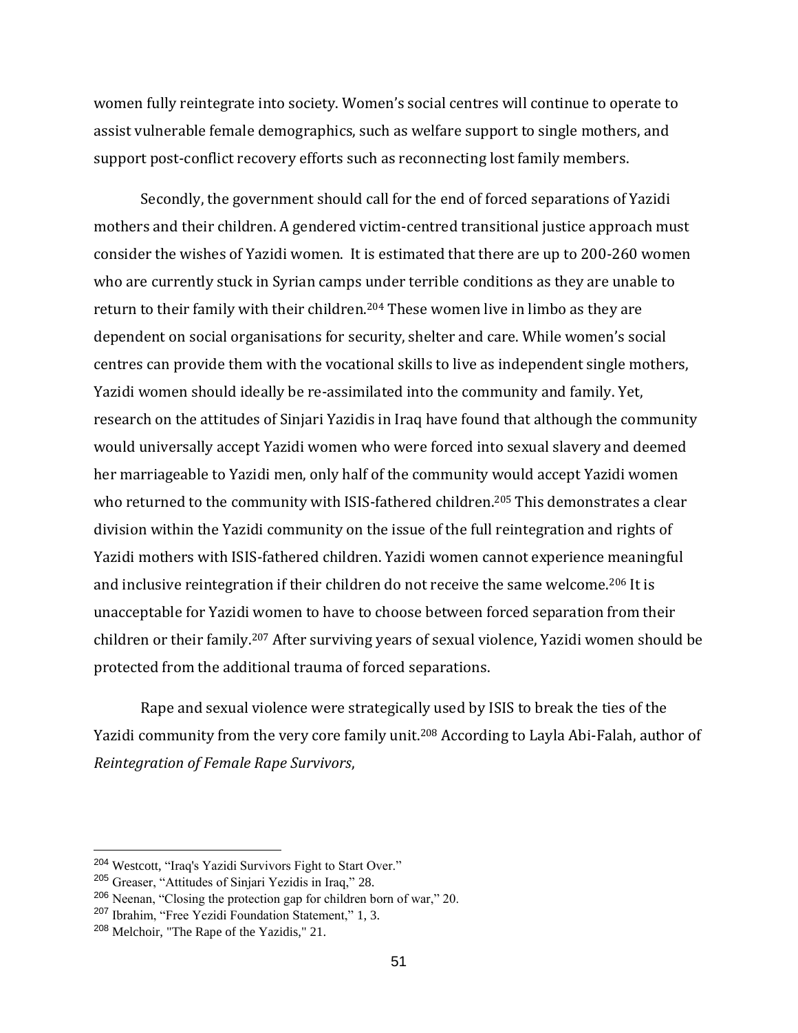women fully reintegrate into society. Women's social centres will continue to operate to assist vulnerable female demographics, such as welfare support to single mothers, and support post-conflict recovery efforts such as reconnecting lost family members.

Secondly, the government should call for the end of forced separations of Yazidi mothers and their children. A gendered victim-centred transitional justice approach must consider the wishes of Yazidi women. It is estimated that there are up to 200-260 women who are currently stuck in Syrian camps under terrible conditions as they are unable to return to their family with their children.[204] These women live in limbo as they are dependent on social organisations for security, shelter and care. While women's social centres can provide them with the vocational skills to live as independent single mothers, Yazidi women should ideally be re-assimilated into the community and family. Yet, research on the attitudes of Sinjari Yazidis in Iraq have found that although the community would universally accept Yazidi women who were forced into sexual slavery and deemed her marriageable to Yazidi men, only half of the community would accept Yazidi women who returned to the community with ISIS-fathered children.[205] This demonstrates a clear division within the Yazidi community on the issue of the full reintegration and rights of Yazidi mothers with ISIS-fathered children. Yazidi women cannot experience meaningful and inclusive reintegration if their children do not receive the same welcome.[206] It is unacceptable for Yazidi women to have to choose between forced separation from their children or their family.[207] After surviving years of sexual violence, Yazidi women should be protected from the additional trauma of forced separations.

Rape and sexual violence were strategically used by ISIS to break the ties of the Yazidi community from the very core family unit.[208] According to Layla Abi-Falah, author of *Reintegration of Female Rape Survivors*,

---

[204] Westcott, "Iraq's Yazidi Survivors Fight to Start Over."

[205] Greaser, "Attitudes of Sinjari Yezidis in Iraq," 28.

[206] Neenan, "Closing the protection gap for children born of war," 20.

[207] Ibrahim, "Free Yezidi Foundation Statement," 1, 3.

[208] Melchoir, "The Rape of the Yazidis," 21.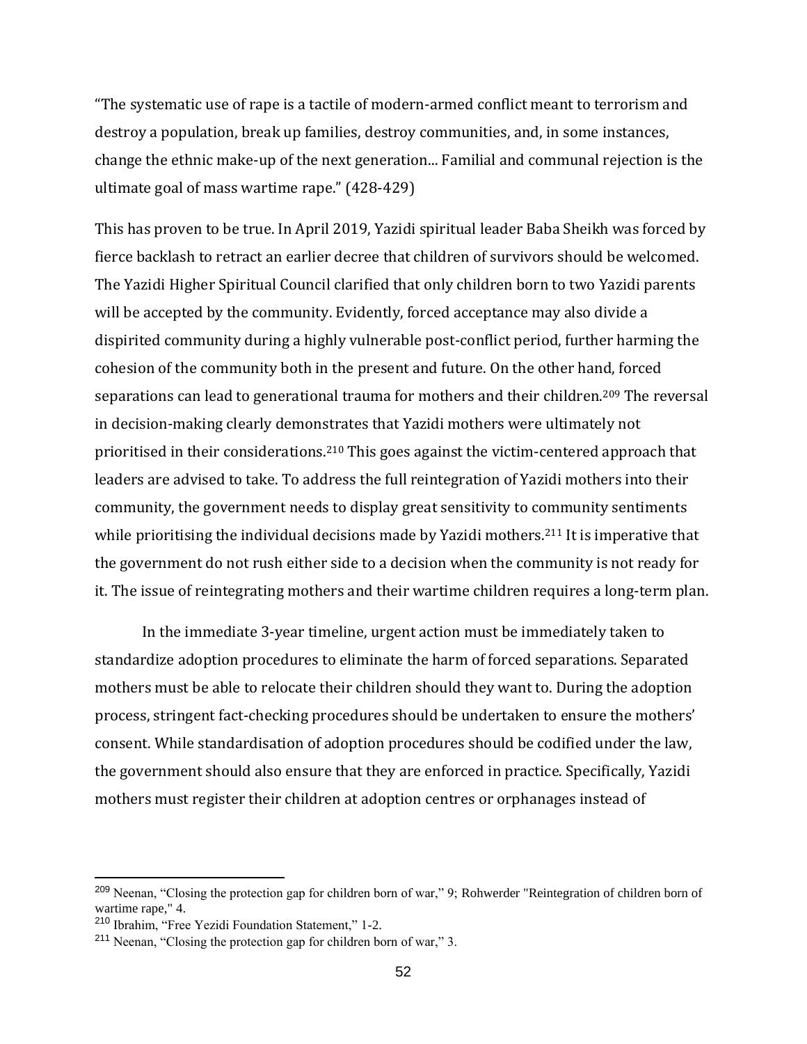"The systematic use of rape is a tactile of modern-armed conflict meant to terrorism and destroy a population, break up families, destroy communities, and, in some instances, change the ethnic make-up of the next generation... Familial and communal rejection is the ultimate goal of mass wartime rape." (428-429)

This has proven to be true. In April 2019, Yazidi spiritual leader Baba Sheikh was forced by fierce backlash to retract an earlier decree that children of survivors should be welcomed. The Yazidi Higher Spiritual Council clarified that only children born to two Yazidi parents will be accepted by the community. Evidently, forced acceptance may also divide a dispirited community during a highly vulnerable post-conflict period, further harming the cohesion of the community both in the present and future. On the other hand, forced separations can lead to generational trauma for mothers and their children.[209] The reversal in decision-making clearly demonstrates that Yazidi mothers were ultimately not prioritised in their considerations.[210] This goes against the victim-centered approach that leaders are advised to take. To address the full reintegration of Yazidi mothers into their community, the government needs to display great sensitivity to community sentiments while prioritising the individual decisions made by Yazidi mothers.[211] It is imperative that the government do not rush either side to a decision when the community is not ready for it. The issue of reintegrating mothers and their wartime children requires a long-term plan.

In the immediate 3-year timeline, urgent action must be immediately taken to standardize adoption procedures to eliminate the harm of forced separations. Separated mothers must be able to relocate their children should they want to. During the adoption process, stringent fact-checking procedures should be undertaken to ensure the mothers' consent. While standardisation of adoption procedures should be codified under the law, the government should also ensure that they are enforced in practice. Specifically, Yazidi mothers must register their children at adoption centres or orphanages instead of

---

[209] Neenan, "Closing the protection gap for children born of war," 9; Rohwerder "Reintegration of children born of wartime rape," 4.

[210] Ibrahim, "Free Yezidi Foundation Statement," 1-2.

[211] Neenan, "Closing the protection gap for children born of war," 3.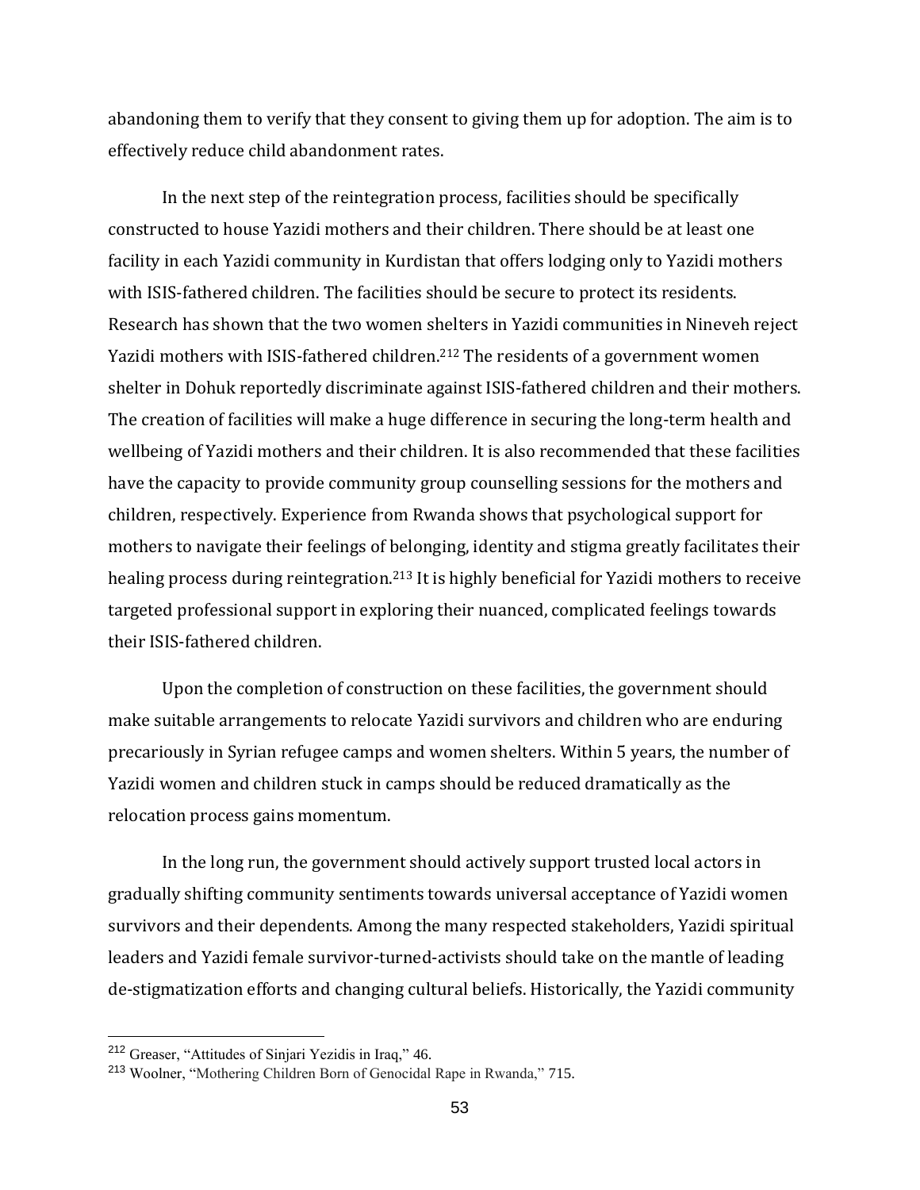abandoning them to verify that they consent to giving them up for adoption. The aim is to effectively reduce child abandonment rates.

In the next step of the reintegration process, facilities should be specifically constructed to house Yazidi mothers and their children. There should be at least one facility in each Yazidi community in Kurdistan that offers lodging only to Yazidi mothers with ISIS-fathered children. The facilities should be secure to protect its residents. Research has shown that the two women shelters in Yazidi communities in Nineveh reject Yazidi mothers with ISIS-fathered children.[212] The residents of a government women shelter in Dohuk reportedly discriminate against ISIS-fathered children and their mothers. The creation of facilities will make a huge difference in securing the long-term health and wellbeing of Yazidi mothers and their children. It is also recommended that these facilities have the capacity to provide community group counselling sessions for the mothers and children, respectively. Experience from Rwanda shows that psychological support for mothers to navigate their feelings of belonging, identity and stigma greatly facilitates their healing process during reintegration.[213] It is highly beneficial for Yazidi mothers to receive targeted professional support in exploring their nuanced, complicated feelings towards their ISIS-fathered children.

Upon the completion of construction on these facilities, the government should make suitable arrangements to relocate Yazidi survivors and children who are enduring precariously in Syrian refugee camps and women shelters. Within 5 years, the number of Yazidi women and children stuck in camps should be reduced dramatically as the relocation process gains momentum.

In the long run, the government should actively support trusted local actors in gradually shifting community sentiments towards universal acceptance of Yazidi women survivors and their dependents. Among the many respected stakeholders, Yazidi spiritual leaders and Yazidi female survivor-turned-activists should take on the mantle of leading de-stigmatization efforts and changing cultural beliefs. Historically, the Yazidi community

---

[212] Greaser, "Attitudes of Sinjari Yezidis in Iraq," 46.

[213] Woolner, "Mothering Children Born of Genocidal Rape in Rwanda," 715.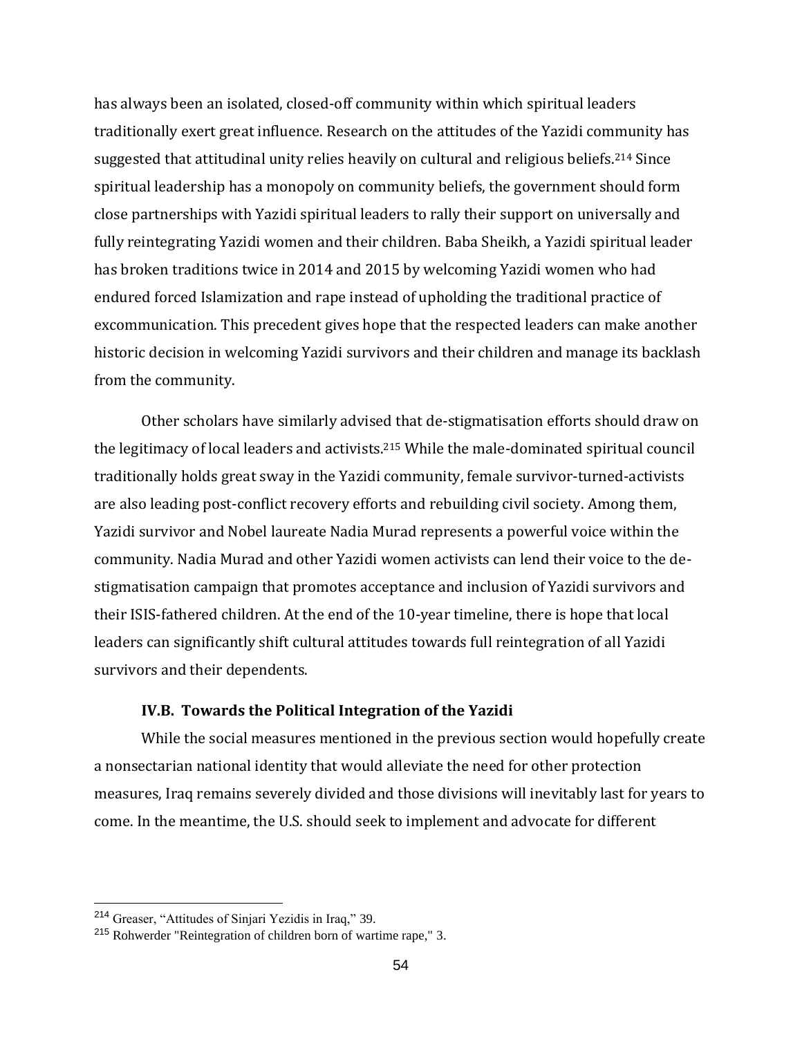has always been an isolated, closed-off community within which spiritual leaders traditionally exert great influence. Research on the attitudes of the Yazidi community has suggested that attitudinal unity relies heavily on cultural and religious beliefs.[214] Since spiritual leadership has a monopoly on community beliefs, the government should form close partnerships with Yazidi spiritual leaders to rally their support on universally and fully reintegrating Yazidi women and their children. Baba Sheikh, a Yazidi spiritual leader has broken traditions twice in 2014 and 2015 by welcoming Yazidi women who had endured forced Islamization and rape instead of upholding the traditional practice of excommunication. This precedent gives hope that the respected leaders can make another historic decision in welcoming Yazidi survivors and their children and manage its backlash from the community.

Other scholars have similarly advised that de-stigmatisation efforts should draw on the legitimacy of local leaders and activists.[215] While the male-dominated spiritual council traditionally holds great sway in the Yazidi community, female survivor-turned-activists are also leading post-conflict recovery efforts and rebuilding civil society. Among them, Yazidi survivor and Nobel laureate Nadia Murad represents a powerful voice within the community. Nadia Murad and other Yazidi women activists can lend their voice to the de-stigmatisation campaign that promotes acceptance and inclusion of Yazidi survivors and their ISIS-fathered children. At the end of the 10-year timeline, there is hope that local leaders can significantly shift cultural attitudes towards full reintegration of all Yazidi survivors and their dependents.

### IV.B. Towards the Political Integration of the Yazidi

While the social measures mentioned in the previous section would hopefully create a nonsectarian national identity that would alleviate the need for other protection measures, Iraq remains severely divided and those divisions will inevitably last for years to come. In the meantime, the U.S. should seek to implement and advocate for different

---

[214] Greaser, "Attitudes of Sinjari Yezidis in Iraq," 39.

[215] Rohwerder "Reintegration of children born of wartime rape," 3.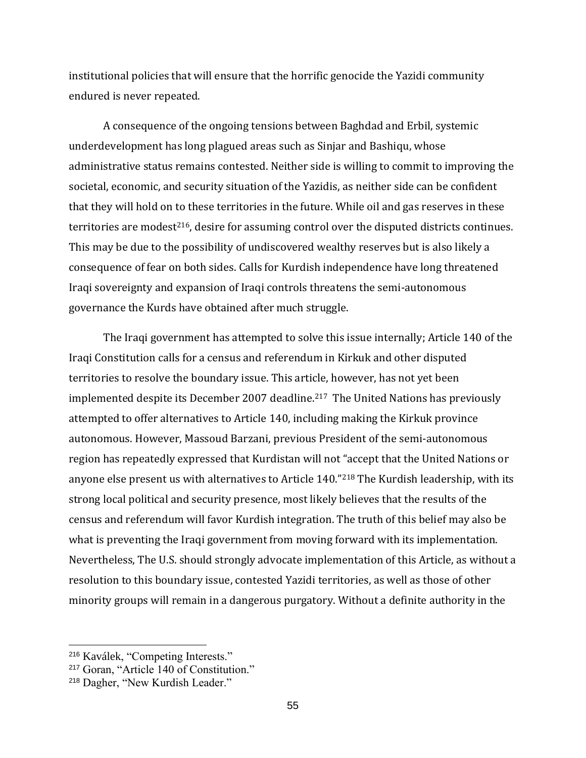institutional policies that will ensure that the horrific genocide the Yazidi community endured is never repeated.

A consequence of the ongoing tensions between Baghdad and Erbil, systemic underdevelopment has long plagued areas such as Sinjar and Bashiqu, whose administrative status remains contested. Neither side is willing to commit to improving the societal, economic, and security situation of the Yazidis, as neither side can be confident that they will hold on to these territories in the future. While oil and gas reserves in these territories are modest[216], desire for assuming control over the disputed districts continues. This may be due to the possibility of undiscovered wealthy reserves but is also likely a consequence of fear on both sides. Calls for Kurdish independence have long threatened Iraqi sovereignty and expansion of Iraqi controls threatens the semi-autonomous governance the Kurds have obtained after much struggle.

The Iraqi government has attempted to solve this issue internally; Article 140 of the Iraqi Constitution calls for a census and referendum in Kirkuk and other disputed territories to resolve the boundary issue. This article, however, has not yet been implemented despite its December 2007 deadline.[217] The United Nations has previously attempted to offer alternatives to Article 140, including making the Kirkuk province autonomous. However, Massoud Barzani, previous President of the semi-autonomous region has repeatedly expressed that Kurdistan will not "accept that the United Nations or anyone else present us with alternatives to Article 140."[218] The Kurdish leadership, with its strong local political and security presence, most likely believes that the results of the census and referendum will favor Kurdish integration. The truth of this belief may also be what is preventing the Iraqi government from moving forward with its implementation. Nevertheless, The U.S. should strongly advocate implementation of this Article, as without a resolution to this boundary issue, contested Yazidi territories, as well as those of other minority groups will remain in a dangerous purgatory. Without a definite authority in the

---

[216] Kaválek, "Competing Interests."

[217] Goran, "Article 140 of Constitution."

[218] Dagher, "New Kurdish Leader."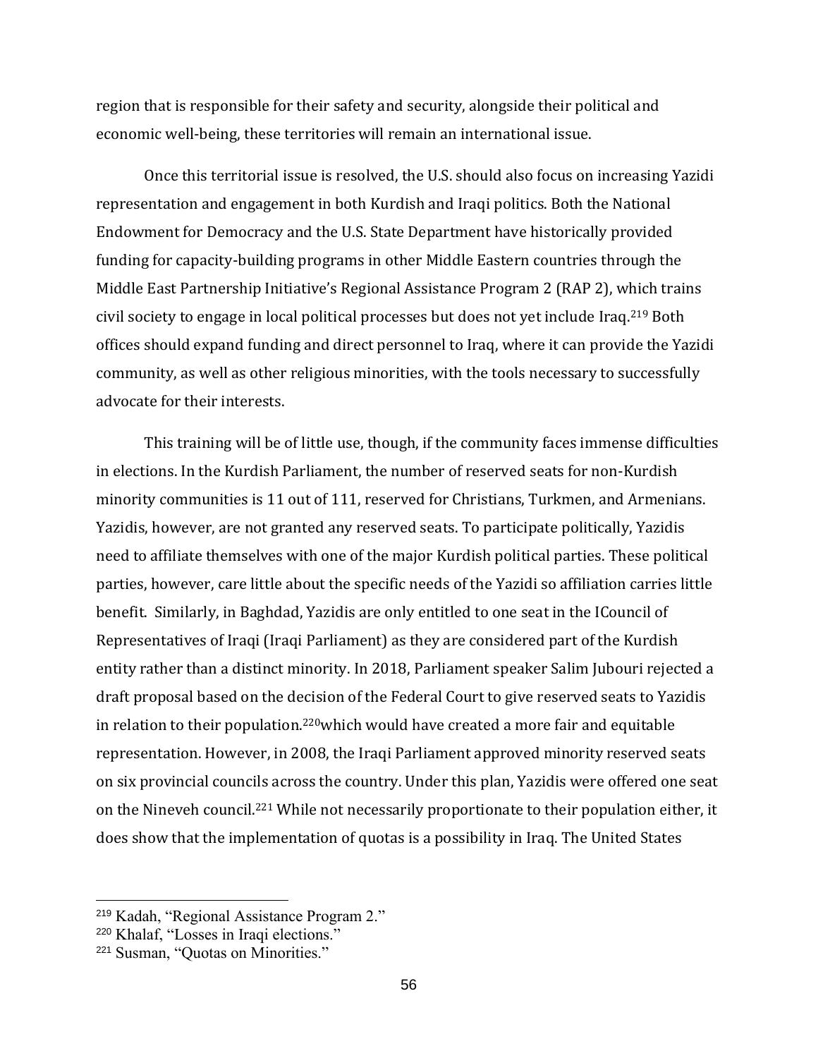region that is responsible for their safety and security, alongside their political and economic well-being, these territories will remain an international issue.

Once this territorial issue is resolved, the U.S. should also focus on increasing Yazidi representation and engagement in both Kurdish and Iraqi politics. Both the National Endowment for Democracy and the U.S. State Department have historically provided funding for capacity-building programs in other Middle Eastern countries through the Middle East Partnership Initiative's Regional Assistance Program 2 (RAP 2), which trains civil society to engage in local political processes but does not yet include Iraq.[219] Both offices should expand funding and direct personnel to Iraq, where it can provide the Yazidi community, as well as other religious minorities, with the tools necessary to successfully advocate for their interests.

This training will be of little use, though, if the community faces immense difficulties in elections. In the Kurdish Parliament, the number of reserved seats for non-Kurdish minority communities is 11 out of 111, reserved for Christians, Turkmen, and Armenians. Yazidis, however, are not granted any reserved seats. To participate politically, Yazidis need to affiliate themselves with one of the major Kurdish political parties. These political parties, however, care little about the specific needs of the Yazidi so affiliation carries little benefit. Similarly, in Baghdad, Yazidis are only entitled to one seat in the ICouncil of Representatives of Iraqi (Iraqi Parliament) as they are considered part of the Kurdish entity rather than a distinct minority. In 2018, Parliament speaker Salim Jubouri rejected a draft proposal based on the decision of the Federal Court to give reserved seats to Yazidis in relation to their population.[220]which would have created a more fair and equitable representation. However, in 2008, the Iraqi Parliament approved minority reserved seats on six provincial councils across the country. Under this plan, Yazidis were offered one seat on the Nineveh council.[221] While not necessarily proportionate to their population either, it does show that the implementation of quotas is a possibility in Iraq. The United States

---

[219] Kadah, "Regional Assistance Program 2."

[220] Khalaf, "Losses in Iraqi elections."

[221] Susman, "Quotas on Minorities."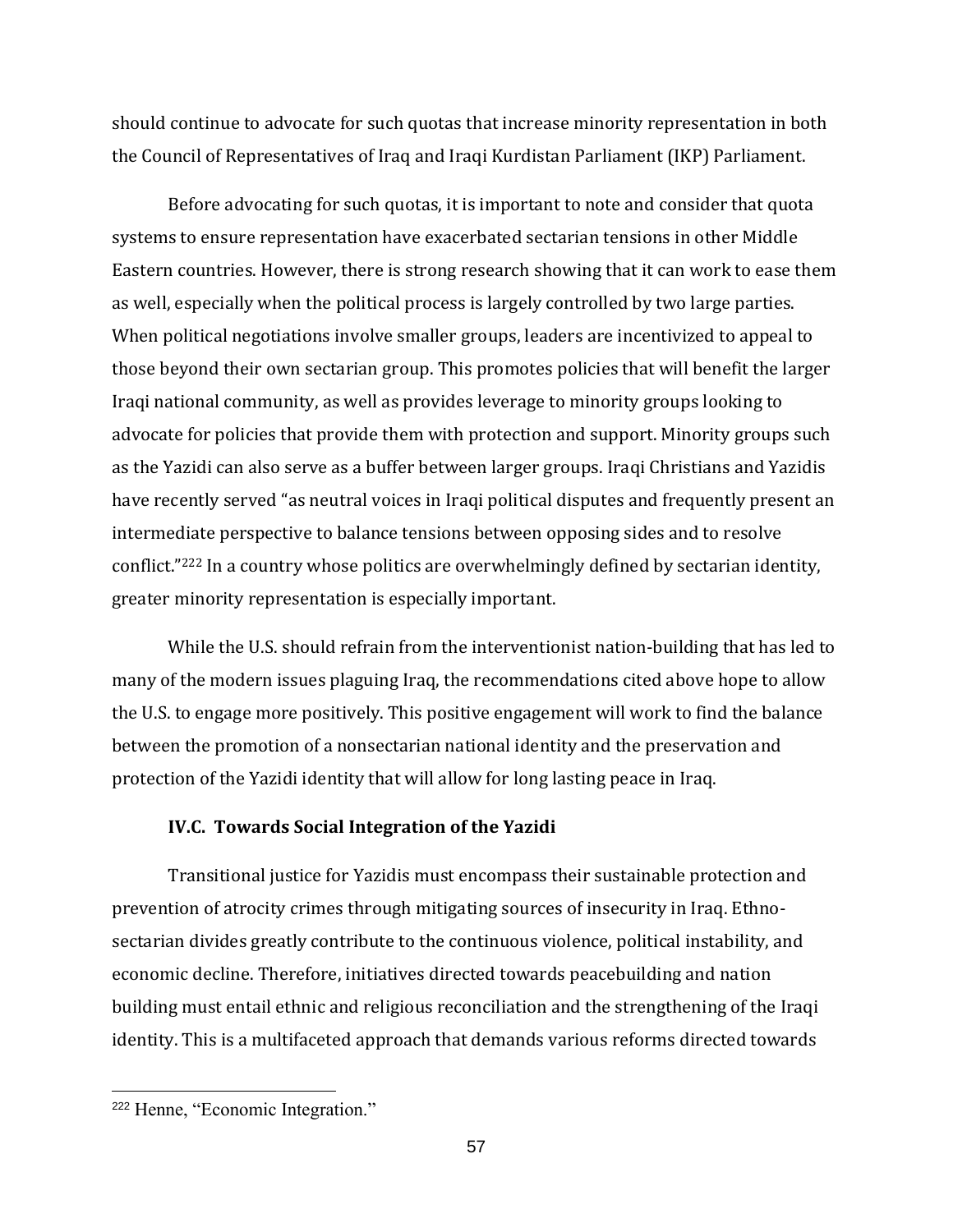should continue to advocate for such quotas that increase minority representation in both the Council of Representatives of Iraq and Iraqi Kurdistan Parliament (IKP) Parliament.

Before advocating for such quotas, it is important to note and consider that quota systems to ensure representation have exacerbated sectarian tensions in other Middle Eastern countries. However, there is strong research showing that it can work to ease them as well, especially when the political process is largely controlled by two large parties. When political negotiations involve smaller groups, leaders are incentivized to appeal to those beyond their own sectarian group. This promotes policies that will benefit the larger Iraqi national community, as well as provides leverage to minority groups looking to advocate for policies that provide them with protection and support. Minority groups such as the Yazidi can also serve as a buffer between larger groups. Iraqi Christians and Yazidis have recently served "as neutral voices in Iraqi political disputes and frequently present an intermediate perspective to balance tensions between opposing sides and to resolve conflict."[222] In a country whose politics are overwhelmingly defined by sectarian identity, greater minority representation is especially important.

While the U.S. should refrain from the interventionist nation-building that has led to many of the modern issues plaguing Iraq, the recommendations cited above hope to allow the U.S. to engage more positively. This positive engagement will work to find the balance between the promotion of a nonsectarian national identity and the preservation and protection of the Yazidi identity that will allow for long lasting peace in Iraq.

### IV.C. Towards Social Integration of the Yazidi

Transitional justice for Yazidis must encompass their sustainable protection and prevention of atrocity crimes through mitigating sources of insecurity in Iraq. Ethno-sectarian divides greatly contribute to the continuous violence, political instability, and economic decline. Therefore, initiatives directed towards peacebuilding and nation building must entail ethnic and religious reconciliation and the strengthening of the Iraqi identity. This is a multifaceted approach that demands various reforms directed towards

---

[222] Henne, "Economic Integration."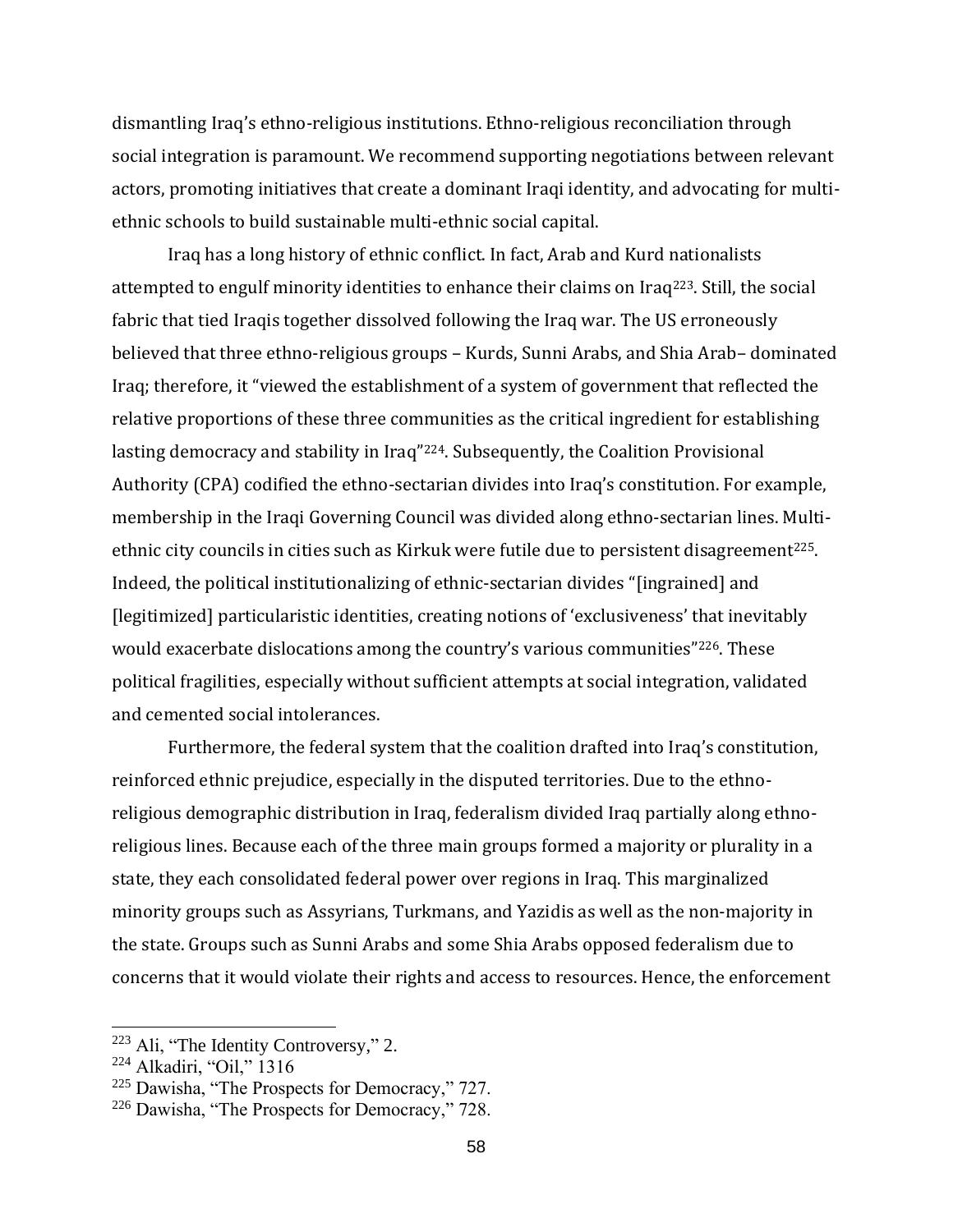dismantling Iraq's ethno-religious institutions. Ethno-religious reconciliation through social integration is paramount. We recommend supporting negotiations between relevant actors, promoting initiatives that create a dominant Iraqi identity, and advocating for multi-ethnic schools to build sustainable multi-ethnic social capital.

Iraq has a long history of ethnic conflict. In fact, Arab and Kurd nationalists attempted to engulf minority identities to enhance their claims on Iraq[223]. Still, the social fabric that tied Iraqis together dissolved following the Iraq war. The US erroneously believed that three ethno-religious groups – Kurds, Sunni Arabs, and Shia Arab– dominated Iraq; therefore, it "viewed the establishment of a system of government that reflected the relative proportions of these three communities as the critical ingredient for establishing lasting democracy and stability in Iraq"[224]. Subsequently, the Coalition Provisional Authority (CPA) codified the ethno-sectarian divides into Iraq's constitution. For example, membership in the Iraqi Governing Council was divided along ethno-sectarian lines. Multi-ethnic city councils in cities such as Kirkuk were futile due to persistent disagreement[225]. Indeed, the political institutionalizing of ethnic-sectarian divides "[ingrained] and [legitimized] particularistic identities, creating notions of 'exclusiveness' that inevitably would exacerbate dislocations among the country's various communities"[226]. These political fragilities, especially without sufficient attempts at social integration, validated and cemented social intolerances.

Furthermore, the federal system that the coalition drafted into Iraq's constitution, reinforced ethnic prejudice, especially in the disputed territories. Due to the ethno-religious demographic distribution in Iraq, federalism divided Iraq partially along ethno-religious lines. Because each of the three main groups formed a majority or plurality in a state, they each consolidated federal power over regions in Iraq. This marginalized minority groups such as Assyrians, Turkmans, and Yazidis as well as the non-majority in the state. Groups such as Sunni Arabs and some Shia Arabs opposed federalism due to concerns that it would violate their rights and access to resources. Hence, the enforcement

[223] Ali, "The Identity Controversy," 2.

[224] Alkadiri, "Oil," 1316

[225] Dawisha, "The Prospects for Democracy," 727.

[226] Dawisha, "The Prospects for Democracy," 728.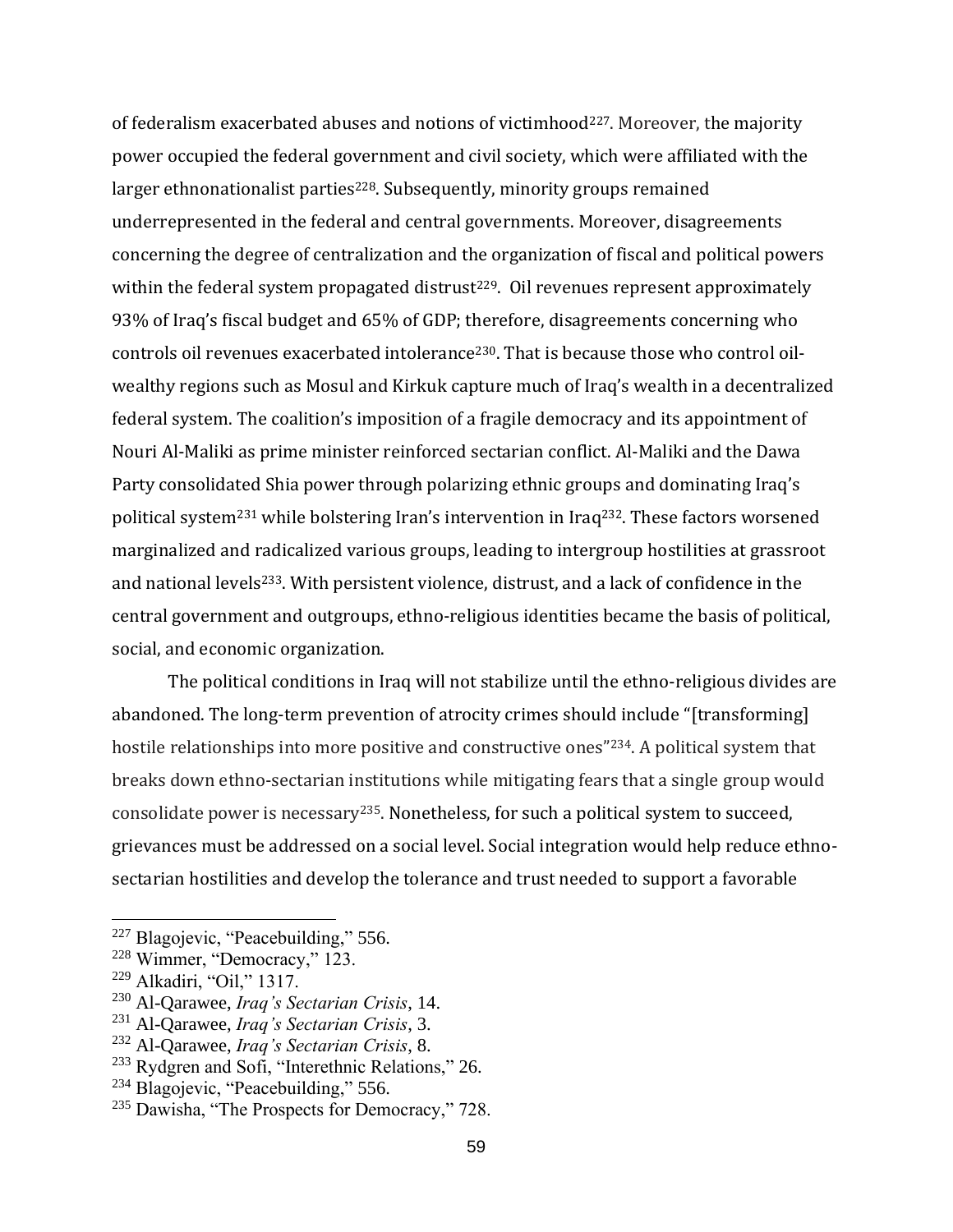of federalism exacerbated abuses and notions of victimhood[227]. Moreover, the majority power occupied the federal government and civil society, which were affiliated with the larger ethnonationalist parties[228]. Subsequently, minority groups remained underrepresented in the federal and central governments. Moreover, disagreements concerning the degree of centralization and the organization of fiscal and political powers within the federal system propagated distrust[229]. Oil revenues represent approximately 93% of Iraq's fiscal budget and 65% of GDP; therefore, disagreements concerning who controls oil revenues exacerbated intolerance[230]. That is because those who control oil-wealthy regions such as Mosul and Kirkuk capture much of Iraq's wealth in a decentralized federal system. The coalition's imposition of a fragile democracy and its appointment of Nouri Al-Maliki as prime minister reinforced sectarian conflict. Al-Maliki and the Dawa Party consolidated Shia power through polarizing ethnic groups and dominating Iraq's political system[231] while bolstering Iran's intervention in Iraq[232]. These factors worsened marginalized and radicalized various groups, leading to intergroup hostilities at grassroot and national levels[233]. With persistent violence, distrust, and a lack of confidence in the central government and outgroups, ethno-religious identities became the basis of political, social, and economic organization.

The political conditions in Iraq will not stabilize until the ethno-religious divides are abandoned. The long-term prevention of atrocity crimes should include "[transforming] hostile relationships into more positive and constructive ones"[234]. A political system that breaks down ethno-sectarian institutions while mitigating fears that a single group would consolidate power is necessary[235]. Nonetheless, for such a political system to succeed, grievances must be addressed on a social level. Social integration would help reduce ethno-sectarian hostilities and develop the tolerance and trust needed to support a favorable

---

[227] Blagojevic, "Peacebuilding," 556.

[228] Wimmer, "Democracy," 123.

[229] Alkadiri, "Oil," 1317.

[230] Al-Qarawee, *Iraq's Sectarian Crisis*, 14.

[231] Al-Qarawee, *Iraq's Sectarian Crisis*, 3.

[232] Al-Qarawee, *Iraq's Sectarian Crisis*, 8.

[233] Rydgren and Sofi, "Interethnic Relations," 26.

[234] Blagojevic, "Peacebuilding," 556.

[235] Dawisha, "The Prospects for Democracy," 728.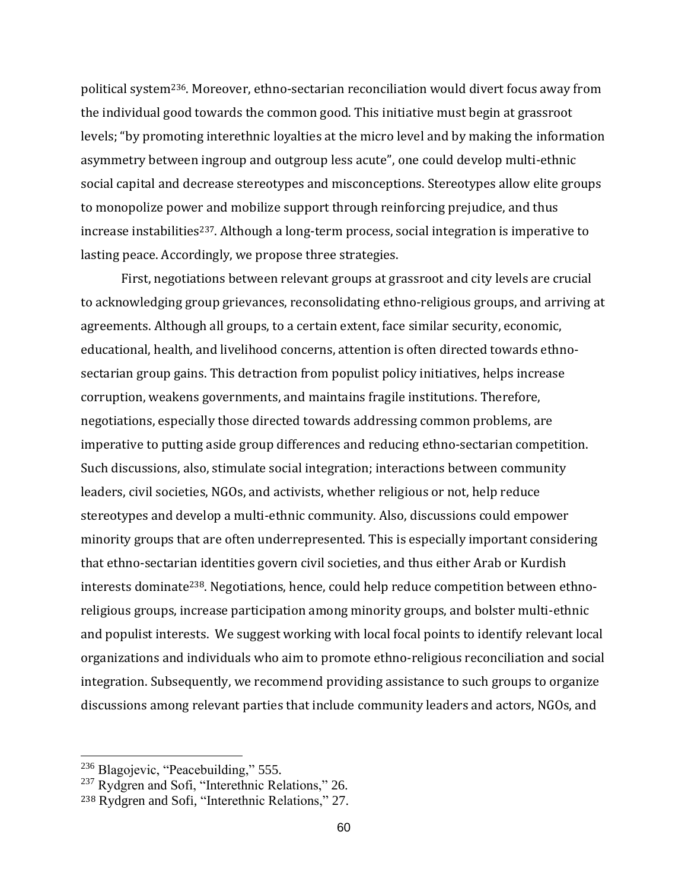political system[236]. Moreover, ethno-sectarian reconciliation would divert focus away from the individual good towards the common good. This initiative must begin at grassroot levels; "by promoting interethnic loyalties at the micro level and by making the information asymmetry between ingroup and outgroup less acute", one could develop multi-ethnic social capital and decrease stereotypes and misconceptions. Stereotypes allow elite groups to monopolize power and mobilize support through reinforcing prejudice, and thus increase instabilities[237]. Although a long-term process, social integration is imperative to lasting peace. Accordingly, we propose three strategies.

First, negotiations between relevant groups at grassroot and city levels are crucial to acknowledging group grievances, reconsolidating ethno-religious groups, and arriving at agreements. Although all groups, to a certain extent, face similar security, economic, educational, health, and livelihood concerns, attention is often directed towards ethno-sectarian group gains. This detraction from populist policy initiatives, helps increase corruption, weakens governments, and maintains fragile institutions. Therefore, negotiations, especially those directed towards addressing common problems, are imperative to putting aside group differences and reducing ethno-sectarian competition. Such discussions, also, stimulate social integration; interactions between community leaders, civil societies, NGOs, and activists, whether religious or not, help reduce stereotypes and develop a multi-ethnic community. Also, discussions could empower minority groups that are often underrepresented. This is especially important considering that ethno-sectarian identities govern civil societies, and thus either Arab or Kurdish interests dominate[238]. Negotiations, hence, could help reduce competition between ethno-religious groups, increase participation among minority groups, and bolster multi-ethnic and populist interests. We suggest working with local focal points to identify relevant local organizations and individuals who aim to promote ethno-religious reconciliation and social integration. Subsequently, we recommend providing assistance to such groups to organize discussions among relevant parties that include community leaders and actors, NGOs, and

---

[236] Blagojevic, "Peacebuilding," 555.

[237] Rydgren and Sofi, "Interethnic Relations," 26.

[238] Rydgren and Sofi, "Interethnic Relations," 27.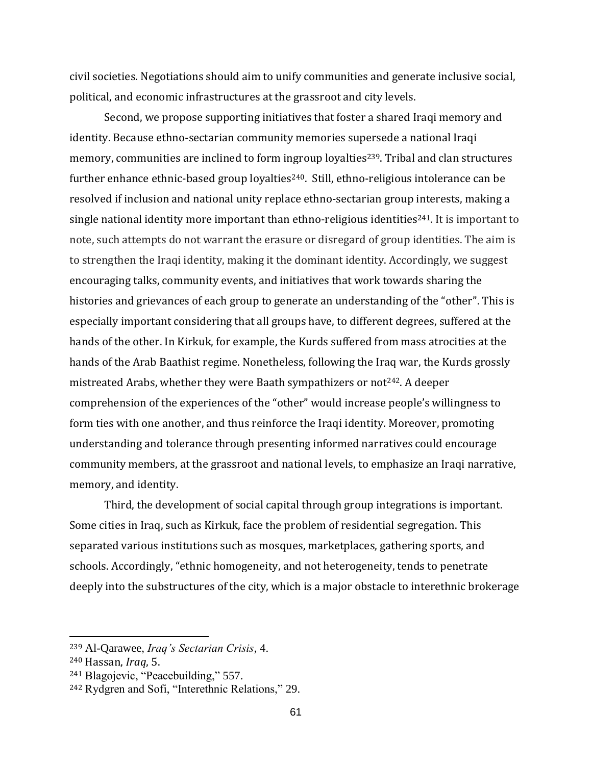civil societies. Negotiations should aim to unify communities and generate inclusive social, political, and economic infrastructures at the grassroot and city levels.

Second, we propose supporting initiatives that foster a shared Iraqi memory and identity. Because ethno-sectarian community memories supersede a national Iraqi memory, communities are inclined to form ingroup loyalties[239]. Tribal and clan structures further enhance ethnic-based group loyalties[240]. Still, ethno-religious intolerance can be resolved if inclusion and national unity replace ethno-sectarian group interests, making a single national identity more important than ethno-religious identities[241]. It is important to note, such attempts do not warrant the erasure or disregard of group identities. The aim is to strengthen the Iraqi identity, making it the dominant identity. Accordingly, we suggest encouraging talks, community events, and initiatives that work towards sharing the histories and grievances of each group to generate an understanding of the "other". This is especially important considering that all groups have, to different degrees, suffered at the hands of the other. In Kirkuk, for example, the Kurds suffered from mass atrocities at the hands of the Arab Baathist regime. Nonetheless, following the Iraq war, the Kurds grossly mistreated Arabs, whether they were Baath sympathizers or not[242]. A deeper comprehension of the experiences of the "other" would increase people's willingness to form ties with one another, and thus reinforce the Iraqi identity. Moreover, promoting understanding and tolerance through presenting informed narratives could encourage community members, at the grassroot and national levels, to emphasize an Iraqi narrative, memory, and identity.

Third, the development of social capital through group integrations is important. Some cities in Iraq, such as Kirkuk, face the problem of residential segregation. This separated various institutions such as mosques, marketplaces, gathering sports, and schools. Accordingly, "ethnic homogeneity, and not heterogeneity, tends to penetrate deeply into the substructures of the city, which is a major obstacle to interethnic brokerage

---

[239] Al-Qarawee, *Iraq's Sectarian Crisis*, 4.

[240] Hassan, *Iraq*, 5.

[241] Blagojevic, "Peacebuilding," 557.

[242] Rydgren and Sofi, "Interethnic Relations," 29.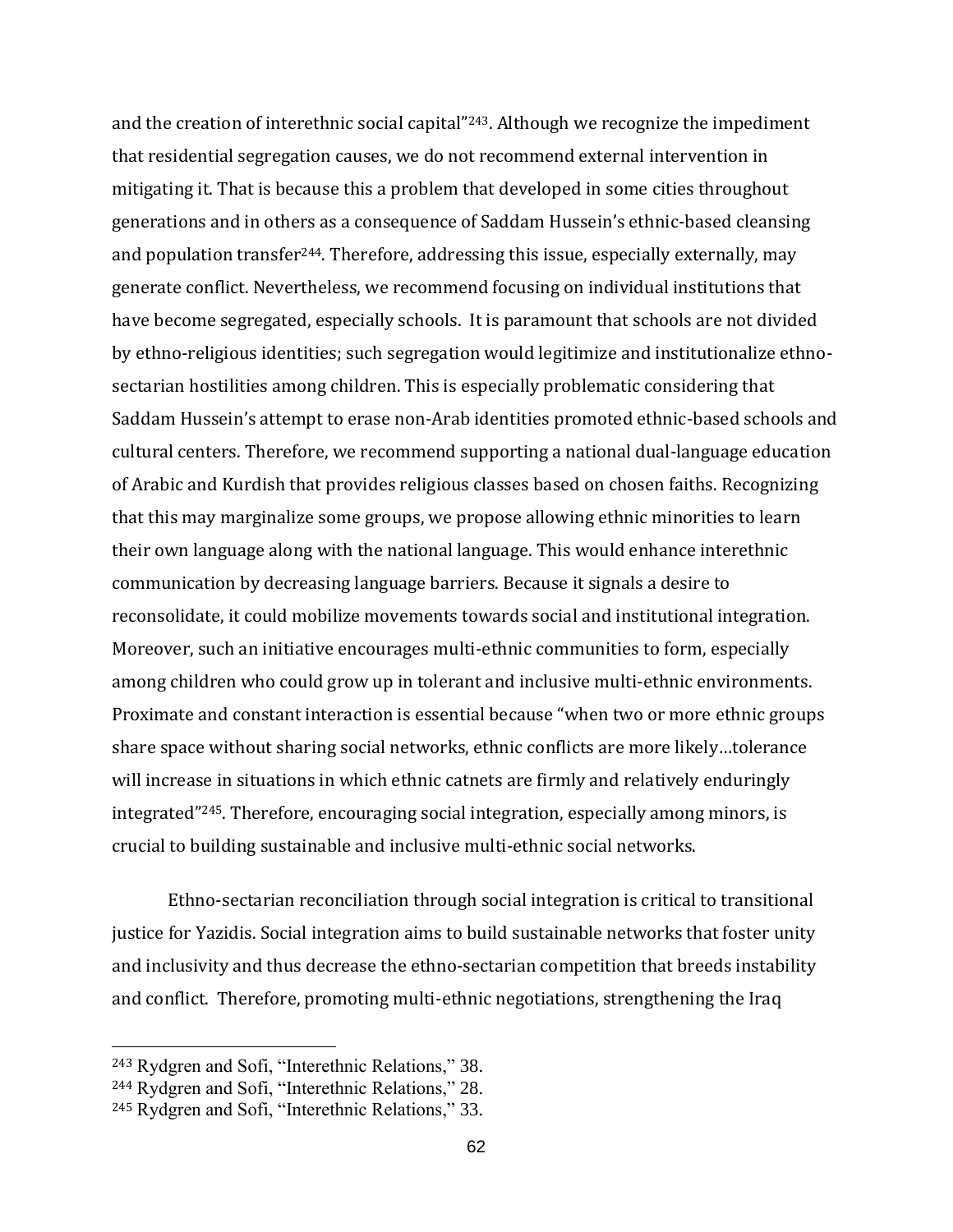and the creation of interethnic social capital"[243]. Although we recognize the impediment that residential segregation causes, we do not recommend external intervention in mitigating it. That is because this a problem that developed in some cities throughout generations and in others as a consequence of Saddam Hussein's ethnic-based cleansing and population transfer[244]. Therefore, addressing this issue, especially externally, may generate conflict. Nevertheless, we recommend focusing on individual institutions that have become segregated, especially schools.  It is paramount that schools are not divided by ethno-religious identities; such segregation would legitimize and institutionalize ethno-sectarian hostilities among children. This is especially problematic considering that Saddam Hussein's attempt to erase non-Arab identities promoted ethnic-based schools and cultural centers. Therefore, we recommend supporting a national dual-language education of Arabic and Kurdish that provides religious classes based on chosen faiths. Recognizing that this may marginalize some groups, we propose allowing ethnic minorities to learn their own language along with the national language. This would enhance interethnic communication by decreasing language barriers. Because it signals a desire to reconsolidate, it could mobilize movements towards social and institutional integration. Moreover, such an initiative encourages multi-ethnic communities to form, especially among children who could grow up in tolerant and inclusive multi-ethnic environments. Proximate and constant interaction is essential because "when two or more ethnic groups share space without sharing social networks, ethnic conflicts are more likely…tolerance will increase in situations in which ethnic catnets are firmly and relatively enduringly integrated"[245]. Therefore, encouraging social integration, especially among minors, is crucial to building sustainable and inclusive multi-ethnic social networks.

Ethno-sectarian reconciliation through social integration is critical to transitional justice for Yazidis. Social integration aims to build sustainable networks that foster unity and inclusivity and thus decrease the ethno-sectarian competition that breeds instability and conflict.  Therefore, promoting multi-ethnic negotiations, strengthening the Iraq

---

[243] Rydgren and Sofi, "Interethnic Relations," 38.
[244] Rydgren and Sofi, "Interethnic Relations," 28.
[245] Rydgren and Sofi, "Interethnic Relations," 33.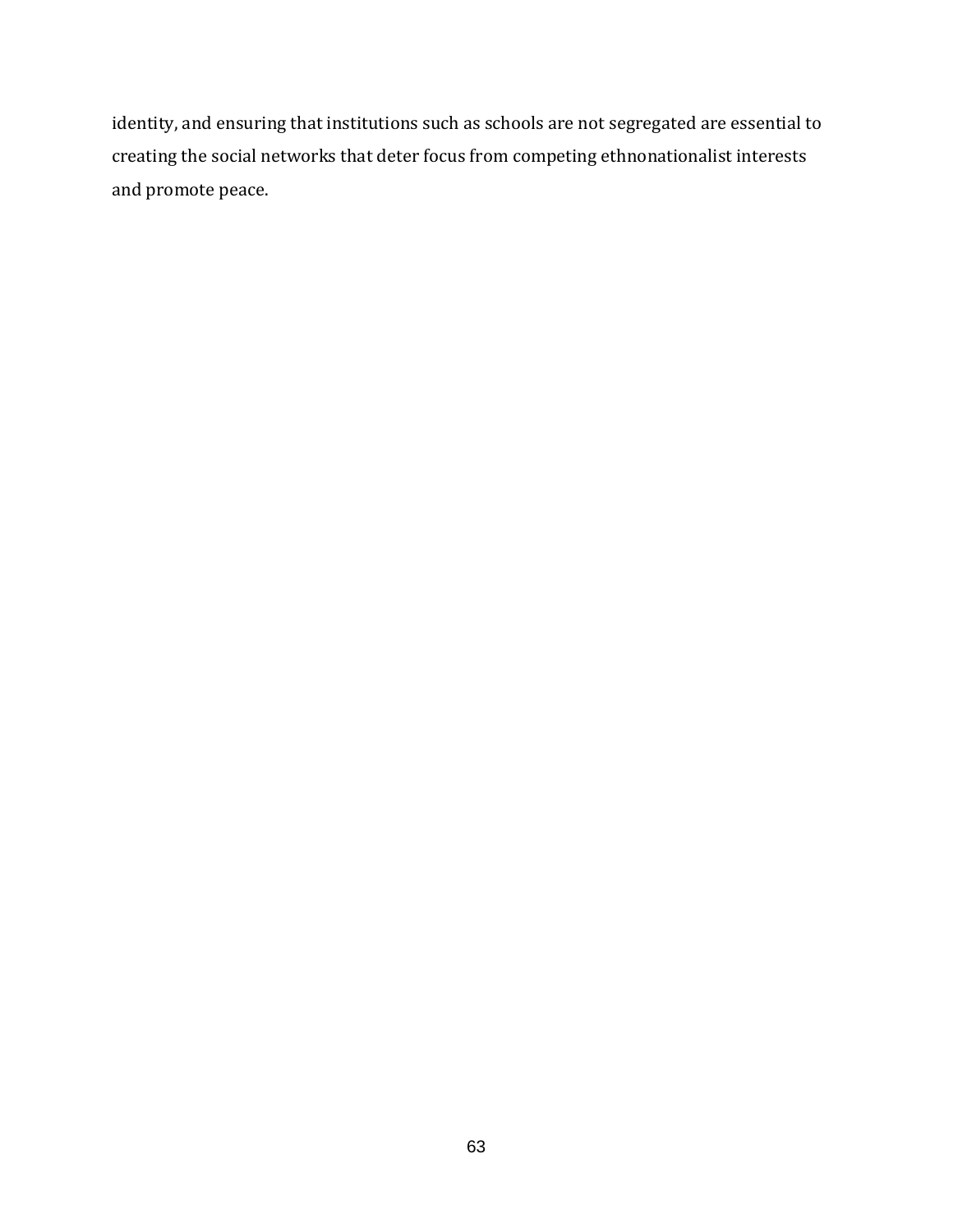identity, and ensuring that institutions such as schools are not segregated are essential to creating the social networks that deter focus from competing ethnonationalist interests and promote peace.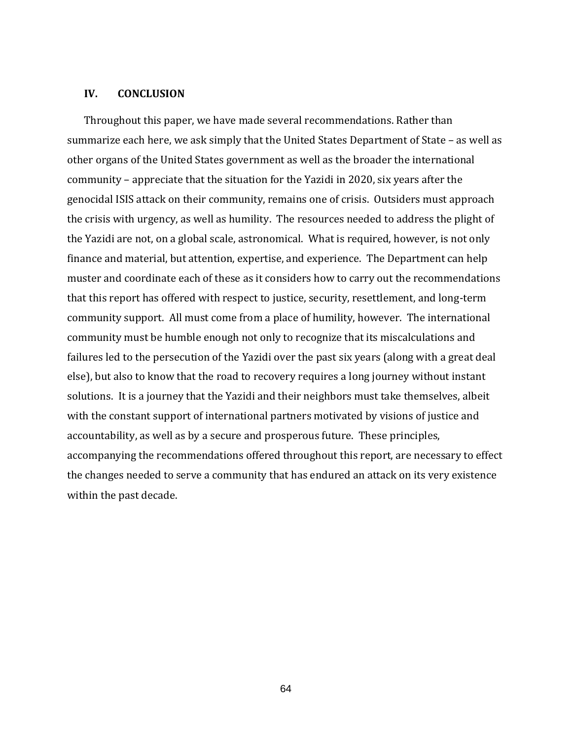## IV. CONCLUSION

Throughout this paper, we have made several recommendations. Rather than summarize each here, we ask simply that the United States Department of State – as well as other organs of the United States government as well as the broader the international community – appreciate that the situation for the Yazidi in 2020, six years after the genocidal ISIS attack on their community, remains one of crisis. Outsiders must approach the crisis with urgency, as well as humility. The resources needed to address the plight of the Yazidi are not, on a global scale, astronomical. What is required, however, is not only finance and material, but attention, expertise, and experience. The Department can help muster and coordinate each of these as it considers how to carry out the recommendations that this report has offered with respect to justice, security, resettlement, and long-term community support. All must come from a place of humility, however. The international community must be humble enough not only to recognize that its miscalculations and failures led to the persecution of the Yazidi over the past six years (along with a great deal else), but also to know that the road to recovery requires a long journey without instant solutions. It is a journey that the Yazidi and their neighbors must take themselves, albeit with the constant support of international partners motivated by visions of justice and accountability, as well as by a secure and prosperous future. These principles, accompanying the recommendations offered throughout this report, are necessary to effect the changes needed to serve a community that has endured an attack on its very existence within the past decade.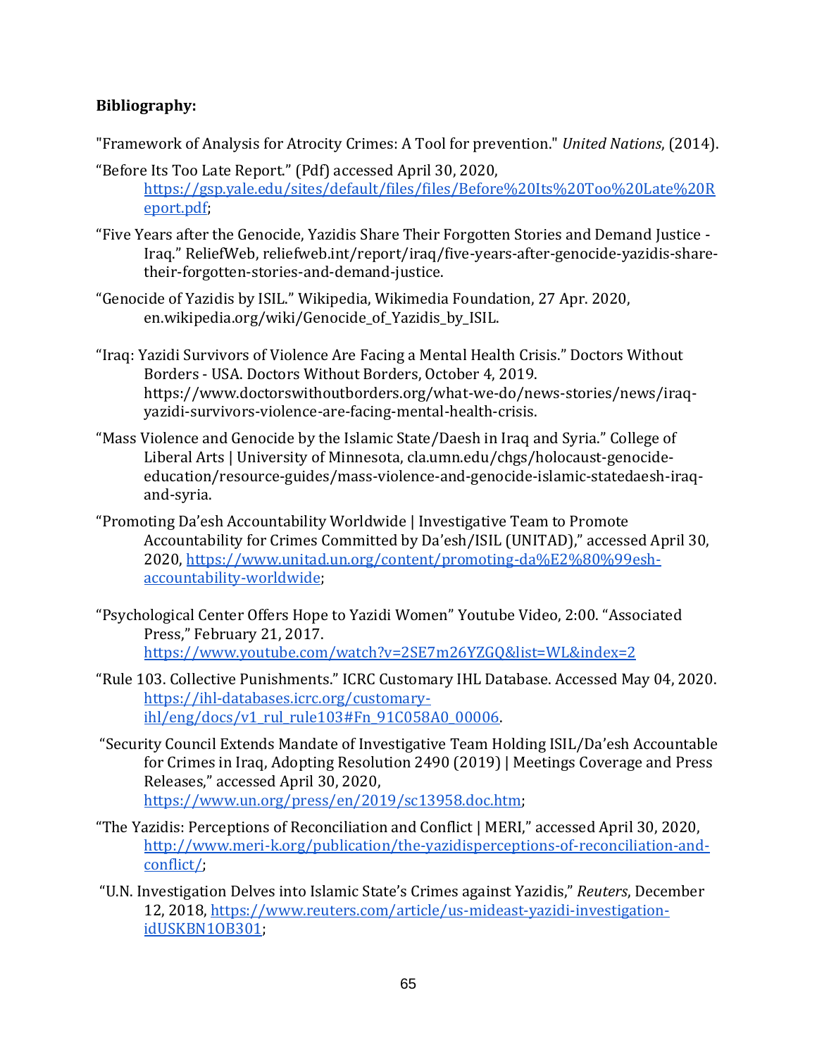**Bibliography:**

"Framework of Analysis for Atrocity Crimes: A Tool for prevention." *United Nations*, (2014).

"Before Its Too Late Report." (Pdf) accessed April 30, 2020, https://gsp.yale.edu/sites/default/files/files/Before%20Its%20Too%20Late%20Report.pdf;

"Five Years after the Genocide, Yazidis Share Their Forgotten Stories and Demand Justice - Iraq." ReliefWeb, reliefweb.int/report/iraq/five-years-after-genocide-yazidis-share-their-forgotten-stories-and-demand-justice.

"Genocide of Yazidis by ISIL." Wikipedia, Wikimedia Foundation, 27 Apr. 2020, en.wikipedia.org/wiki/Genocide_of_Yazidis_by_ISIL.

"Iraq: Yazidi Survivors of Violence Are Facing a Mental Health Crisis." Doctors Without Borders - USA. Doctors Without Borders, October 4, 2019. https://www.doctorswithoutborders.org/what-we-do/news-stories/news/iraq-yazidi-survivors-violence-are-facing-mental-health-crisis.

"Mass Violence and Genocide by the Islamic State/Daesh in Iraq and Syria." College of Liberal Arts | University of Minnesota, cla.umn.edu/chgs/holocaust-genocide-education/resource-guides/mass-violence-and-genocide-islamic-statedaesh-iraq-and-syria.

"Promoting Da'esh Accountability Worldwide | Investigative Team to Promote Accountability for Crimes Committed by Da'esh/ISIL (UNITAD)," accessed April 30, 2020, https://www.unitad.un.org/content/promoting-da%E2%80%99esh-accountability-worldwide;

"Psychological Center Offers Hope to Yazidi Women" Youtube Video, 2:00. "Associated Press," February 21, 2017. https://www.youtube.com/watch?v=2SE7m26YZGQ&list=WL&index=2

"Rule 103. Collective Punishments." ICRC Customary IHL Database. Accessed May 04, 2020. https://ihl-databases.icrc.org/customary-ihl/eng/docs/v1_rul_rule103#Fn_91C058A0_00006.

"Security Council Extends Mandate of Investigative Team Holding ISIL/Da'esh Accountable for Crimes in Iraq, Adopting Resolution 2490 (2019) | Meetings Coverage and Press Releases," accessed April 30, 2020, https://www.un.org/press/en/2019/sc13958.doc.htm;

"The Yazidis: Perceptions of Reconciliation and Conflict | MERI," accessed April 30, 2020, http://www.meri-k.org/publication/the-yazidisperceptions-of-reconciliation-and-conflict/;

"U.N. Investigation Delves into Islamic State's Crimes against Yazidis," *Reuters*, December 12, 2018, https://www.reuters.com/article/us-mideast-yazidi-investigation-idUSKBN1OB301;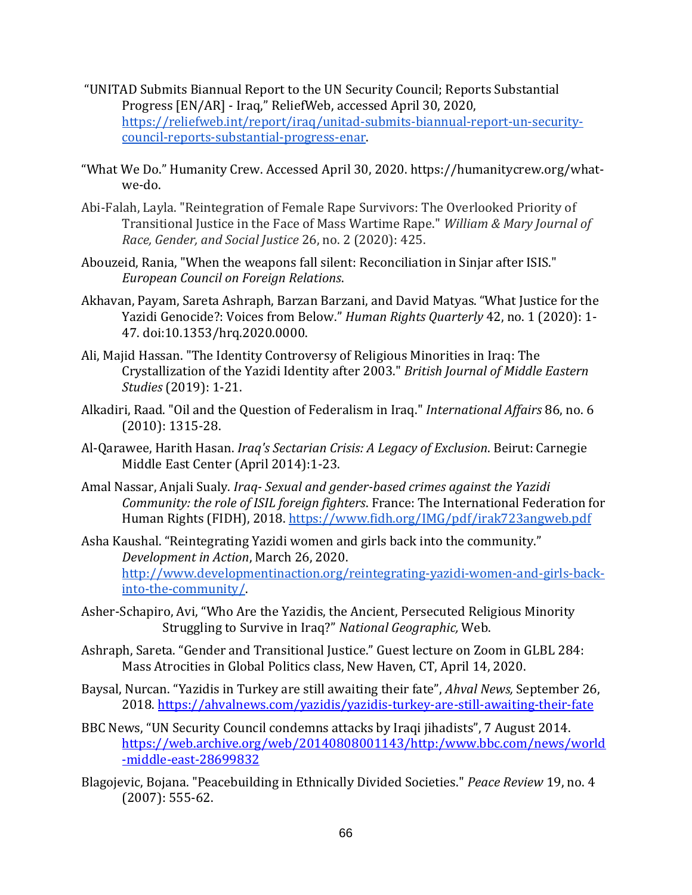"UNITAD Submits Biannual Report to the UN Security Council; Reports Substantial Progress [EN/AR] - Iraq," ReliefWeb, accessed April 30, 2020, https://reliefweb.int/report/iraq/unitad-submits-biannual-report-un-security-council-reports-substantial-progress-enar.

"What We Do." Humanity Crew. Accessed April 30, 2020. https://humanitycrew.org/what-we-do.

Abi-Falah, Layla. "Reintegration of Female Rape Survivors: The Overlooked Priority of Transitional Justice in the Face of Mass Wartime Rape." *William & Mary Journal of Race, Gender, and Social Justice* 26, no. 2 (2020): 425.

Abouzeid, Rania, "When the weapons fall silent: Reconciliation in Sinjar after ISIS." *European Council on Foreign Relations*.

Akhavan, Payam, Sareta Ashraph, Barzan Barzani, and David Matyas. "What Justice for the Yazidi Genocide?: Voices from Below." *Human Rights Quarterly* 42, no. 1 (2020): 1-47. doi:10.1353/hrq.2020.0000.

Ali, Majid Hassan. "The Identity Controversy of Religious Minorities in Iraq: The Crystallization of the Yazidi Identity after 2003." *British Journal of Middle Eastern Studies* (2019): 1-21.

Alkadiri, Raad. "Oil and the Question of Federalism in Iraq." *International Affairs* 86, no. 6 (2010): 1315-28.

Al-Qarawee, Harith Hasan. *Iraq's Sectarian Crisis: A Legacy of Exclusion*. Beirut: Carnegie Middle East Center (April 2014):1-23.

Amal Nassar, Anjali Sualy. *Iraq- Sexual and gender-based crimes against the Yazidi Community: the role of ISIL foreign fighters*. France: The International Federation for Human Rights (FIDH), 2018. https://www.fidh.org/IMG/pdf/irak723angweb.pdf

Asha Kaushal. "Reintegrating Yazidi women and girls back into the community." *Development in Action*, March 26, 2020. http://www.developmentinaction.org/reintegrating-yazidi-women-and-girls-back-into-the-community/.

Asher-Schapiro, Avi, "Who Are the Yazidis, the Ancient, Persecuted Religious Minority Struggling to Survive in Iraq?" *National Geographic,* Web.

Ashraph, Sareta. "Gender and Transitional Justice." Guest lecture on Zoom in GLBL 284: Mass Atrocities in Global Politics class, New Haven, CT, April 14, 2020.

Baysal, Nurcan. "Yazidis in Turkey are still awaiting their fate", *Ahval News,* September 26, 2018. https://ahvalnews.com/yazidis/yazidis-turkey-are-still-awaiting-their-fate

BBC News, "UN Security Council condemns attacks by Iraqi jihadists", 7 August 2014. https://web.archive.org/web/20140808001143/http:/www.bbc.com/news/world-middle-east-28699832

Blagojevic, Bojana. "Peacebuilding in Ethnically Divided Societies." *Peace Review* 19, no. 4 (2007): 555-62.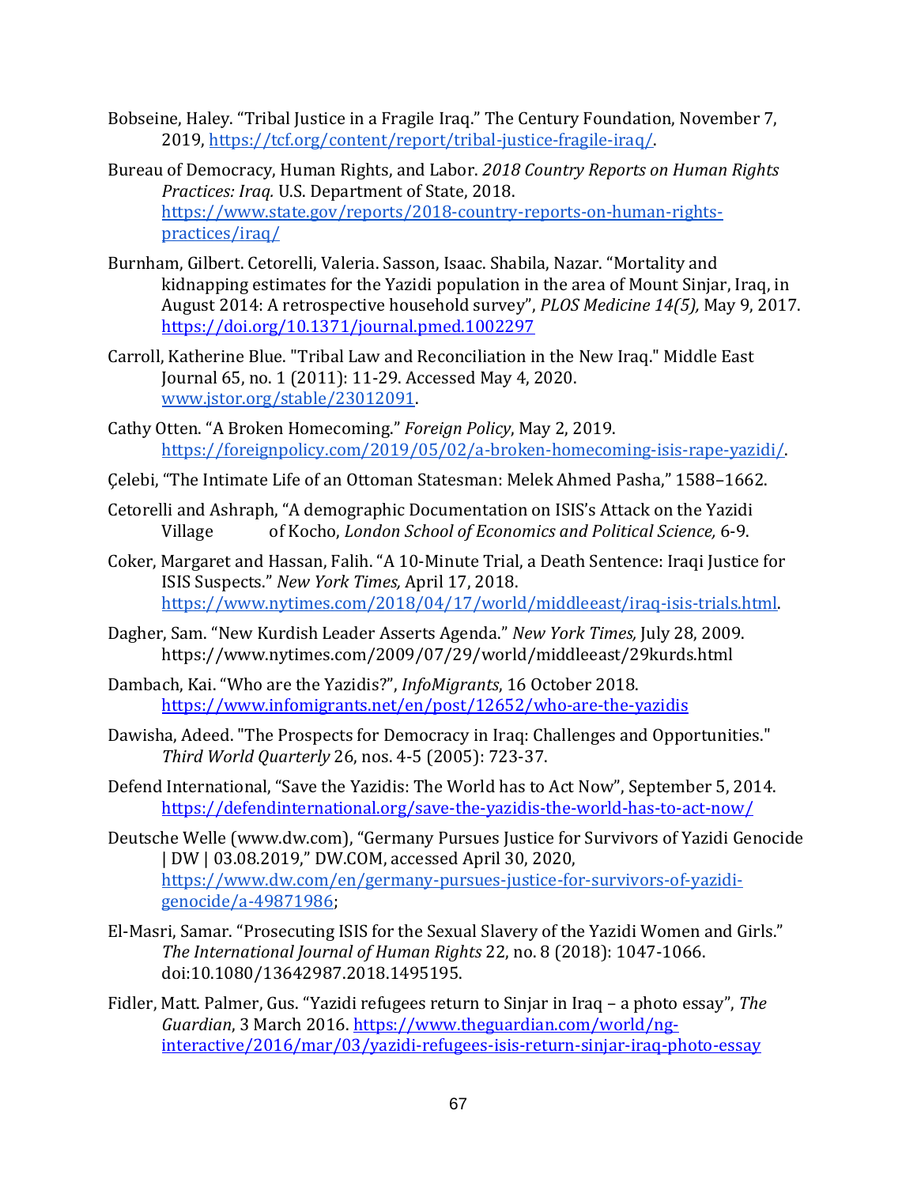Bobseine, Haley. "Tribal Justice in a Fragile Iraq." The Century Foundation, November 7, 2019, https://tcf.org/content/report/tribal-justice-fragile-iraq/.

Bureau of Democracy, Human Rights, and Labor. *2018 Country Reports on Human Rights Practices: Iraq.* U.S. Department of State, 2018. https://www.state.gov/reports/2018-country-reports-on-human-rights-practices/iraq/

Burnham, Gilbert. Cetorelli, Valeria. Sasson, Isaac. Shabila, Nazar. "Mortality and kidnapping estimates for the Yazidi population in the area of Mount Sinjar, Iraq, in August 2014: A retrospective household survey", *PLOS Medicine 14(5),* May 9, 2017. https://doi.org/10.1371/journal.pmed.1002297

Carroll, Katherine Blue. "Tribal Law and Reconciliation in the New Iraq." Middle East Journal 65, no. 1 (2011): 11-29. Accessed May 4, 2020. www.jstor.org/stable/23012091.

Cathy Otten. "A Broken Homecoming." *Foreign Policy*, May 2, 2019. https://foreignpolicy.com/2019/05/02/a-broken-homecoming-isis-rape-yazidi/.

Çelebi, "The Intimate Life of an Ottoman Statesman: Melek Ahmed Pasha," 1588–1662.

Cetorelli and Ashraph, "A demographic Documentation on ISIS's Attack on the Yazidi Village of Kocho, *London School of Economics and Political Science,* 6-9.

Coker, Margaret and Hassan, Falih. "A 10-Minute Trial, a Death Sentence: Iraqi Justice for ISIS Suspects." *New York Times,* April 17, 2018. https://www.nytimes.com/2018/04/17/world/middleeast/iraq-isis-trials.html.

Dagher, Sam. "New Kurdish Leader Asserts Agenda." *New York Times,* July 28, 2009. https://www.nytimes.com/2009/07/29/world/middleeast/29kurds.html

Dambach, Kai. "Who are the Yazidis?", *InfoMigrants*, 16 October 2018. https://www.infomigrants.net/en/post/12652/who-are-the-yazidis

Dawisha, Adeed. "The Prospects for Democracy in Iraq: Challenges and Opportunities." *Third World Quarterly* 26, nos. 4-5 (2005): 723-37.

Defend International, "Save the Yazidis: The World has to Act Now", September 5, 2014. https://defendinternational.org/save-the-yazidis-the-world-has-to-act-now/

Deutsche Welle (www.dw.com), "Germany Pursues Justice for Survivors of Yazidi Genocide | DW | 03.08.2019," DW.COM, accessed April 30, 2020, https://www.dw.com/en/germany-pursues-justice-for-survivors-of-yazidi-genocide/a-49871986;

El-Masri, Samar. "Prosecuting ISIS for the Sexual Slavery of the Yazidi Women and Girls." *The International Journal of Human Rights* 22, no. 8 (2018): 1047-1066. doi:10.1080/13642987.2018.1495195.

Fidler, Matt. Palmer, Gus. "Yazidi refugees return to Sinjar in Iraq – a photo essay", *The Guardian*, 3 March 2016. https://www.theguardian.com/world/ng-interactive/2016/mar/03/yazidi-refugees-isis-return-sinjar-iraq-photo-essay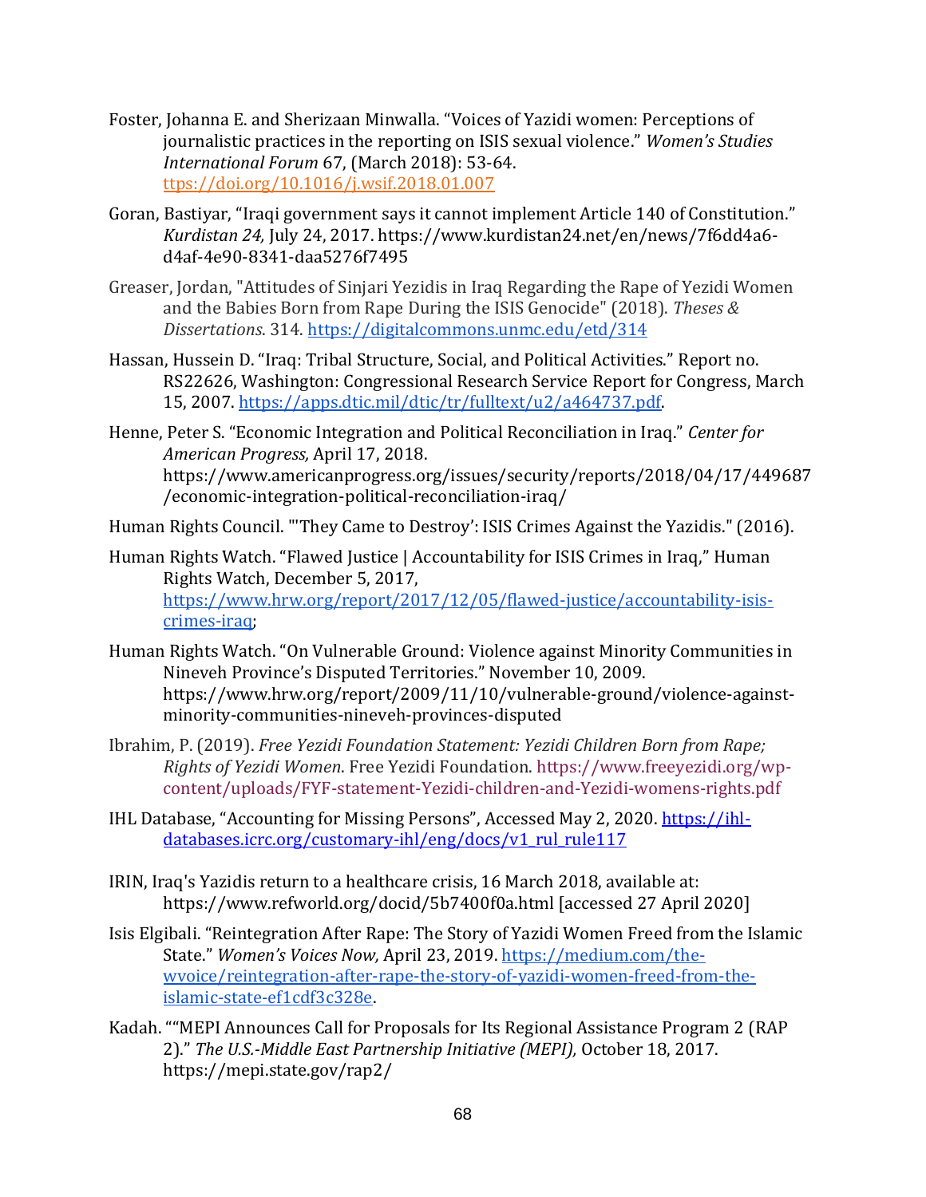Foster, Johanna E. and Sherizaan Minwalla. “Voices of Yazidi women: Perceptions of journalistic practices in the reporting on ISIS sexual violence.” *Women’s Studies International Forum* 67, (March 2018): 53-64. ttps://doi.org/10.1016/j.wsif.2018.01.007

Goran, Bastiyar, “Iraqi government says it cannot implement Article 140 of Constitution.” *Kurdistan 24,* July 24, 2017. https://www.kurdistan24.net/en/news/7f6dd4a6-d4af-4e90-8341-daa5276f7495

Greaser, Jordan, "Attitudes of Sinjari Yezidis in Iraq Regarding the Rape of Yezidi Women and the Babies Born from Rape During the ISIS Genocide" (2018). *Theses & Dissertations*. 314. https://digitalcommons.unmc.edu/etd/314

Hassan, Hussein D. “Iraq: Tribal Structure, Social, and Political Activities.” Report no. RS22626, Washington: Congressional Research Service Report for Congress, March 15, 2007. https://apps.dtic.mil/dtic/tr/fulltext/u2/a464737.pdf.

Henne, Peter S. “Economic Integration and Political Reconciliation in Iraq.” *Center for American Progress,* April 17, 2018. https://www.americanprogress.org/issues/security/reports/2018/04/17/449687/economic-integration-political-reconciliation-iraq/

Human Rights Council. "'They Came to Destroy’: ISIS Crimes Against the Yazidis." (2016).

Human Rights Watch. “Flawed Justice | Accountability for ISIS Crimes in Iraq,” Human Rights Watch, December 5, 2017, https://www.hrw.org/report/2017/12/05/flawed-justice/accountability-isis-crimes-iraq;

Human Rights Watch. “On Vulnerable Ground: Violence against Minority Communities in Nineveh Province’s Disputed Territories.” November 10, 2009. https://www.hrw.org/report/2009/11/10/vulnerable-ground/violence-against-minority-communities-nineveh-provinces-disputed

Ibrahim, P. (2019). *Free Yezidi Foundation Statement: Yezidi Children Born from Rape; Rights of Yezidi Women*. Free Yezidi Foundation. https://www.freeyezidi.org/wp-content/uploads/FYF-statement-Yezidi-children-and-Yezidi-womens-rights.pdf

IHL Database, “Accounting for Missing Persons”, Accessed May 2, 2020. https://ihl-databases.icrc.org/customary-ihl/eng/docs/v1_rul_rule117

IRIN, Iraq's Yazidis return to a healthcare crisis, 16 March 2018, available at: https://www.refworld.org/docid/5b7400f0a.html [accessed 27 April 2020]

Isis Elgibali. “Reintegration After Rape: The Story of Yazidi Women Freed from the Islamic State.” *Women’s Voices Now,* April 23, 2019. https://medium.com/the-wvoice/reintegration-after-rape-the-story-of-yazidi-women-freed-from-the-islamic-state-ef1cdf3c328e.

Kadah. ““MEPI Announces Call for Proposals for Its Regional Assistance Program 2 (RAP 2).” *The U.S.-Middle East Partnership Initiative (MEPI),* October 18, 2017. https://mepi.state.gov/rap2/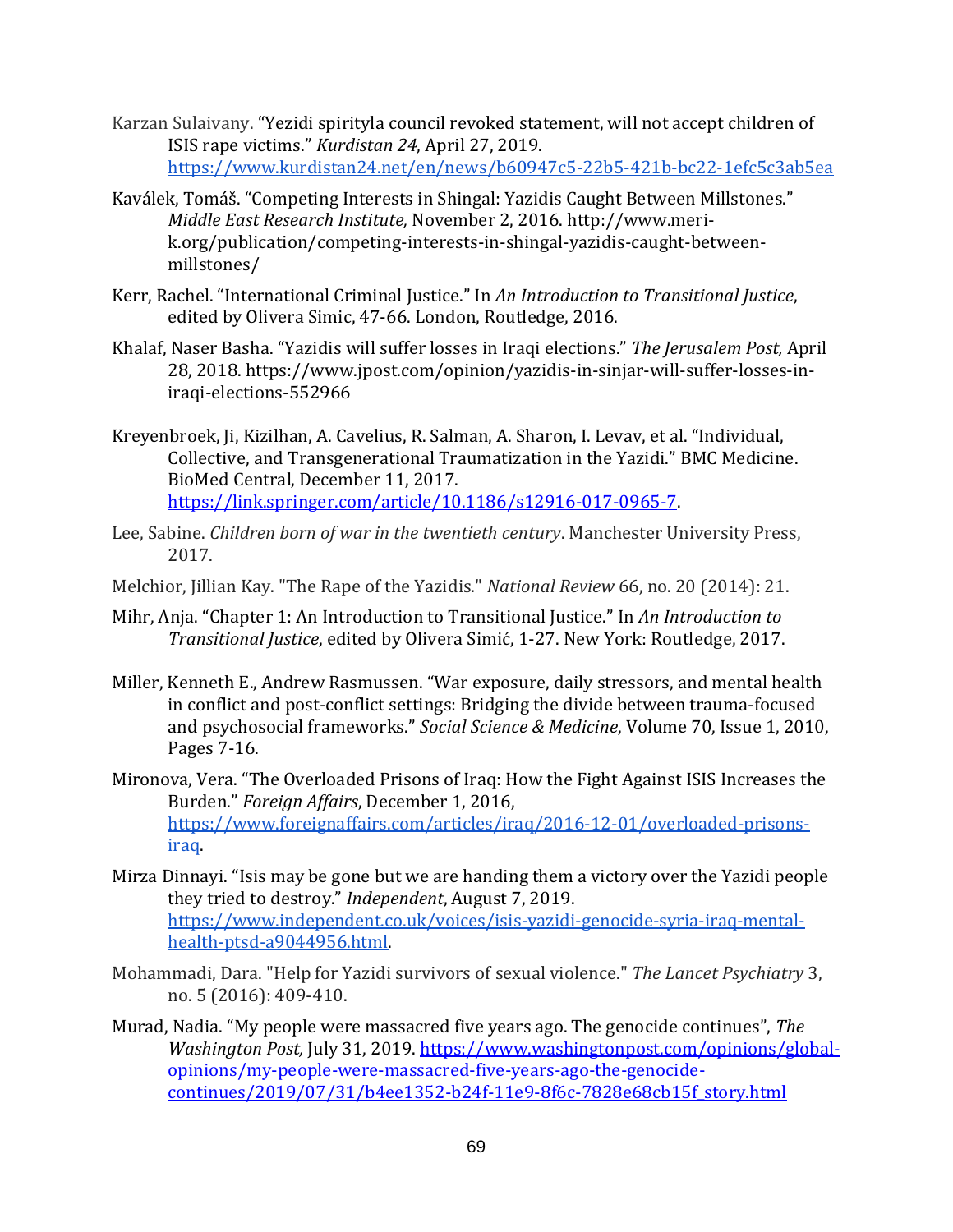Karzan Sulaivany. “Yezidi spirityla council revoked statement, will not accept children of ISIS rape victims.” *Kurdistan 24*, April 27, 2019. https://www.kurdistan24.net/en/news/b60947c5-22b5-421b-bc22-1efc5c3ab5ea

Kaválek, Tomáš. “Competing Interests in Shingal: Yazidis Caught Between Millstones.” *Middle East Research Institute,* November 2, 2016. http://www.meri-k.org/publication/competing-interests-in-shingal-yazidis-caught-between-millstones/

Kerr, Rachel. “International Criminal Justice.” In *An Introduction to Transitional Justice*, edited by Olivera Simic, 47-66. London, Routledge, 2016.

Khalaf, Naser Basha. “Yazidis will suffer losses in Iraqi elections.” *The Jerusalem Post,* April 28, 2018. https://www.jpost.com/opinion/yazidis-in-sinjar-will-suffer-losses-in-iraqi-elections-552966

Kreyenbroek, Ji, Kizilhan, A. Cavelius, R. Salman, A. Sharon, I. Levav, et al. “Individual, Collective, and Transgenerational Traumatization in the Yazidi.” BMC Medicine. BioMed Central, December 11, 2017. https://link.springer.com/article/10.1186/s12916-017-0965-7.

Lee, Sabine. *Children born of war in the twentieth century*. Manchester University Press, 2017.

Melchior, Jillian Kay. "The Rape of the Yazidis." *National Review* 66, no. 20 (2014): 21.

Mihr, Anja. “Chapter 1: An Introduction to Transitional Justice.” In *An Introduction to Transitional Justice*, edited by Olivera Simić, 1-27. New York: Routledge, 2017.

Miller, Kenneth E., Andrew Rasmussen. “War exposure, daily stressors, and mental health in conflict and post-conflict settings: Bridging the divide between trauma-focused and psychosocial frameworks.” *Social Science & Medicine*, Volume 70, Issue 1, 2010, Pages 7-16.

Mironova, Vera. “The Overloaded Prisons of Iraq: How the Fight Against ISIS Increases the Burden.” *Foreign Affairs*, December 1, 2016, https://www.foreignaffairs.com/articles/iraq/2016-12-01/overloaded-prisons-iraq.

Mirza Dinnayi. “Isis may be gone but we are handing them a victory over the Yazidi people they tried to destroy.” *Independent*, August 7, 2019. https://www.independent.co.uk/voices/isis-yazidi-genocide-syria-iraq-mental-health-ptsd-a9044956.html.

Mohammadi, Dara. "Help for Yazidi survivors of sexual violence." *The Lancet Psychiatry* 3, no. 5 (2016): 409-410.

Murad, Nadia. “My people were massacred five years ago. The genocide continues”, *The Washington Post,* July 31, 2019. https://www.washingtonpost.com/opinions/global-opinions/my-people-were-massacred-five-years-ago-the-genocide-continues/2019/07/31/b4ee1352-b24f-11e9-8f6c-7828e68cb15f_story.html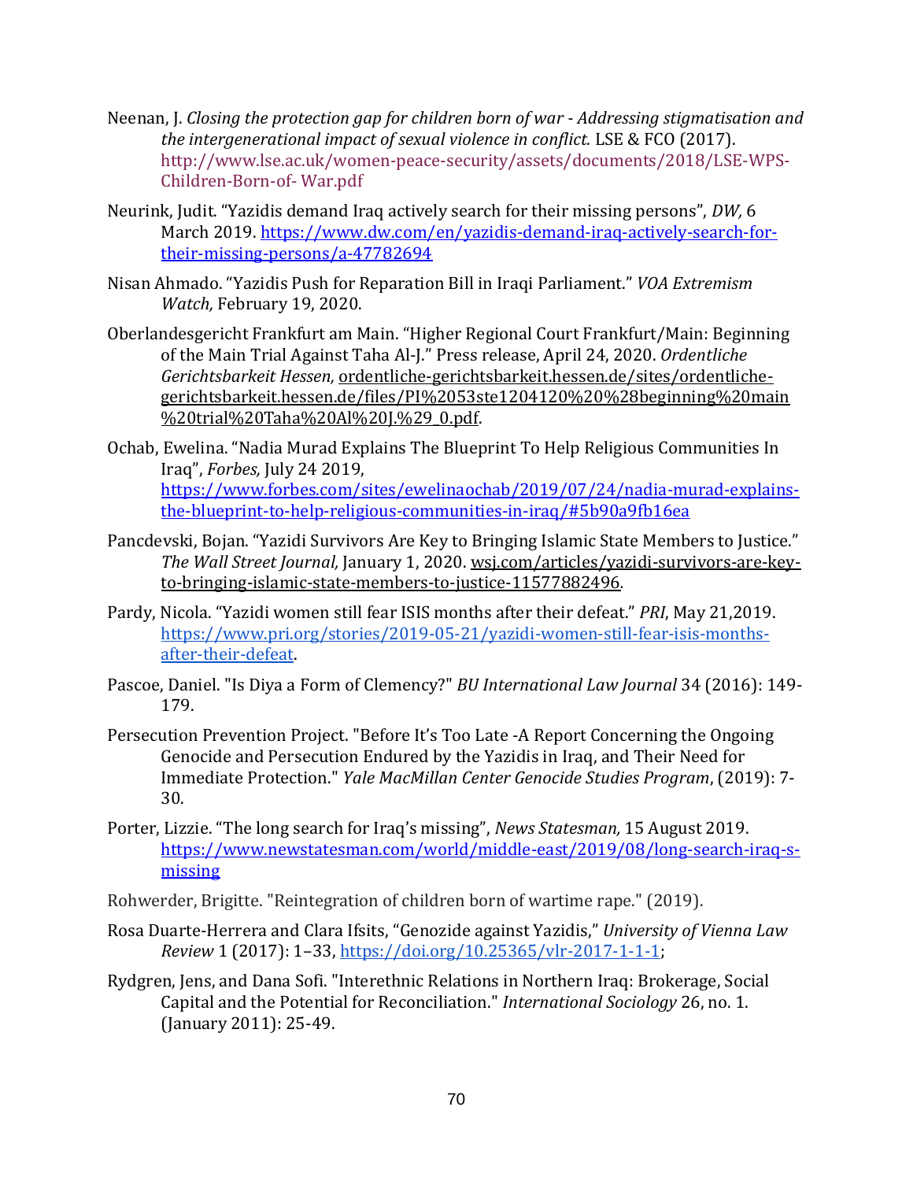Neenan, J. *Closing the protection gap for children born of war - Addressing stigmatisation and the intergenerational impact of sexual violence in conflict.* LSE & FCO (2017). http://www.lse.ac.uk/women-peace-security/assets/documents/2018/LSE-WPS-Children-Born-of- War.pdf

Neurink, Judit. "Yazidis demand Iraq actively search for their missing persons", *DW,* 6 March 2019. https://www.dw.com/en/yazidis-demand-iraq-actively-search-for-their-missing-persons/a-47782694

Nisan Ahmado. "Yazidis Push for Reparation Bill in Iraqi Parliament." *VOA Extremism Watch,* February 19, 2020.

Oberlandesgericht Frankfurt am Main. "Higher Regional Court Frankfurt/Main: Beginning of the Main Trial Against Taha Al-J." Press release, April 24, 2020. *Ordentliche Gerichtsbarkeit Hessen,* ordentliche-gerichtsbarkeit.hessen.de/sites/ordentliche-gerichtsbarkeit.hessen.de/files/PI%2053ste1204120%20%28beginning%20main%20trial%20Taha%20Al%20J.%29_0.pdf.

Ochab, Ewelina. "Nadia Murad Explains The Blueprint To Help Religious Communities In Iraq", *Forbes,* July 24 2019, https://www.forbes.com/sites/ewelinaochab/2019/07/24/nadia-murad-explains-the-blueprint-to-help-religious-communities-in-iraq/#5b90a9fb16ea

Pancdevski, Bojan. "Yazidi Survivors Are Key to Bringing Islamic State Members to Justice." *The Wall Street Journal,* January 1, 2020. wsj.com/articles/yazidi-survivors-are-key-to-bringing-islamic-state-members-to-justice-11577882496.

Pardy, Nicola. "Yazidi women still fear ISIS months after their defeat." *PRI*, May 21,2019. https://www.pri.org/stories/2019-05-21/yazidi-women-still-fear-isis-months-after-their-defeat.

Pascoe, Daniel. "Is Diya a Form of Clemency?" *BU International Law Journal* 34 (2016): 149-179.

Persecution Prevention Project. "Before It's Too Late -A Report Concerning the Ongoing Genocide and Persecution Endured by the Yazidis in Iraq, and Their Need for Immediate Protection." *Yale MacMillan Center Genocide Studies Program*, (2019): 7-30.

Porter, Lizzie. "The long search for Iraq's missing", *News Statesman,* 15 August 2019. https://www.newstatesman.com/world/middle-east/2019/08/long-search-iraq-s-missing

Rohwerder, Brigitte. "Reintegration of children born of wartime rape." (2019).

Rosa Duarte-Herrera and Clara Ifsits, "Genozide against Yazidis," *University of Vienna Law Review* 1 (2017): 1–33, https://doi.org/10.25365/vlr-2017-1-1-1;

Rydgren, Jens, and Dana Sofi. "Interethnic Relations in Northern Iraq: Brokerage, Social Capital and the Potential for Reconciliation." *International Sociology* 26, no. 1. (January 2011): 25-49.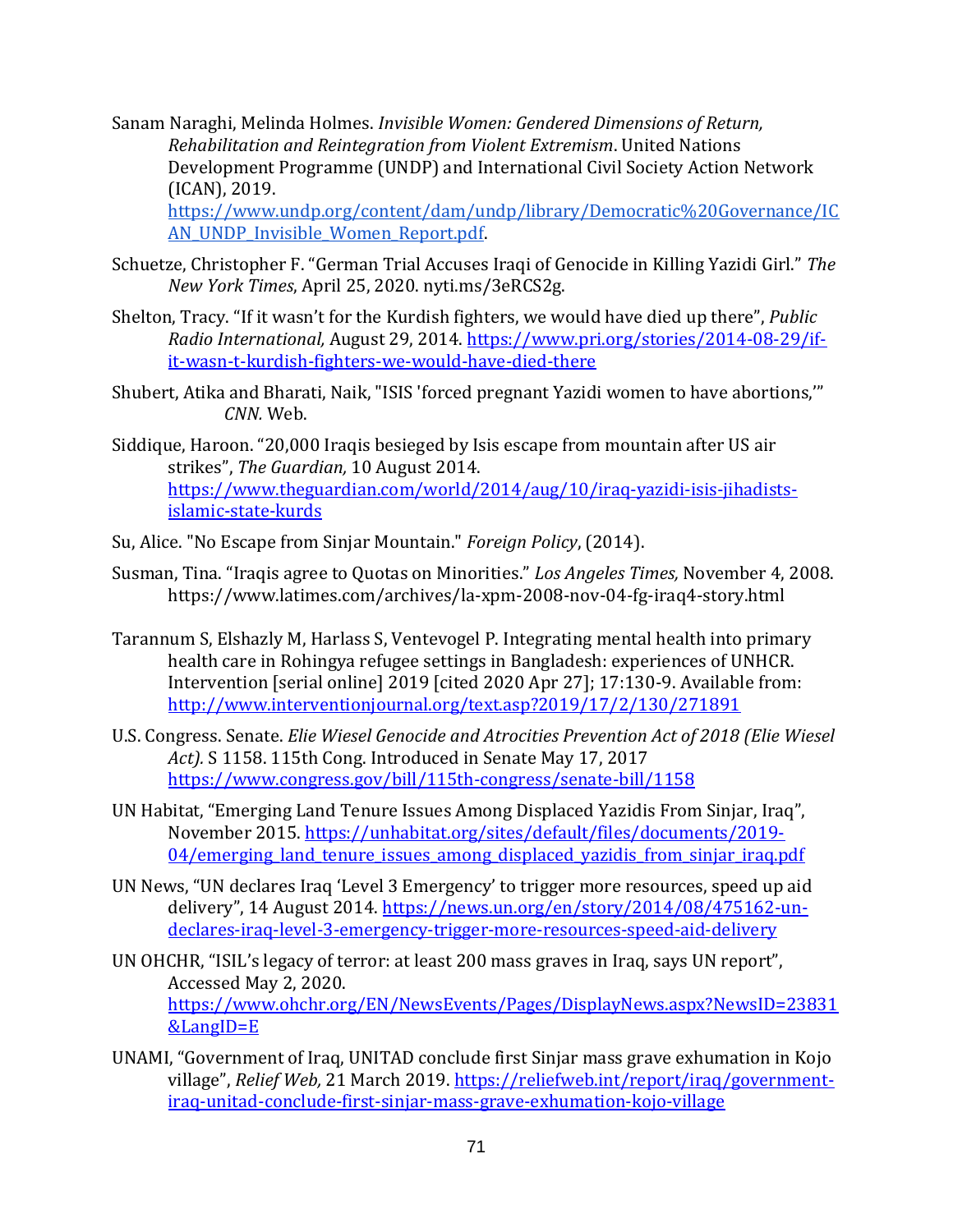Sanam Naraghi, Melinda Holmes. *Invisible Women: Gendered Dimensions of Return, Rehabilitation and Reintegration from Violent Extremism*. United Nations Development Programme (UNDP) and International Civil Society Action Network (ICAN), 2019. https://www.undp.org/content/dam/undp/library/Democratic%20Governance/ICAN_UNDP_Invisible_Women_Report.pdf.

Schuetze, Christopher F. "German Trial Accuses Iraqi of Genocide in Killing Yazidi Girl." *The New York Times*, April 25, 2020. nyti.ms/3eRCS2g.

Shelton, Tracy. "If it wasn't for the Kurdish fighters, we would have died up there", *Public Radio International,* August 29, 2014. https://www.pri.org/stories/2014-08-29/if-it-wasn-t-kurdish-fighters-we-would-have-died-there

Shubert, Atika and Bharati, Naik, "ISIS 'forced pregnant Yazidi women to have abortions,'" *CNN.* Web.

Siddique, Haroon. "20,000 Iraqis besieged by Isis escape from mountain after US air strikes", *The Guardian,* 10 August 2014. https://www.theguardian.com/world/2014/aug/10/iraq-yazidi-isis-jihadists-islamic-state-kurds

Su, Alice. "No Escape from Sinjar Mountain." *Foreign Policy*, (2014).

Susman, Tina. "Iraqis agree to Quotas on Minorities." *Los Angeles Times,* November 4, 2008. https://www.latimes.com/archives/la-xpm-2008-nov-04-fg-iraq4-story.html

Tarannum S, Elshazly M, Harlass S, Ventevogel P. Integrating mental health into primary health care in Rohingya refugee settings in Bangladesh: experiences of UNHCR. Intervention [serial online] 2019 [cited 2020 Apr 27]; 17:130-9. Available from: http://www.interventionjournal.org/text.asp?2019/17/2/130/271891

U.S. Congress. Senate. *Elie Wiesel Genocide and Atrocities Prevention Act of 2018 (Elie Wiesel Act).* S 1158. 115th Cong. Introduced in Senate May 17, 2017 https://www.congress.gov/bill/115th-congress/senate-bill/1158

UN Habitat, "Emerging Land Tenure Issues Among Displaced Yazidis From Sinjar, Iraq", November 2015. https://unhabitat.org/sites/default/files/documents/2019-04/emerging_land_tenure_issues_among_displaced_yazidis_from_sinjar_iraq.pdf

UN News, "UN declares Iraq 'Level 3 Emergency' to trigger more resources, speed up aid delivery", 14 August 2014. https://news.un.org/en/story/2014/08/475162-un-declares-iraq-level-3-emergency-trigger-more-resources-speed-aid-delivery

UN OHCHR, "ISIL's legacy of terror: at least 200 mass graves in Iraq, says UN report", Accessed May 2, 2020. https://www.ohchr.org/EN/NewsEvents/Pages/DisplayNews.aspx?NewsID=23831&LangID=E

UNAMI, "Government of Iraq, UNITAD conclude first Sinjar mass grave exhumation in Kojo village", *Relief Web,* 21 March 2019. https://reliefweb.int/report/iraq/government-iraq-unitad-conclude-first-sinjar-mass-grave-exhumation-kojo-village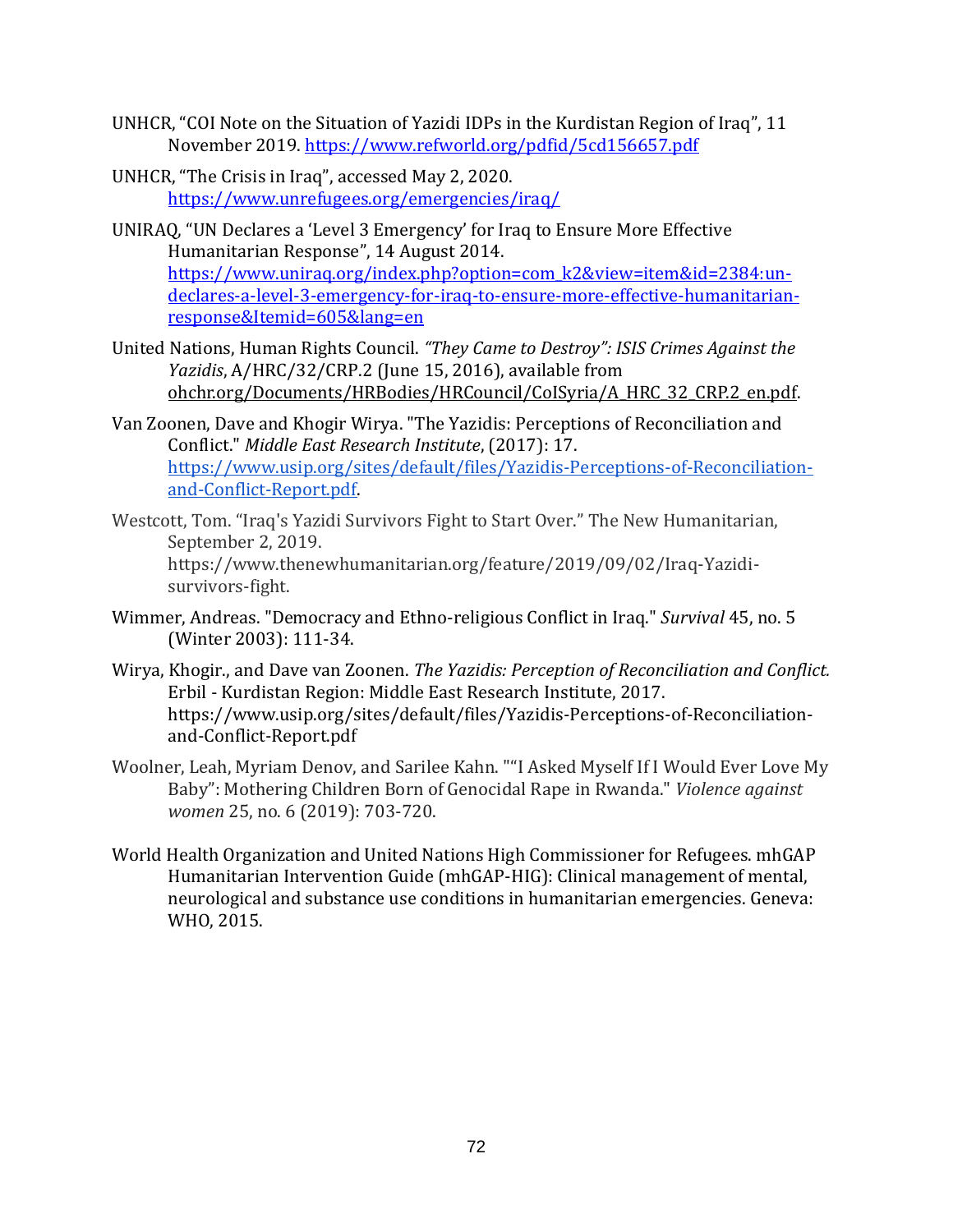UNHCR, "COI Note on the Situation of Yazidi IDPs in the Kurdistan Region of Iraq", 11 November 2019. https://www.refworld.org/pdfid/5cd156657.pdf

UNHCR, "The Crisis in Iraq", accessed May 2, 2020. https://www.unrefugees.org/emergencies/iraq/

UNIRAQ, "UN Declares a 'Level 3 Emergency' for Iraq to Ensure More Effective Humanitarian Response", 14 August 2014. https://www.uniraq.org/index.php?option=com_k2&view=item&id=2384:un-declares-a-level-3-emergency-for-iraq-to-ensure-more-effective-humanitarian-response&Itemid=605&lang=en

United Nations, Human Rights Council. *"They Came to Destroy": ISIS Crimes Against the Yazidis*, A/HRC/32/CRP.2 (June 15, 2016), available from ohchr.org/Documents/HRBodies/HRCouncil/CoISyria/A_HRC_32_CRP.2_en.pdf.

Van Zoonen, Dave and Khogir Wirya. "The Yazidis: Perceptions of Reconciliation and Conflict." *Middle East Research Institute*, (2017): 17. https://www.usip.org/sites/default/files/Yazidis-Perceptions-of-Reconciliation-and-Conflict-Report.pdf.

Westcott, Tom. "Iraq's Yazidi Survivors Fight to Start Over." The New Humanitarian, September 2, 2019. https://www.thenewhumanitarian.org/feature/2019/09/02/Iraq-Yazidi-survivors-fight.

Wimmer, Andreas. "Democracy and Ethno-religious Conflict in Iraq." *Survival* 45, no. 5 (Winter 2003): 111-34.

Wirya, Khogir., and Dave van Zoonen. *The Yazidis: Perception of Reconciliation and Conflict.* Erbil - Kurdistan Region: Middle East Research Institute, 2017. https://www.usip.org/sites/default/files/Yazidis-Perceptions-of-Reconciliation-and-Conflict-Report.pdf

Woolner, Leah, Myriam Denov, and Sarilee Kahn. ""I Asked Myself If I Would Ever Love My Baby": Mothering Children Born of Genocidal Rape in Rwanda." *Violence against women* 25, no. 6 (2019): 703-720.

World Health Organization and United Nations High Commissioner for Refugees. mhGAP Humanitarian Intervention Guide (mhGAP-HIG): Clinical management of mental, neurological and substance use conditions in humanitarian emergencies. Geneva: WHO, 2015.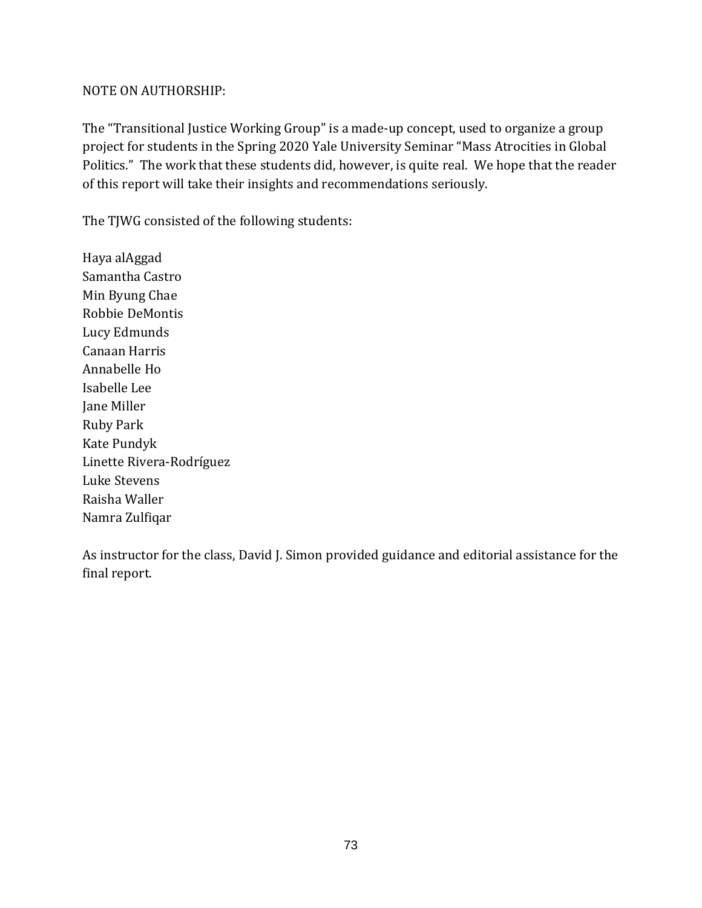NOTE ON AUTHORSHIP:

The "Transitional Justice Working Group" is a made-up concept, used to organize a group project for students in the Spring 2020 Yale University Seminar "Mass Atrocities in Global Politics." The work that these students did, however, is quite real. We hope that the reader of this report will take their insights and recommendations seriously.

The TJWG consisted of the following students:

Haya alAggad
Samantha Castro
Min Byung Chae
Robbie DeMontis
Lucy Edmunds
Canaan Harris
Annabelle Ho
Isabelle Lee
Jane Miller
Ruby Park
Kate Pundyk
Linette Rivera-Rodríguez
Luke Stevens
Raisha Waller
Namra Zulfiqar

As instructor for the class, David J. Simon provided guidance and editorial assistance for the final report.